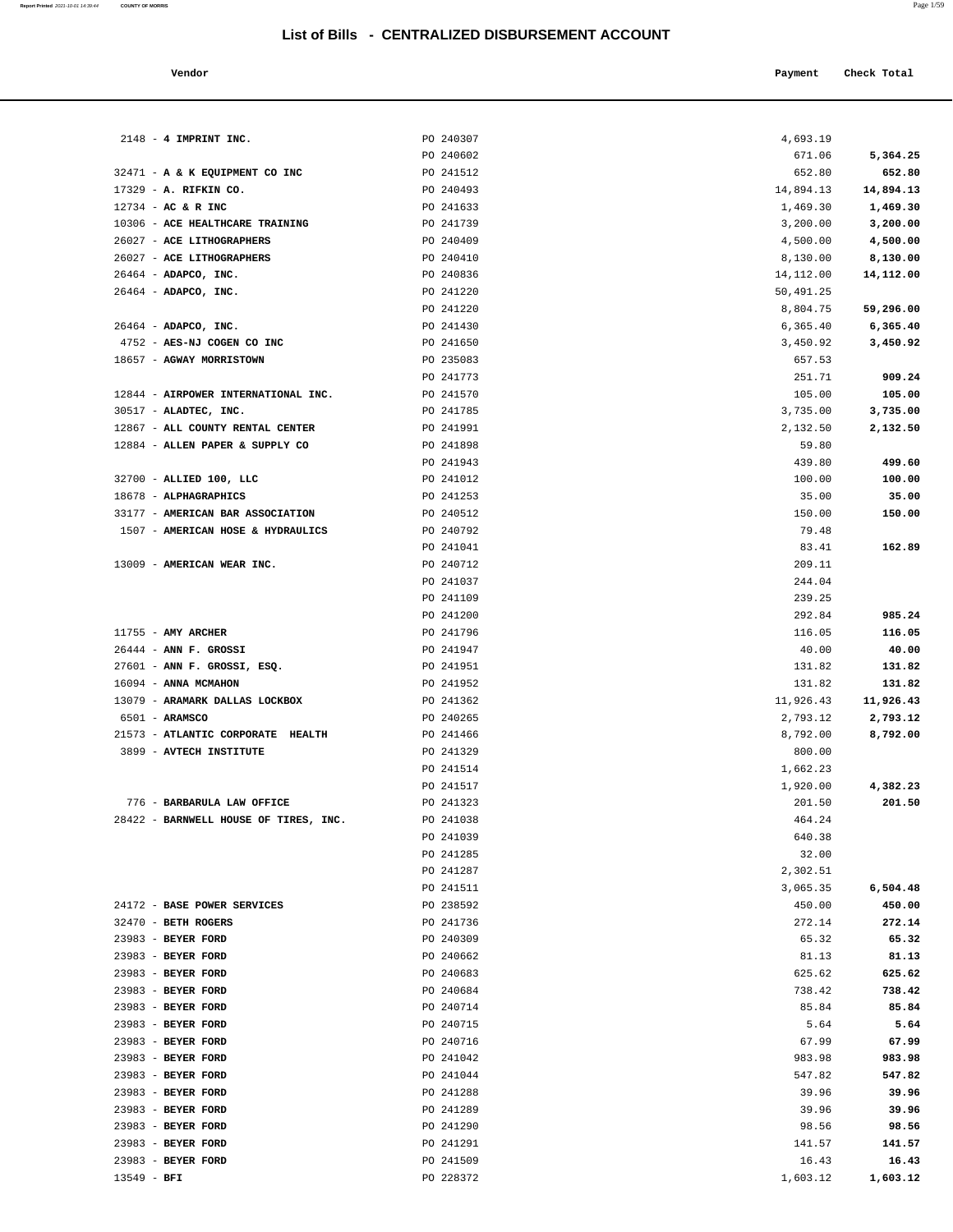# List of Bills - CENTRALIZED DISBURSEMENT ACCOUNT

| Vendor | | Payment | Check Total |
|---|---|---|---|
| 2148 - **4 IMPRINT INC.** | PO 240307 | 4,693.19 | |
| | PO 240602 | 671.06 | **5,364.25** |
| 32471 - **A & K EQUIPMENT CO INC** | PO 241512 | 652.80 | **652.80** |
| 17329 - **A. RIFKIN CO.** | PO 240493 | 14,894.13 | **14,894.13** |
| 12734 - **AC & R INC** | PO 241633 | 1,469.30 | **1,469.30** |
| 10306 - **ACE HEALTHCARE TRAINING** | PO 241739 | 3,200.00 | **3,200.00** |
| 26027 - **ACE LITHOGRAPHERS** | PO 240409 | 4,500.00 | **4,500.00** |
| 26027 - **ACE LITHOGRAPHERS** | PO 240410 | 8,130.00 | **8,130.00** |
| 26464 - **ADAPCO, INC.** | PO 240836 | 14,112.00 | **14,112.00** |
| 26464 - **ADAPCO, INC.** | PO 241220 | 50,491.25 | |
| | PO 241220 | 8,804.75 | **59,296.00** |
| 26464 - **ADAPCO, INC.** | PO 241430 | 6,365.40 | **6,365.40** |
| 4752 - **AES-NJ COGEN CO INC** | PO 241650 | 3,450.92 | **3,450.92** |
| 18657 - **AGWAY MORRISTOWN** | PO 235083 | 657.53 | |
| | PO 241773 | 251.71 | **909.24** |
| 12844 - **AIRPOWER INTERNATIONAL INC.** | PO 241570 | 105.00 | **105.00** |
| 30517 - **ALADTEC, INC.** | PO 241785 | 3,735.00 | **3,735.00** |
| 12867 - **ALL COUNTY RENTAL CENTER** | PO 241991 | 2,132.50 | **2,132.50** |
| 12884 - **ALLEN PAPER & SUPPLY CO** | PO 241898 | 59.80 | |
| | PO 241943 | 439.80 | **499.60** |
| 32700 - **ALLIED 100, LLC** | PO 241012 | 100.00 | **100.00** |
| 18678 - **ALPHAGRAPHICS** | PO 241253 | 35.00 | **35.00** |
| 33177 - **AMERICAN BAR ASSOCIATION** | PO 240512 | 150.00 | **150.00** |
| 1507 - **AMERICAN HOSE & HYDRAULICS** | PO 240792 | 79.48 | |
| | PO 241041 | 83.41 | **162.89** |
| 13009 - **AMERICAN WEAR INC.** | PO 240712 | 209.11 | |
| | PO 241037 | 244.04 | |
| | PO 241109 | 239.25 | |
| | PO 241200 | 292.84 | **985.24** |
| 11755 - **AMY ARCHER** | PO 241796 | 116.05 | **116.05** |
| 26444 - **ANN F. GROSSI** | PO 241947 | 40.00 | **40.00** |
| 27601 - **ANN F. GROSSI, ESQ.** | PO 241951 | 131.82 | **131.82** |
| 16094 - **ANNA MCMAHON** | PO 241952 | 131.82 | **131.82** |
| 13079 - **ARAMARK DALLAS LOCKBOX** | PO 241362 | 11,926.43 | **11,926.43** |
| 6501 - **ARAMSCO** | PO 240265 | 2,793.12 | **2,793.12** |
| 21573 - **ATLANTIC CORPORATE HEALTH** | PO 241466 | 8,792.00 | **8,792.00** |
| 3899 - **AVTECH INSTITUTE** | PO 241329 | 800.00 | |
| | PO 241514 | 1,662.23 | |
| | PO 241517 | 1,920.00 | **4,382.23** |
| 776 - **BARBARULA LAW OFFICE** | PO 241323 | 201.50 | **201.50** |
| 28422 - **BARNWELL HOUSE OF TIRES, INC.** | PO 241038 | 464.24 | |
| | PO 241039 | 640.38 | |
| | PO 241285 | 32.00 | |
| | PO 241287 | 2,302.51 | |
| | PO 241511 | 3,065.35 | **6,504.48** |
| 24172 - **BASE POWER SERVICES** | PO 238592 | 450.00 | **450.00** |
| 32470 - **BETH ROGERS** | PO 241736 | 272.14 | **272.14** |
| 23983 - **BEYER FORD** | PO 240309 | 65.32 | **65.32** |
| 23983 - **BEYER FORD** | PO 240662 | 81.13 | **81.13** |
| 23983 - **BEYER FORD** | PO 240683 | 625.62 | **625.62** |
| 23983 - **BEYER FORD** | PO 240684 | 738.42 | **738.42** |
| 23983 - **BEYER FORD** | PO 240714 | 85.84 | **85.84** |
| 23983 - **BEYER FORD** | PO 240715 | 5.64 | **5.64** |
| 23983 - **BEYER FORD** | PO 240716 | 67.99 | **67.99** |
| 23983 - **BEYER FORD** | PO 241042 | 983.98 | **983.98** |
| 23983 - **BEYER FORD** | PO 241044 | 547.82 | **547.82** |
| 23983 - **BEYER FORD** | PO 241288 | 39.96 | **39.96** |
| 23983 - **BEYER FORD** | PO 241289 | 39.96 | **39.96** |
| 23983 - **BEYER FORD** | PO 241290 | 98.56 | **98.56** |
| 23983 - **BEYER FORD** | PO 241291 | 141.57 | **141.57** |
| 23983 - **BEYER FORD** | PO 241509 | 16.43 | **16.43** |
| 13549 - **BFI** | PO 228372 | 1,603.12 | **1,603.12** |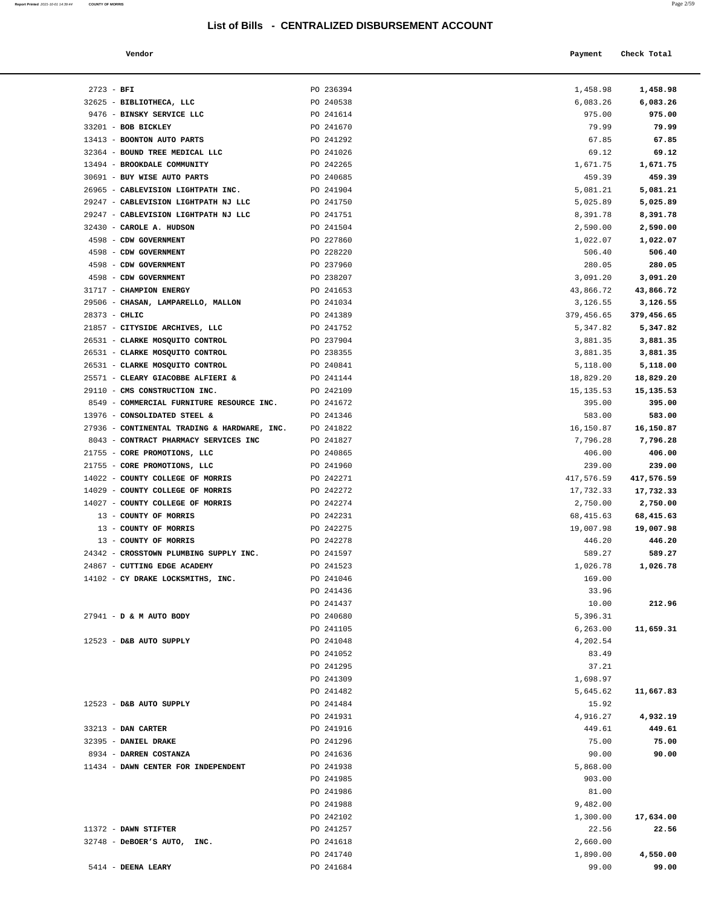# List of Bills - CENTRALIZED DISBURSEMENT ACCOUNT

| Vendor | | Payment | Check Total |
|---|---|---|---|
| 2723 - **BFI** | PO 236394 | 1,458.98 | **1,458.98** |
| 32625 - **BIBLIOTHECA, LLC** | PO 240538 | 6,083.26 | **6,083.26** |
| 9476 - **BINSKY SERVICE LLC** | PO 241614 | 975.00 | **975.00** |
| 33201 - **BOB BICKLEY** | PO 241670 | 79.99 | **79.99** |
| 13413 - **BOONTON AUTO PARTS** | PO 241292 | 67.85 | **67.85** |
| 32364 - **BOUND TREE MEDICAL LLC** | PO 241026 | 69.12 | **69.12** |
| 13494 - **BROOKDALE COMMUNITY** | PO 242265 | 1,671.75 | **1,671.75** |
| 30691 - **BUY WISE AUTO PARTS** | PO 240685 | 459.39 | **459.39** |
| 26965 - **CABLEVISION LIGHTPATH INC.** | PO 241904 | 5,081.21 | **5,081.21** |
| 29247 - **CABLEVISION LIGHTPATH NJ LLC** | PO 241750 | 5,025.89 | **5,025.89** |
| 29247 - **CABLEVISION LIGHTPATH NJ LLC** | PO 241751 | 8,391.78 | **8,391.78** |
| 32430 - **CAROLE A. HUDSON** | PO 241504 | 2,590.00 | **2,590.00** |
| 4598 - **CDW GOVERNMENT** | PO 227860 | 1,022.07 | **1,022.07** |
| 4598 - **CDW GOVERNMENT** | PO 228220 | 506.40 | **506.40** |
| 4598 - **CDW GOVERNMENT** | PO 237960 | 280.05 | **280.05** |
| 4598 - **CDW GOVERNMENT** | PO 238207 | 3,091.20 | **3,091.20** |
| 31717 - **CHAMPION ENERGY** | PO 241653 | 43,866.72 | **43,866.72** |
| 29506 - **CHASAN, LAMPARELLO, MALLON** | PO 241034 | 3,126.55 | **3,126.55** |
| 28373 - **CHLIC** | PO 241389 | 379,456.65 | **379,456.65** |
| 21857 - **CITYSIDE ARCHIVES, LLC** | PO 241752 | 5,347.82 | **5,347.82** |
| 26531 - **CLARKE MOSQUITO CONTROL** | PO 237904 | 3,881.35 | **3,881.35** |
| 26531 - **CLARKE MOSQUITO CONTROL** | PO 238355 | 3,881.35 | **3,881.35** |
| 26531 - **CLARKE MOSQUITO CONTROL** | PO 240841 | 5,118.00 | **5,118.00** |
| 25571 - **CLEARY GIACOBBE ALFIERI &** | PO 241144 | 18,829.20 | **18,829.20** |
| 29110 - **CMS CONSTRUCTION INC.** | PO 242109 | 15,135.53 | **15,135.53** |
| 8549 - **COMMERCIAL FURNITURE RESOURCE INC.** | PO 241672 | 395.00 | **395.00** |
| 13976 - **CONSOLIDATED STEEL &** | PO 241346 | 583.00 | **583.00** |
| 27936 - **CONTINENTAL TRADING & HARDWARE, INC.** | PO 241822 | 16,150.87 | **16,150.87** |
| 8043 - **CONTRACT PHARMACY SERVICES INC** | PO 241827 | 7,796.28 | **7,796.28** |
| 21755 - **CORE PROMOTIONS, LLC** | PO 240865 | 406.00 | **406.00** |
| 21755 - **CORE PROMOTIONS, LLC** | PO 241960 | 239.00 | **239.00** |
| 14022 - **COUNTY COLLEGE OF MORRIS** | PO 242271 | 417,576.59 | **417,576.59** |
| 14029 - **COUNTY COLLEGE OF MORRIS** | PO 242272 | 17,732.33 | **17,732.33** |
| 14027 - **COUNTY COLLEGE OF MORRIS** | PO 242274 | 2,750.00 | **2,750.00** |
| 13 - **COUNTY OF MORRIS** | PO 242231 | 68,415.63 | **68,415.63** |
| 13 - **COUNTY OF MORRIS** | PO 242275 | 19,007.98 | **19,007.98** |
| 13 - **COUNTY OF MORRIS** | PO 242278 | 446.20 | **446.20** |
| 24342 - **CROSSTOWN PLUMBING SUPPLY INC.** | PO 241597 | 589.27 | **589.27** |
| 24867 - **CUTTING EDGE ACADEMY** | PO 241523 | 1,026.78 | **1,026.78** |
| 14102 - **CY DRAKE LOCKSMITHS, INC.** | PO 241046 | 169.00 | |
| | PO 241436 | 33.96 | |
| | PO 241437 | 10.00 | **212.96** |
| 27941 - **D & M AUTO BODY** | PO 240680 | 5,396.31 | |
| | PO 241105 | 6,263.00 | **11,659.31** |
| 12523 - **D&B AUTO SUPPLY** | PO 241048 | 4,202.54 | |
| | PO 241052 | 83.49 | |
| | PO 241295 | 37.21 | |
| | PO 241309 | 1,698.97 | |
| | PO 241482 | 5,645.62 | **11,667.83** |
| 12523 - **D&B AUTO SUPPLY** | PO 241484 | 15.92 | |
| | PO 241931 | 4,916.27 | **4,932.19** |
| 33213 - **DAN CARTER** | PO 241916 | 449.61 | **449.61** |
| 32395 - **DANIEL DRAKE** | PO 241296 | 75.00 | **75.00** |
| 8934 - **DARREN COSTANZA** | PO 241636 | 90.00 | **90.00** |
| 11434 - **DAWN CENTER FOR INDEPENDENT** | PO 241938 | 5,868.00 | |
| | PO 241985 | 903.00 | |
| | PO 241986 | 81.00 | |
| | PO 241988 | 9,482.00 | |
| | PO 242102 | 1,300.00 | **17,634.00** |
| 11372 - **DAWN STIFTER** | PO 241257 | 22.56 | **22.56** |
| 32748 - **DeBOER'S AUTO, INC.** | PO 241618 | 2,660.00 | |
| | PO 241740 | 1,890.00 | **4,550.00** |
| 5414 - **DEENA LEARY** | PO 241684 | 99.00 | **99.00** |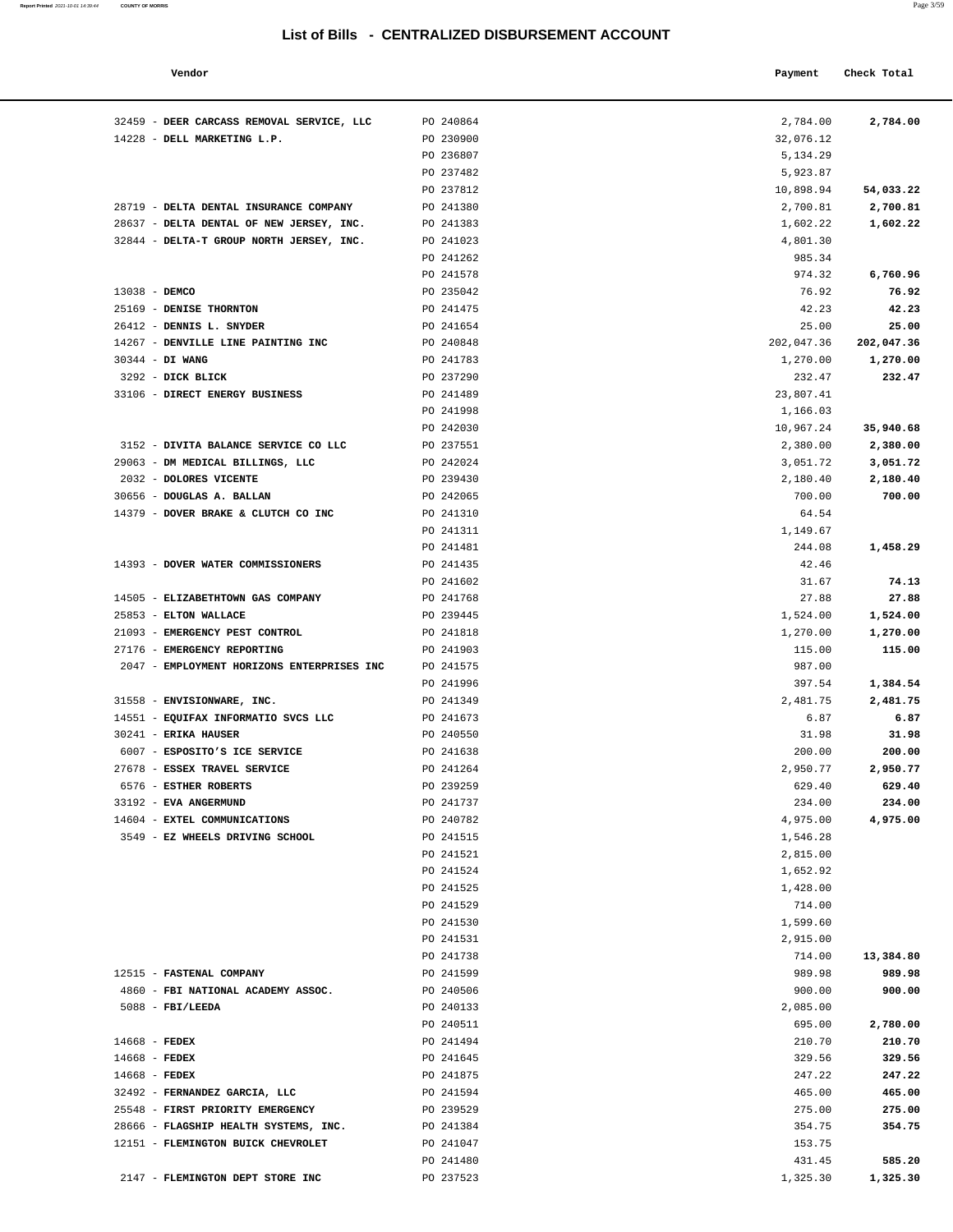# List of Bills - CENTRALIZED DISBURSEMENT ACCOUNT

| Vendor | | Payment | Check Total |
|---|---|---|---|
| 32459 - **DEER CARCASS REMOVAL SERVICE, LLC** | PO 240864 | 2,784.00 | **2,784.00** |
| 14228 - **DELL MARKETING L.P.** | PO 230900 | 32,076.12 | |
| | PO 236807 | 5,134.29 | |
| | PO 237482 | 5,923.87 | |
| | PO 237812 | 10,898.94 | **54,033.22** |
| 28719 - **DELTA DENTAL INSURANCE COMPANY** | PO 241380 | 2,700.81 | **2,700.81** |
| 28637 - **DELTA DENTAL OF NEW JERSEY, INC.** | PO 241383 | 1,602.22 | **1,602.22** |
| 32844 - **DELTA-T GROUP NORTH JERSEY, INC.** | PO 241023 | 4,801.30 | |
| | PO 241262 | 985.34 | |
| | PO 241578 | 974.32 | **6,760.96** |
| 13038 - **DEMCO** | PO 235042 | 76.92 | **76.92** |
| 25169 - **DENISE THORNTON** | PO 241475 | 42.23 | **42.23** |
| 26412 - **DENNIS L. SNYDER** | PO 241654 | 25.00 | **25.00** |
| 14267 - **DENVILLE LINE PAINTING INC** | PO 240848 | 202,047.36 | **202,047.36** |
| 30344 - **DI WANG** | PO 241783 | 1,270.00 | **1,270.00** |
| 3292 - **DICK BLICK** | PO 237290 | 232.47 | **232.47** |
| 33106 - **DIRECT ENERGY BUSINESS** | PO 241489 | 23,807.41 | |
| | PO 241998 | 1,166.03 | |
| | PO 242030 | 10,967.24 | **35,940.68** |
| 3152 - **DIVITA BALANCE SERVICE CO LLC** | PO 237551 | 2,380.00 | **2,380.00** |
| 29063 - **DM MEDICAL BILLINGS, LLC** | PO 242024 | 3,051.72 | **3,051.72** |
| 2032 - **DOLORES VICENTE** | PO 239430 | 2,180.40 | **2,180.40** |
| 30656 - **DOUGLAS A. BALLAN** | PO 242065 | 700.00 | **700.00** |
| 14379 - **DOVER BRAKE & CLUTCH CO INC** | PO 241310 | 64.54 | |
| | PO 241311 | 1,149.67 | |
| | PO 241481 | 244.08 | **1,458.29** |
| 14393 - **DOVER WATER COMMISSIONERS** | PO 241435 | 42.46 | |
| | PO 241602 | 31.67 | **74.13** |
| 14505 - **ELIZABETHTOWN GAS COMPANY** | PO 241768 | 27.88 | **27.88** |
| 25853 - **ELTON WALLACE** | PO 239445 | 1,524.00 | **1,524.00** |
| 21093 - **EMERGENCY PEST CONTROL** | PO 241818 | 1,270.00 | **1,270.00** |
| 27176 - **EMERGENCY REPORTING** | PO 241903 | 115.00 | **115.00** |
| 2047 - **EMPLOYMENT HORIZONS ENTERPRISES INC** | PO 241575 | 987.00 | |
| | PO 241996 | 397.54 | **1,384.54** |
| 31558 - **ENVISIONWARE, INC.** | PO 241349 | 2,481.75 | **2,481.75** |
| 14551 - **EQUIFAX INFORMATIO SVCS LLC** | PO 241673 | 6.87 | **6.87** |
| 30241 - **ERIKA HAUSER** | PO 240550 | 31.98 | **31.98** |
| 6007 - **ESPOSITO'S ICE SERVICE** | PO 241638 | 200.00 | **200.00** |
| 27678 - **ESSEX TRAVEL SERVICE** | PO 241264 | 2,950.77 | **2,950.77** |
| 6576 - **ESTHER ROBERTS** | PO 239259 | 629.40 | **629.40** |
| 33192 - **EVA ANGERMUND** | PO 241737 | 234.00 | **234.00** |
| 14604 - **EXTEL COMMUNICATIONS** | PO 240782 | 4,975.00 | **4,975.00** |
| 3549 - **EZ WHEELS DRIVING SCHOOL** | PO 241515 | 1,546.28 | |
| | PO 241521 | 2,815.00 | |
| | PO 241524 | 1,652.92 | |
| | PO 241525 | 1,428.00 | |
| | PO 241529 | 714.00 | |
| | PO 241530 | 1,599.60 | |
| | PO 241531 | 2,915.00 | |
| | PO 241738 | 714.00 | **13,384.80** |
| 12515 - **FASTENAL COMPANY** | PO 241599 | 989.98 | **989.98** |
| 4860 - **FBI NATIONAL ACADEMY ASSOC.** | PO 240506 | 900.00 | **900.00** |
| 5088 - **FBI/LEEDA** | PO 240133 | 2,085.00 | |
| | PO 240511 | 695.00 | **2,780.00** |
| 14668 - **FEDEX** | PO 241494 | 210.70 | **210.70** |
| 14668 - **FEDEX** | PO 241645 | 329.56 | **329.56** |
| 14668 - **FEDEX** | PO 241875 | 247.22 | **247.22** |
| 32492 - **FERNANDEZ GARCIA, LLC** | PO 241594 | 465.00 | **465.00** |
| 25548 - **FIRST PRIORITY EMERGENCY** | PO 239529 | 275.00 | **275.00** |
| 28666 - **FLAGSHIP HEALTH SYSTEMS, INC.** | PO 241384 | 354.75 | **354.75** |
| 12151 - **FLEMINGTON BUICK CHEVROLET** | PO 241047 | 153.75 | |
| | PO 241480 | 431.45 | **585.20** |
| 2147 - **FLEMINGTON DEPT STORE INC** | PO 237523 | 1,325.30 | **1,325.30** |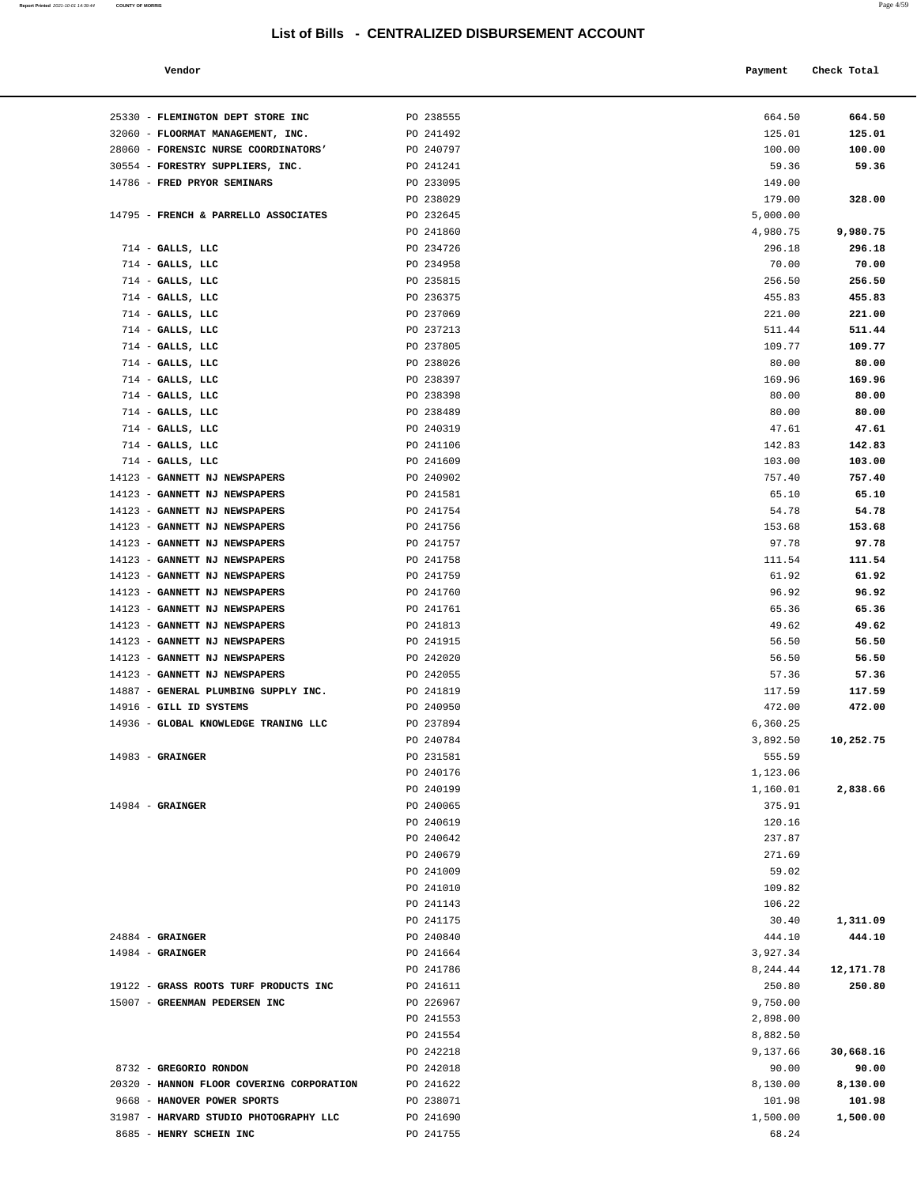## List of Bills - CENTRALIZED DISBURSEMENT ACCOUNT

| Vendor | | Payment | Check Total |
|---|---|---|---|
| 25330 - **FLEMINGTON DEPT STORE INC** | PO 238555 | 664.50 | **664.50** |
| 32060 - **FLOORMAT MANAGEMENT, INC.** | PO 241492 | 125.01 | **125.01** |
| 28060 - **FORENSIC NURSE COORDINATORS'** | PO 240797 | 100.00 | **100.00** |
| 30554 - **FORESTRY SUPPLIERS, INC.** | PO 241241 | 59.36 | **59.36** |
| 14786 - **FRED PRYOR SEMINARS** | PO 233095 | 149.00 | |
| | PO 238029 | 179.00 | **328.00** |
| 14795 - **FRENCH & PARRELLO ASSOCIATES** | PO 232645 | 5,000.00 | |
| | PO 241860 | 4,980.75 | **9,980.75** |
| 714 - **GALLS, LLC** | PO 234726 | 296.18 | **296.18** |
| 714 - **GALLS, LLC** | PO 234958 | 70.00 | **70.00** |
| 714 - **GALLS, LLC** | PO 235815 | 256.50 | **256.50** |
| 714 - **GALLS, LLC** | PO 236375 | 455.83 | **455.83** |
| 714 - **GALLS, LLC** | PO 237069 | 221.00 | **221.00** |
| 714 - **GALLS, LLC** | PO 237213 | 511.44 | **511.44** |
| 714 - **GALLS, LLC** | PO 237805 | 109.77 | **109.77** |
| 714 - **GALLS, LLC** | PO 238026 | 80.00 | **80.00** |
| 714 - **GALLS, LLC** | PO 238397 | 169.96 | **169.96** |
| 714 - **GALLS, LLC** | PO 238398 | 80.00 | **80.00** |
| 714 - **GALLS, LLC** | PO 238489 | 80.00 | **80.00** |
| 714 - **GALLS, LLC** | PO 240319 | 47.61 | **47.61** |
| 714 - **GALLS, LLC** | PO 241106 | 142.83 | **142.83** |
| 714 - **GALLS, LLC** | PO 241609 | 103.00 | **103.00** |
| 14123 - **GANNETT NJ NEWSPAPERS** | PO 240902 | 757.40 | **757.40** |
| 14123 - **GANNETT NJ NEWSPAPERS** | PO 241581 | 65.10 | **65.10** |
| 14123 - **GANNETT NJ NEWSPAPERS** | PO 241754 | 54.78 | **54.78** |
| 14123 - **GANNETT NJ NEWSPAPERS** | PO 241756 | 153.68 | **153.68** |
| 14123 - **GANNETT NJ NEWSPAPERS** | PO 241757 | 97.78 | **97.78** |
| 14123 - **GANNETT NJ NEWSPAPERS** | PO 241758 | 111.54 | **111.54** |
| 14123 - **GANNETT NJ NEWSPAPERS** | PO 241759 | 61.92 | **61.92** |
| 14123 - **GANNETT NJ NEWSPAPERS** | PO 241760 | 96.92 | **96.92** |
| 14123 - **GANNETT NJ NEWSPAPERS** | PO 241761 | 65.36 | **65.36** |
| 14123 - **GANNETT NJ NEWSPAPERS** | PO 241813 | 49.62 | **49.62** |
| 14123 - **GANNETT NJ NEWSPAPERS** | PO 241915 | 56.50 | **56.50** |
| 14123 - **GANNETT NJ NEWSPAPERS** | PO 242020 | 56.50 | **56.50** |
| 14123 - **GANNETT NJ NEWSPAPERS** | PO 242055 | 57.36 | **57.36** |
| 14887 - **GENERAL PLUMBING SUPPLY INC.** | PO 241819 | 117.59 | **117.59** |
| 14916 - **GILL ID SYSTEMS** | PO 240950 | 472.00 | **472.00** |
| 14936 - **GLOBAL KNOWLEDGE TRANING LLC** | PO 237894 | 6,360.25 | |
| | PO 240784 | 3,892.50 | **10,252.75** |
| 14983 - **GRAINGER** | PO 231581 | 555.59 | |
| | PO 240176 | 1,123.06 | |
| | PO 240199 | 1,160.01 | **2,838.66** |
| 14984 - **GRAINGER** | PO 240065 | 375.91 | |
| | PO 240619 | 120.16 | |
| | PO 240642 | 237.87 | |
| | PO 240679 | 271.69 | |
| | PO 241009 | 59.02 | |
| | PO 241010 | 109.82 | |
| | PO 241143 | 106.22 | |
| | PO 241175 | 30.40 | **1,311.09** |
| 24884 - **GRAINGER** | PO 240840 | 444.10 | **444.10** |
| 14984 - **GRAINGER** | PO 241664 | 3,927.34 | |
| | PO 241786 | 8,244.44 | **12,171.78** |
| 19122 - **GRASS ROOTS TURF PRODUCTS INC** | PO 241611 | 250.80 | **250.80** |
| 15007 - **GREENMAN PEDERSEN INC** | PO 226967 | 9,750.00 | |
| | PO 241553 | 2,898.00 | |
| | PO 241554 | 8,882.50 | |
| | PO 242218 | 9,137.66 | **30,668.16** |
| 8732 - **GREGORIO RONDON** | PO 242018 | 90.00 | **90.00** |
| 20320 - **HANNON FLOOR COVERING CORPORATION** | PO 241622 | 8,130.00 | **8,130.00** |
| 9668 - **HANOVER POWER SPORTS** | PO 238071 | 101.98 | **101.98** |
| 31987 - **HARVARD STUDIO PHOTOGRAPHY LLC** | PO 241690 | 1,500.00 | **1,500.00** |
| 8685 - **HENRY SCHEIN INC** | PO 241755 | 68.24 | |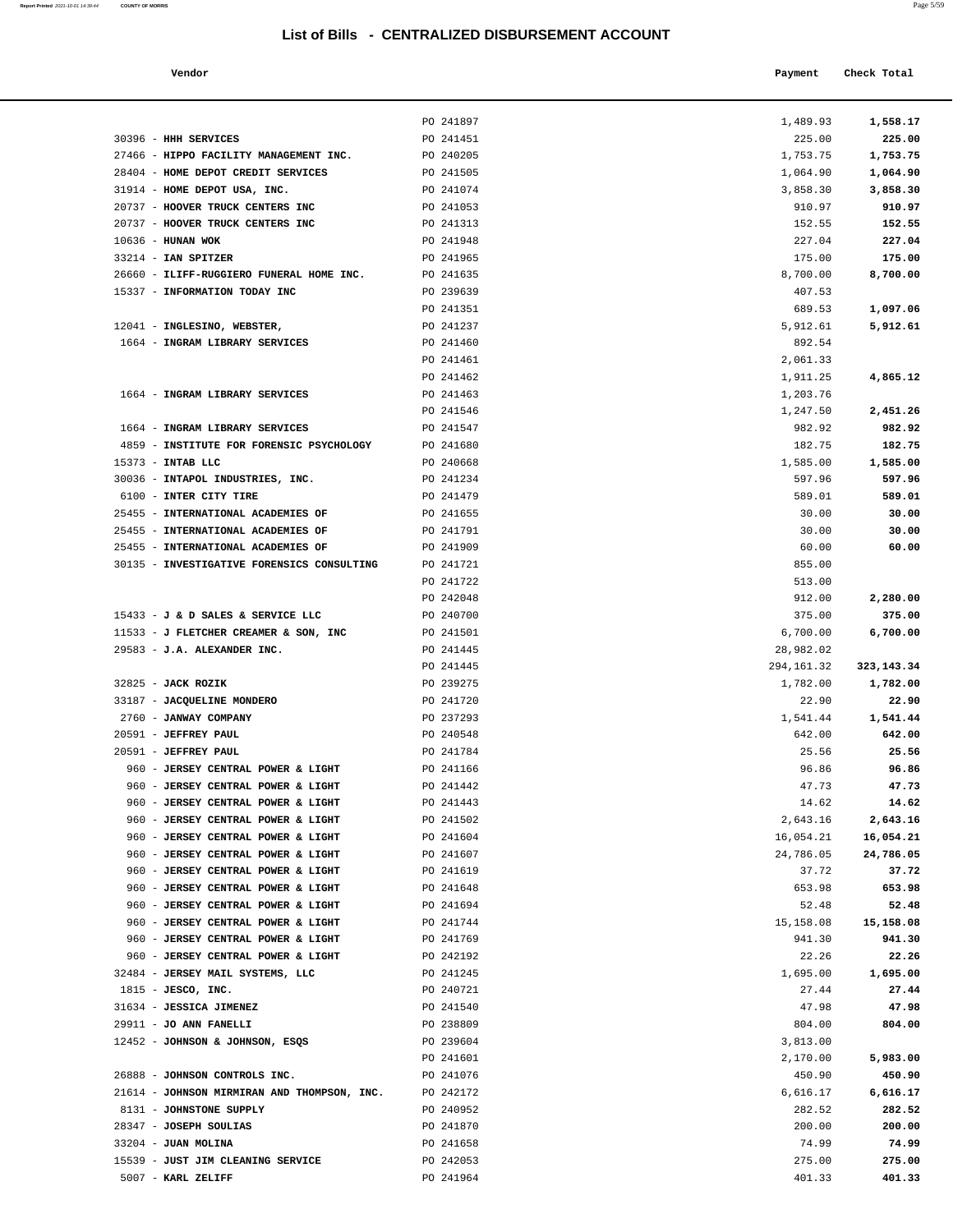# List of Bills - CENTRALIZED DISBURSEMENT ACCOUNT

| Vendor | | Payment | Check Total |
|---|---|---|---|
| | PO 241897 | 1,489.93 | **1,558.17** |
| 30396 - **HHH SERVICES** | PO 241451 | 225.00 | **225.00** |
| 27466 - **HIPPO FACILITY MANAGEMENT INC.** | PO 240205 | 1,753.75 | **1,753.75** |
| 28404 - **HOME DEPOT CREDIT SERVICES** | PO 241505 | 1,064.90 | **1,064.90** |
| 31914 - **HOME DEPOT USA, INC.** | PO 241074 | 3,858.30 | **3,858.30** |
| 20737 - **HOOVER TRUCK CENTERS INC** | PO 241053 | 910.97 | **910.97** |
| 20737 - **HOOVER TRUCK CENTERS INC** | PO 241313 | 152.55 | **152.55** |
| 10636 - **HUNAN WOK** | PO 241948 | 227.04 | **227.04** |
| 33214 - **IAN SPITZER** | PO 241965 | 175.00 | **175.00** |
| 26660 - **ILIFF-RUGGIERO FUNERAL HOME INC.** | PO 241635 | 8,700.00 | **8,700.00** |
| 15337 - **INFORMATION TODAY INC** | PO 239639 | 407.53 | |
| | PO 241351 | 689.53 | **1,097.06** |
| 12041 - **INGLESINO, WEBSTER,** | PO 241237 | 5,912.61 | **5,912.61** |
| 1664 - **INGRAM LIBRARY SERVICES** | PO 241460 | 892.54 | |
| | PO 241461 | 2,061.33 | |
| | PO 241462 | 1,911.25 | **4,865.12** |
| 1664 - **INGRAM LIBRARY SERVICES** | PO 241463 | 1,203.76 | |
| | PO 241546 | 1,247.50 | **2,451.26** |
| 1664 - **INGRAM LIBRARY SERVICES** | PO 241547 | 982.92 | **982.92** |
| 4859 - **INSTITUTE FOR FORENSIC PSYCHOLOGY** | PO 241680 | 182.75 | **182.75** |
| 15373 - **INTAB LLC** | PO 240668 | 1,585.00 | **1,585.00** |
| 30036 - **INTAPOL INDUSTRIES, INC.** | PO 241234 | 597.96 | **597.96** |
| 6100 - **INTER CITY TIRE** | PO 241479 | 589.01 | **589.01** |
| 25455 - **INTERNATIONAL ACADEMIES OF** | PO 241655 | 30.00 | **30.00** |
| 25455 - **INTERNATIONAL ACADEMIES OF** | PO 241791 | 30.00 | **30.00** |
| 25455 - **INTERNATIONAL ACADEMIES OF** | PO 241909 | 60.00 | **60.00** |
| 30135 - **INVESTIGATIVE FORENSICS CONSULTING** | PO 241721 | 855.00 | |
| | PO 241722 | 513.00 | |
| | PO 242048 | 912.00 | **2,280.00** |
| 15433 - **J & D SALES & SERVICE LLC** | PO 240700 | 375.00 | **375.00** |
| 11533 - **J FLETCHER CREAMER & SON, INC** | PO 241501 | 6,700.00 | **6,700.00** |
| 29583 - **J.A. ALEXANDER INC.** | PO 241445 | 28,982.02 | |
| | PO 241445 | 294,161.32 | **323,143.34** |
| 32825 - **JACK ROZIK** | PO 239275 | 1,782.00 | **1,782.00** |
| 33187 - **JACQUELINE MONDERO** | PO 241720 | 22.90 | **22.90** |
| 2760 - **JANWAY COMPANY** | PO 237293 | 1,541.44 | **1,541.44** |
| 20591 - **JEFFREY PAUL** | PO 240548 | 642.00 | **642.00** |
| 20591 - **JEFFREY PAUL** | PO 241784 | 25.56 | **25.56** |
| 960 - **JERSEY CENTRAL POWER & LIGHT** | PO 241166 | 96.86 | **96.86** |
| 960 - **JERSEY CENTRAL POWER & LIGHT** | PO 241442 | 47.73 | **47.73** |
| 960 - **JERSEY CENTRAL POWER & LIGHT** | PO 241443 | 14.62 | **14.62** |
| 960 - **JERSEY CENTRAL POWER & LIGHT** | PO 241502 | 2,643.16 | **2,643.16** |
| 960 - **JERSEY CENTRAL POWER & LIGHT** | PO 241604 | 16,054.21 | **16,054.21** |
| 960 - **JERSEY CENTRAL POWER & LIGHT** | PO 241607 | 24,786.05 | **24,786.05** |
| 960 - **JERSEY CENTRAL POWER & LIGHT** | PO 241619 | 37.72 | **37.72** |
| 960 - **JERSEY CENTRAL POWER & LIGHT** | PO 241648 | 653.98 | **653.98** |
| 960 - **JERSEY CENTRAL POWER & LIGHT** | PO 241694 | 52.48 | **52.48** |
| 960 - **JERSEY CENTRAL POWER & LIGHT** | PO 241744 | 15,158.08 | **15,158.08** |
| 960 - **JERSEY CENTRAL POWER & LIGHT** | PO 241769 | 941.30 | **941.30** |
| 960 - **JERSEY CENTRAL POWER & LIGHT** | PO 242192 | 22.26 | **22.26** |
| 32484 - **JERSEY MAIL SYSTEMS, LLC** | PO 241245 | 1,695.00 | **1,695.00** |
| 1815 - **JESCO, INC.** | PO 240721 | 27.44 | **27.44** |
| 31634 - **JESSICA JIMENEZ** | PO 241540 | 47.98 | **47.98** |
| 29911 - **JO ANN FANELLI** | PO 238809 | 804.00 | **804.00** |
| 12452 - **JOHNSON & JOHNSON, ESQS** | PO 239604 | 3,813.00 | |
| | PO 241601 | 2,170.00 | **5,983.00** |
| 26888 - **JOHNSON CONTROLS INC.** | PO 241076 | 450.90 | **450.90** |
| 21614 - **JOHNSON MIRMIRAN AND THOMPSON, INC.** | PO 242172 | 6,616.17 | **6,616.17** |
| 8131 - **JOHNSTONE SUPPLY** | PO 240952 | 282.52 | **282.52** |
| 28347 - **JOSEPH SOULIAS** | PO 241870 | 200.00 | **200.00** |
| 33204 - **JUAN MOLINA** | PO 241658 | 74.99 | **74.99** |
| 15539 - **JUST JIM CLEANING SERVICE** | PO 242053 | 275.00 | **275.00** |
| 5007 - **KARL ZELIFF** | PO 241964 | 401.33 | **401.33** |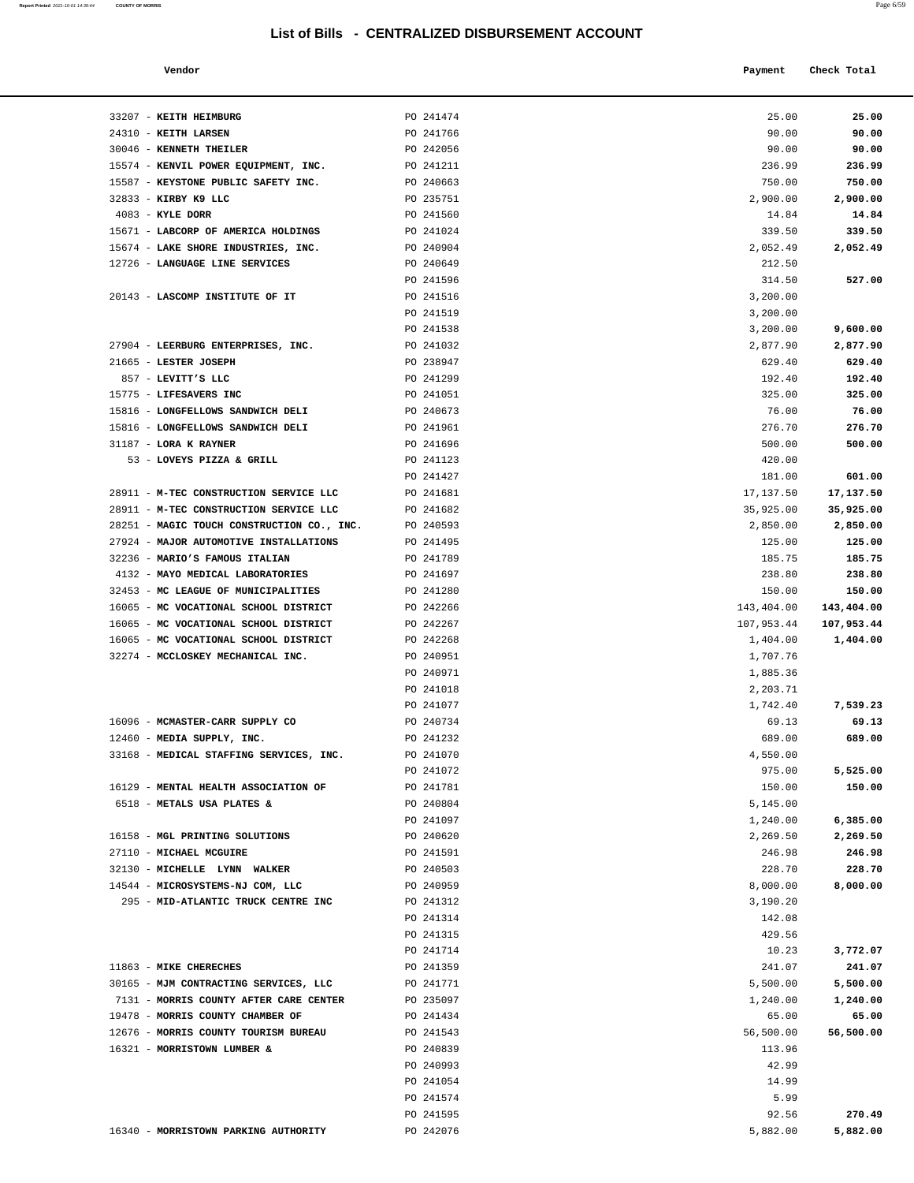# List of Bills - CENTRALIZED DISBURSEMENT ACCOUNT

| Vendor | | Payment | Check Total |
|---|---|---|---|
| 33207 - **KEITH HEIMBURG** | PO 241474 | 25.00 | **25.00** |
| 24310 - **KEITH LARSEN** | PO 241766 | 90.00 | **90.00** |
| 30046 - **KENNETH THEILER** | PO 242056 | 90.00 | **90.00** |
| 15574 - **KENVIL POWER EQUIPMENT, INC.** | PO 241211 | 236.99 | **236.99** |
| 15587 - **KEYSTONE PUBLIC SAFETY INC.** | PO 240663 | 750.00 | **750.00** |
| 32833 - **KIRBY K9 LLC** | PO 235751 | 2,900.00 | **2,900.00** |
| 4083 - **KYLE DORR** | PO 241560 | 14.84 | **14.84** |
| 15671 - **LABCORP OF AMERICA HOLDINGS** | PO 241024 | 339.50 | **339.50** |
| 15674 - **LAKE SHORE INDUSTRIES, INC.** | PO 240904 | 2,052.49 | **2,052.49** |
| 12726 - **LANGUAGE LINE SERVICES** | PO 240649 | 212.50 | |
| | PO 241596 | 314.50 | **527.00** |
| 20143 - **LASCOMP INSTITUTE OF IT** | PO 241516 | 3,200.00 | |
| | PO 241519 | 3,200.00 | |
| | PO 241538 | 3,200.00 | **9,600.00** |
| 27904 - **LEERBURG ENTERPRISES, INC.** | PO 241032 | 2,877.90 | **2,877.90** |
| 21665 - **LESTER JOSEPH** | PO 238947 | 629.40 | **629.40** |
| 857 - **LEVITT'S LLC** | PO 241299 | 192.40 | **192.40** |
| 15775 - **LIFESAVERS INC** | PO 241051 | 325.00 | **325.00** |
| 15816 - **LONGFELLOWS SANDWICH DELI** | PO 240673 | 76.00 | **76.00** |
| 15816 - **LONGFELLOWS SANDWICH DELI** | PO 241961 | 276.70 | **276.70** |
| 31187 - **LORA K RAYNER** | PO 241696 | 500.00 | **500.00** |
| 53 - **LOVEYS PIZZA & GRILL** | PO 241123 | 420.00 | |
| | PO 241427 | 181.00 | **601.00** |
| 28911 - **M-TEC CONSTRUCTION SERVICE LLC** | PO 241681 | 17,137.50 | **17,137.50** |
| 28911 - **M-TEC CONSTRUCTION SERVICE LLC** | PO 241682 | 35,925.00 | **35,925.00** |
| 28251 - **MAGIC TOUCH CONSTRUCTION CO., INC.** | PO 240593 | 2,850.00 | **2,850.00** |
| 27924 - **MAJOR AUTOMOTIVE INSTALLATIONS** | PO 241495 | 125.00 | **125.00** |
| 32236 - **MARIO'S FAMOUS ITALIAN** | PO 241789 | 185.75 | **185.75** |
| 4132 - **MAYO MEDICAL LABORATORIES** | PO 241697 | 238.80 | **238.80** |
| 32453 - **MC LEAGUE OF MUNICIPALITIES** | PO 241280 | 150.00 | **150.00** |
| 16065 - **MC VOCATIONAL SCHOOL DISTRICT** | PO 242266 | 143,404.00 | **143,404.00** |
| 16065 - **MC VOCATIONAL SCHOOL DISTRICT** | PO 242267 | 107,953.44 | **107,953.44** |
| 16065 - **MC VOCATIONAL SCHOOL DISTRICT** | PO 242268 | 1,404.00 | **1,404.00** |
| 32274 - **MCCLOSKEY MECHANICAL INC.** | PO 240951 | 1,707.76 | |
| | PO 240971 | 1,885.36 | |
| | PO 241018 | 2,203.71 | |
| | PO 241077 | 1,742.40 | **7,539.23** |
| 16096 - **MCMASTER-CARR SUPPLY CO** | PO 240734 | 69.13 | **69.13** |
| 12460 - **MEDIA SUPPLY, INC.** | PO 241232 | 689.00 | **689.00** |
| 33168 - **MEDICAL STAFFING SERVICES, INC.** | PO 241070 | 4,550.00 | |
| | PO 241072 | 975.00 | **5,525.00** |
| 16129 - **MENTAL HEALTH ASSOCIATION OF** | PO 241781 | 150.00 | **150.00** |
| 6518 - **METALS USA PLATES &** | PO 240804 | 5,145.00 | |
| | PO 241097 | 1,240.00 | **6,385.00** |
| 16158 - **MGL PRINTING SOLUTIONS** | PO 240620 | 2,269.50 | **2,269.50** |
| 27110 - **MICHAEL MCGUIRE** | PO 241591 | 246.98 | **246.98** |
| 32130 - **MICHELLE LYNN WALKER** | PO 240503 | 228.70 | **228.70** |
| 14544 - **MICROSYSTEMS-NJ COM, LLC** | PO 240959 | 8,000.00 | **8,000.00** |
| 295 - **MID-ATLANTIC TRUCK CENTRE INC** | PO 241312 | 3,190.20 | |
| | PO 241314 | 142.08 | |
| | PO 241315 | 429.56 | |
| | PO 241714 | 10.23 | **3,772.07** |
| 11863 - **MIKE CHERECHES** | PO 241359 | 241.07 | **241.07** |
| 30165 - **MJM CONTRACTING SERVICES, LLC** | PO 241771 | 5,500.00 | **5,500.00** |
| 7131 - **MORRIS COUNTY AFTER CARE CENTER** | PO 235097 | 1,240.00 | **1,240.00** |
| 19478 - **MORRIS COUNTY CHAMBER OF** | PO 241434 | 65.00 | **65.00** |
| 12676 - **MORRIS COUNTY TOURISM BUREAU** | PO 241543 | 56,500.00 | **56,500.00** |
| 16321 - **MORRISTOWN LUMBER &** | PO 240839 | 113.96 | |
| | PO 240993 | 42.99 | |
| | PO 241054 | 14.99 | |
| | PO 241574 | 5.99 | |
| | PO 241595 | 92.56 | **270.49** |
| 16340 - **MORRISTOWN PARKING AUTHORITY** | PO 242076 | 5,882.00 | **5,882.00** |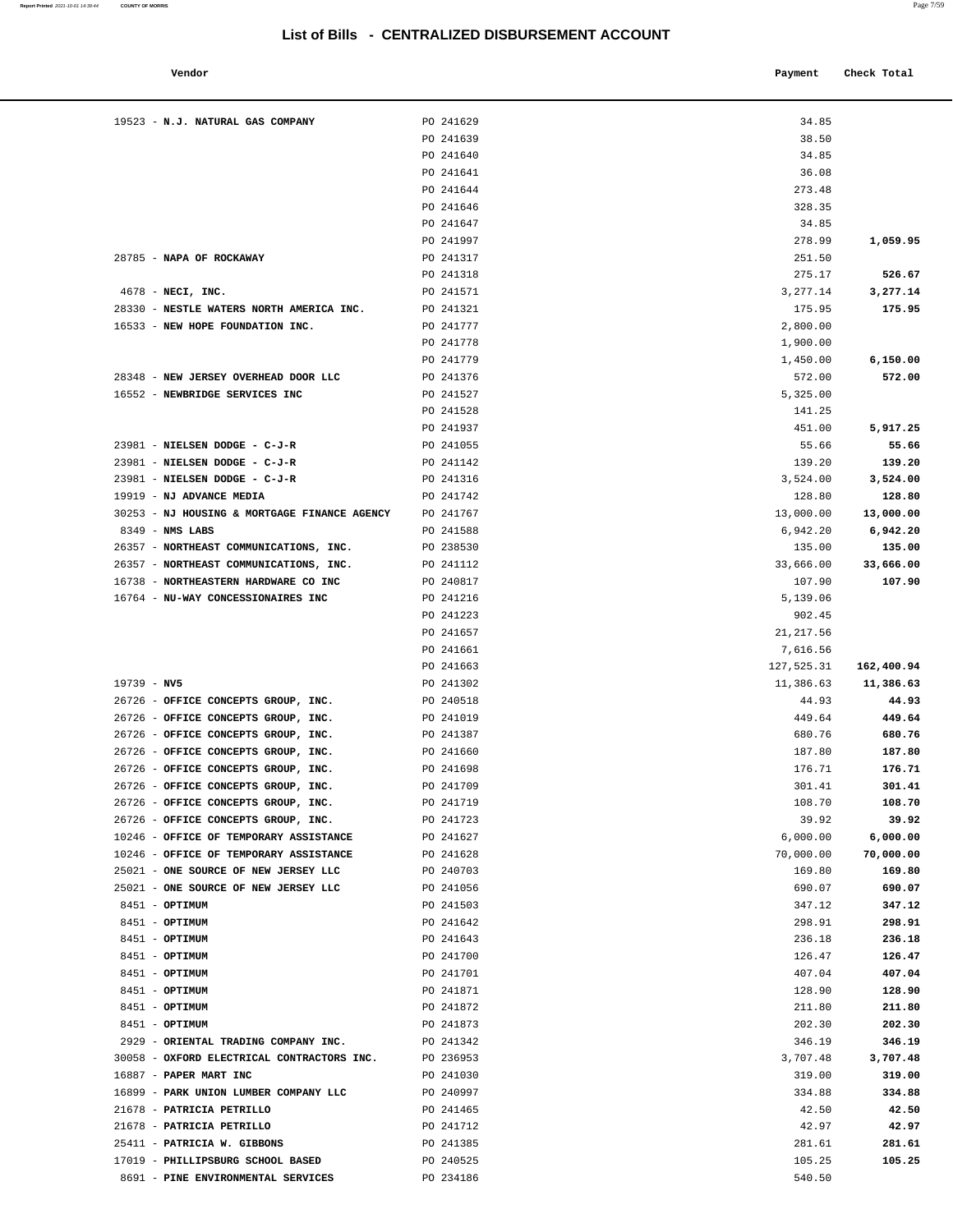## List of Bills - CENTRALIZED DISBURSEMENT ACCOUNT

| Vendor | | Payment | Check Total |
|---|---|---|---|
| 19523 - **N.J. NATURAL GAS COMPANY** | PO 241629 | 34.85 | |
| | PO 241639 | 38.50 | |
| | PO 241640 | 34.85 | |
| | PO 241641 | 36.08 | |
| | PO 241644 | 273.48 | |
| | PO 241646 | 328.35 | |
| | PO 241647 | 34.85 | |
| | PO 241997 | 278.99 | **1,059.95** |
| 28785 - **NAPA OF ROCKAWAY** | PO 241317 | 251.50 | |
| | PO 241318 | 275.17 | **526.67** |
| 4678 - **NECI, INC.** | PO 241571 | 3,277.14 | **3,277.14** |
| 28330 - **NESTLE WATERS NORTH AMERICA INC.** | PO 241321 | 175.95 | **175.95** |
| 16533 - **NEW HOPE FOUNDATION INC.** | PO 241777 | 2,800.00 | |
| | PO 241778 | 1,900.00 | |
| | PO 241779 | 1,450.00 | **6,150.00** |
| 28348 - **NEW JERSEY OVERHEAD DOOR LLC** | PO 241376 | 572.00 | **572.00** |
| 16552 - **NEWBRIDGE SERVICES INC** | PO 241527 | 5,325.00 | |
| | PO 241528 | 141.25 | |
| | PO 241937 | 451.00 | **5,917.25** |
| 23981 - **NIELSEN DODGE - C-J-R** | PO 241055 | 55.66 | **55.66** |
| 23981 - **NIELSEN DODGE - C-J-R** | PO 241142 | 139.20 | **139.20** |
| 23981 - **NIELSEN DODGE - C-J-R** | PO 241316 | 3,524.00 | **3,524.00** |
| 19919 - **NJ ADVANCE MEDIA** | PO 241742 | 128.80 | **128.80** |
| 30253 - **NJ HOUSING & MORTGAGE FINANCE AGENCY** | PO 241767 | 13,000.00 | **13,000.00** |
| 8349 - **NMS LABS** | PO 241588 | 6,942.20 | **6,942.20** |
| 26357 - **NORTHEAST COMMUNICATIONS, INC.** | PO 238530 | 135.00 | **135.00** |
| 26357 - **NORTHEAST COMMUNICATIONS, INC.** | PO 241112 | 33,666.00 | **33,666.00** |
| 16738 - **NORTHEASTERN HARDWARE CO INC** | PO 240817 | 107.90 | **107.90** |
| 16764 - **NU-WAY CONCESSIONAIRES INC** | PO 241216 | 5,139.06 | |
| | PO 241223 | 902.45 | |
| | PO 241657 | 21,217.56 | |
| | PO 241661 | 7,616.56 | |
| | PO 241663 | 127,525.31 | **162,400.94** |
| 19739 - **NV5** | PO 241302 | 11,386.63 | **11,386.63** |
| 26726 - **OFFICE CONCEPTS GROUP, INC.** | PO 240518 | 44.93 | **44.93** |
| 26726 - **OFFICE CONCEPTS GROUP, INC.** | PO 241019 | 449.64 | **449.64** |
| 26726 - **OFFICE CONCEPTS GROUP, INC.** | PO 241387 | 680.76 | **680.76** |
| 26726 - **OFFICE CONCEPTS GROUP, INC.** | PO 241660 | 187.80 | **187.80** |
| 26726 - **OFFICE CONCEPTS GROUP, INC.** | PO 241698 | 176.71 | **176.71** |
| 26726 - **OFFICE CONCEPTS GROUP, INC.** | PO 241709 | 301.41 | **301.41** |
| 26726 - **OFFICE CONCEPTS GROUP, INC.** | PO 241719 | 108.70 | **108.70** |
| 26726 - **OFFICE CONCEPTS GROUP, INC.** | PO 241723 | 39.92 | **39.92** |
| 10246 - **OFFICE OF TEMPORARY ASSISTANCE** | PO 241627 | 6,000.00 | **6,000.00** |
| 10246 - **OFFICE OF TEMPORARY ASSISTANCE** | PO 241628 | 70,000.00 | **70,000.00** |
| 25021 - **ONE SOURCE OF NEW JERSEY LLC** | PO 240703 | 169.80 | **169.80** |
| 25021 - **ONE SOURCE OF NEW JERSEY LLC** | PO 241056 | 690.07 | **690.07** |
| 8451 - **OPTIMUM** | PO 241503 | 347.12 | **347.12** |
| 8451 - **OPTIMUM** | PO 241642 | 298.91 | **298.91** |
| 8451 - **OPTIMUM** | PO 241643 | 236.18 | **236.18** |
| 8451 - **OPTIMUM** | PO 241700 | 126.47 | **126.47** |
| 8451 - **OPTIMUM** | PO 241701 | 407.04 | **407.04** |
| 8451 - **OPTIMUM** | PO 241871 | 128.90 | **128.90** |
| 8451 - **OPTIMUM** | PO 241872 | 211.80 | **211.80** |
| 8451 - **OPTIMUM** | PO 241873 | 202.30 | **202.30** |
| 2929 - **ORIENTAL TRADING COMPANY INC.** | PO 241342 | 346.19 | **346.19** |
| 30058 - **OXFORD ELECTRICAL CONTRACTORS INC.** | PO 236953 | 3,707.48 | **3,707.48** |
| 16887 - **PAPER MART INC** | PO 241030 | 319.00 | **319.00** |
| 16899 - **PARK UNION LUMBER COMPANY LLC** | PO 240997 | 334.88 | **334.88** |
| 21678 - **PATRICIA PETRILLO** | PO 241465 | 42.50 | **42.50** |
| 21678 - **PATRICIA PETRILLO** | PO 241712 | 42.97 | **42.97** |
| 25411 - **PATRICIA W. GIBBONS** | PO 241385 | 281.61 | **281.61** |
| 17019 - **PHILLIPSBURG SCHOOL BASED** | PO 240525 | 105.25 | **105.25** |
| 8691 - **PINE ENVIRONMENTAL SERVICES** | PO 234186 | 540.50 | |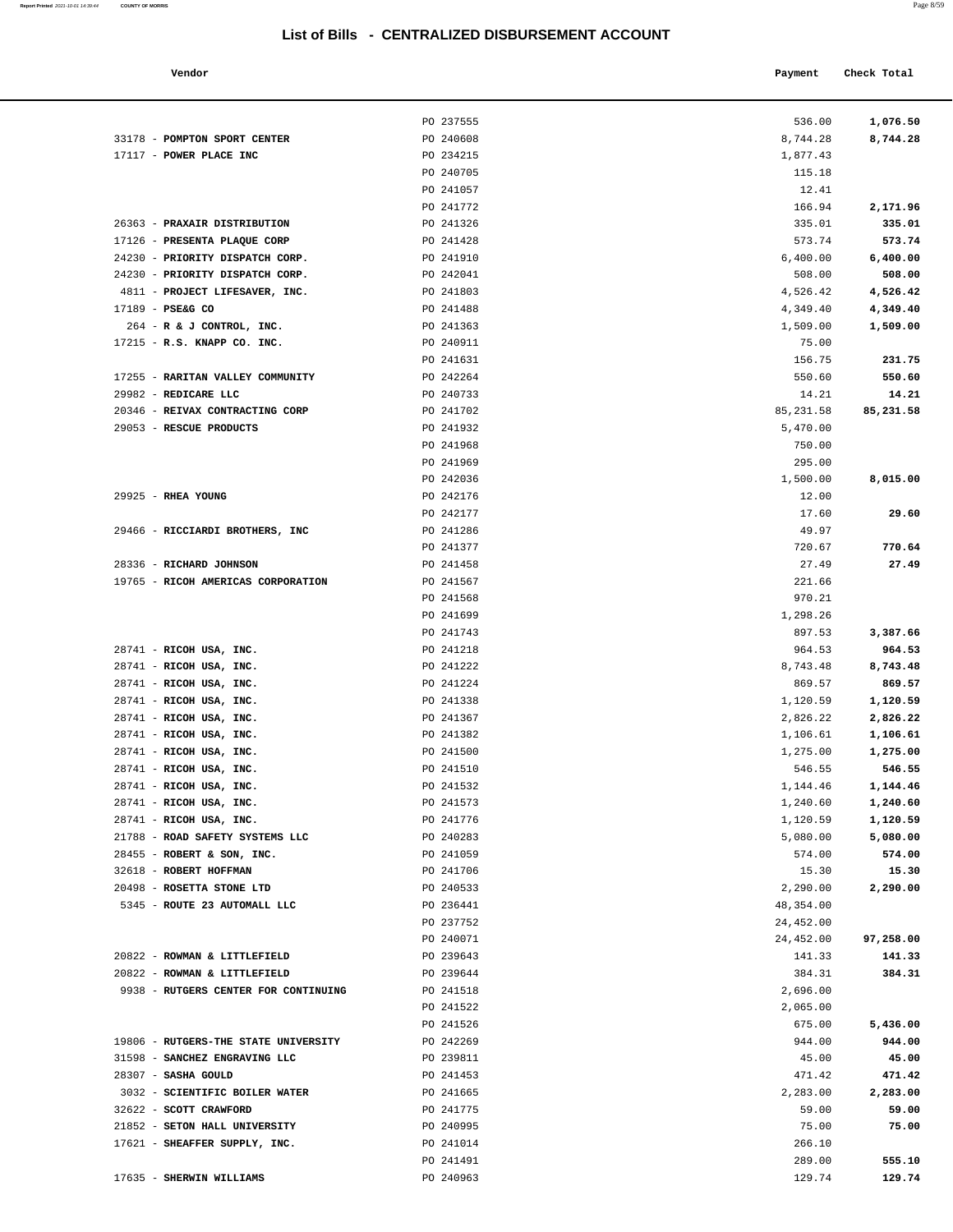## List of Bills - CENTRALIZED DISBURSEMENT ACCOUNT

| Vendor | | Payment | Check Total |
|---|---|---|---|
| | PO 237555 | 536.00 | **1,076.50** |
| 33178 - **POMPTON SPORT CENTER** | PO 240608 | 8,744.28 | **8,744.28** |
| 17117 - **POWER PLACE INC** | PO 234215 | 1,877.43 | |
| | PO 240705 | 115.18 | |
| | PO 241057 | 12.41 | |
| | PO 241772 | 166.94 | **2,171.96** |
| 26363 - **PRAXAIR DISTRIBUTION** | PO 241326 | 335.01 | **335.01** |
| 17126 - **PRESENTA PLAQUE CORP** | PO 241428 | 573.74 | **573.74** |
| 24230 - **PRIORITY DISPATCH CORP.** | PO 241910 | 6,400.00 | **6,400.00** |
| 24230 - **PRIORITY DISPATCH CORP.** | PO 242041 | 508.00 | **508.00** |
| 4811 - **PROJECT LIFESAVER, INC.** | PO 241803 | 4,526.42 | **4,526.42** |
| 17189 - **PSE&G CO** | PO 241488 | 4,349.40 | **4,349.40** |
| 264 - **R & J CONTROL, INC.** | PO 241363 | 1,509.00 | **1,509.00** |
| 17215 - **R.S. KNAPP CO. INC.** | PO 240911 | 75.00 | |
| | PO 241631 | 156.75 | **231.75** |
| 17255 - **RARITAN VALLEY COMMUNITY** | PO 242264 | 550.60 | **550.60** |
| 29982 - **REDICARE LLC** | PO 240733 | 14.21 | **14.21** |
| 20346 - **REIVAX CONTRACTING CORP** | PO 241702 | 85,231.58 | **85,231.58** |
| 29053 - **RESCUE PRODUCTS** | PO 241932 | 5,470.00 | |
| | PO 241968 | 750.00 | |
| | PO 241969 | 295.00 | |
| | PO 242036 | 1,500.00 | **8,015.00** |
| 29925 - **RHEA YOUNG** | PO 242176 | 12.00 | |
| | PO 242177 | 17.60 | **29.60** |
| 29466 - **RICCIARDI BROTHERS, INC** | PO 241286 | 49.97 | |
| | PO 241377 | 720.67 | **770.64** |
| 28336 - **RICHARD JOHNSON** | PO 241458 | 27.49 | **27.49** |
| 19765 - **RICOH AMERICAS CORPORATION** | PO 241567 | 221.66 | |
| | PO 241568 | 970.21 | |
| | PO 241699 | 1,298.26 | |
| | PO 241743 | 897.53 | **3,387.66** |
| 28741 - **RICOH USA, INC.** | PO 241218 | 964.53 | **964.53** |
| 28741 - **RICOH USA, INC.** | PO 241222 | 8,743.48 | **8,743.48** |
| 28741 - **RICOH USA, INC.** | PO 241224 | 869.57 | **869.57** |
| 28741 - **RICOH USA, INC.** | PO 241338 | 1,120.59 | **1,120.59** |
| 28741 - **RICOH USA, INC.** | PO 241367 | 2,826.22 | **2,826.22** |
| 28741 - **RICOH USA, INC.** | PO 241382 | 1,106.61 | **1,106.61** |
| 28741 - **RICOH USA, INC.** | PO 241500 | 1,275.00 | **1,275.00** |
| 28741 - **RICOH USA, INC.** | PO 241510 | 546.55 | **546.55** |
| 28741 - **RICOH USA, INC.** | PO 241532 | 1,144.46 | **1,144.46** |
| 28741 - **RICOH USA, INC.** | PO 241573 | 1,240.60 | **1,240.60** |
| 28741 - **RICOH USA, INC.** | PO 241776 | 1,120.59 | **1,120.59** |
| 21788 - **ROAD SAFETY SYSTEMS LLC** | PO 240283 | 5,080.00 | **5,080.00** |
| 28455 - **ROBERT & SON, INC.** | PO 241059 | 574.00 | **574.00** |
| 32618 - **ROBERT HOFFMAN** | PO 241706 | 15.30 | **15.30** |
| 20498 - **ROSETTA STONE LTD** | PO 240533 | 2,290.00 | **2,290.00** |
| 5345 - **ROUTE 23 AUTOMALL LLC** | PO 236441 | 48,354.00 | |
| | PO 237752 | 24,452.00 | |
| | PO 240071 | 24,452.00 | **97,258.00** |
| 20822 - **ROWMAN & LITTLEFIELD** | PO 239643 | 141.33 | **141.33** |
| 20822 - **ROWMAN & LITTLEFIELD** | PO 239644 | 384.31 | **384.31** |
| 9938 - **RUTGERS CENTER FOR CONTINUING** | PO 241518 | 2,696.00 | |
| | PO 241522 | 2,065.00 | |
| | PO 241526 | 675.00 | **5,436.00** |
| 19806 - **RUTGERS-THE STATE UNIVERSITY** | PO 242269 | 944.00 | **944.00** |
| 31598 - **SANCHEZ ENGRAVING LLC** | PO 239811 | 45.00 | **45.00** |
| 28307 - **SASHA GOULD** | PO 241453 | 471.42 | **471.42** |
| 3032 - **SCIENTIFIC BOILER WATER** | PO 241665 | 2,283.00 | **2,283.00** |
| 32622 - **SCOTT CRAWFORD** | PO 241775 | 59.00 | **59.00** |
| 21852 - **SETON HALL UNIVERSITY** | PO 240995 | 75.00 | **75.00** |
| 17621 - **SHEAFFER SUPPLY, INC.** | PO 241014 | 266.10 | |
| | PO 241491 | 289.00 | **555.10** |
| 17635 - **SHERWIN WILLIAMS** | PO 240963 | 129.74 | **129.74** |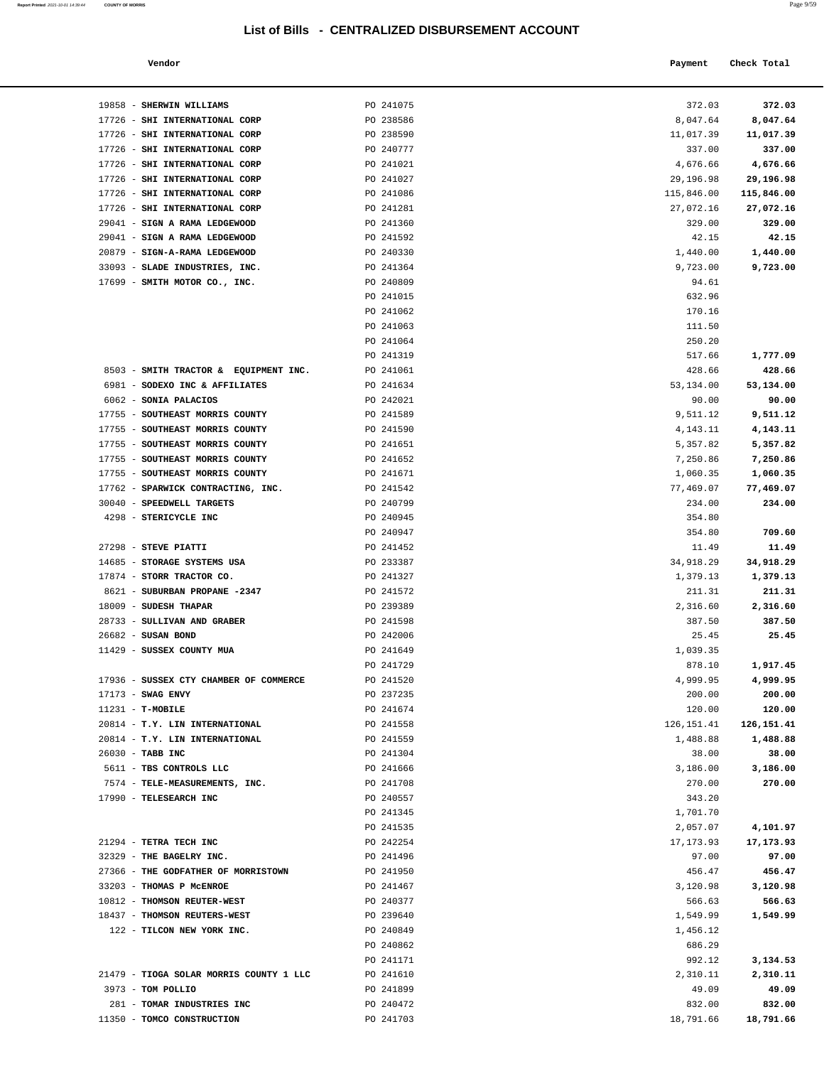# List of Bills - CENTRALIZED DISBURSEMENT ACCOUNT

| Vendor | | Payment | Check Total |
|---|---|---|---|
| 19858 - **SHERWIN WILLIAMS** | PO 241075 | 372.03 | **372.03** |
| 17726 - **SHI INTERNATIONAL CORP** | PO 238586 | 8,047.64 | **8,047.64** |
| 17726 - **SHI INTERNATIONAL CORP** | PO 238590 | 11,017.39 | **11,017.39** |
| 17726 - **SHI INTERNATIONAL CORP** | PO 240777 | 337.00 | **337.00** |
| 17726 - **SHI INTERNATIONAL CORP** | PO 241021 | 4,676.66 | **4,676.66** |
| 17726 - **SHI INTERNATIONAL CORP** | PO 241027 | 29,196.98 | **29,196.98** |
| 17726 - **SHI INTERNATIONAL CORP** | PO 241086 | 115,846.00 | **115,846.00** |
| 17726 - **SHI INTERNATIONAL CORP** | PO 241281 | 27,072.16 | **27,072.16** |
| 29041 - **SIGN A RAMA LEDGEWOOD** | PO 241360 | 329.00 | **329.00** |
| 29041 - **SIGN A RAMA LEDGEWOOD** | PO 241592 | 42.15 | **42.15** |
| 20879 - **SIGN-A-RAMA LEDGEWOOD** | PO 240330 | 1,440.00 | **1,440.00** |
| 33093 - **SLADE INDUSTRIES, INC.** | PO 241364 | 9,723.00 | **9,723.00** |
| 17699 - **SMITH MOTOR CO., INC.** | PO 240809 | 94.61 | |
| | PO 241015 | 632.96 | |
| | PO 241062 | 170.16 | |
| | PO 241063 | 111.50 | |
| | PO 241064 | 250.20 | |
| | PO 241319 | 517.66 | **1,777.09** |
| 8503 - **SMITH TRACTOR & EQUIPMENT INC.** | PO 241061 | 428.66 | **428.66** |
| 6981 - **SODEXO INC & AFFILIATES** | PO 241634 | 53,134.00 | **53,134.00** |
| 6062 - **SONIA PALACIOS** | PO 242021 | 90.00 | **90.00** |
| 17755 - **SOUTHEAST MORRIS COUNTY** | PO 241589 | 9,511.12 | **9,511.12** |
| 17755 - **SOUTHEAST MORRIS COUNTY** | PO 241590 | 4,143.11 | **4,143.11** |
| 17755 - **SOUTHEAST MORRIS COUNTY** | PO 241651 | 5,357.82 | **5,357.82** |
| 17755 - **SOUTHEAST MORRIS COUNTY** | PO 241652 | 7,250.86 | **7,250.86** |
| 17755 - **SOUTHEAST MORRIS COUNTY** | PO 241671 | 1,060.35 | **1,060.35** |
| 17762 - **SPARWICK CONTRACTING, INC.** | PO 241542 | 77,469.07 | **77,469.07** |
| 30040 - **SPEEDWELL TARGETS** | PO 240799 | 234.00 | **234.00** |
| 4298 - **STERICYCLE INC** | PO 240945 | 354.80 | |
| | PO 240947 | 354.80 | **709.60** |
| 27298 - **STEVE PIATTI** | PO 241452 | 11.49 | **11.49** |
| 14685 - **STORAGE SYSTEMS USA** | PO 233387 | 34,918.29 | **34,918.29** |
| 17874 - **STORR TRACTOR CO.** | PO 241327 | 1,379.13 | **1,379.13** |
| 8621 - **SUBURBAN PROPANE -2347** | PO 241572 | 211.31 | **211.31** |
| 18009 - **SUDESH THAPAR** | PO 239389 | 2,316.60 | **2,316.60** |
| 28733 - **SULLIVAN AND GRABER** | PO 241598 | 387.50 | **387.50** |
| 26682 - **SUSAN BOND** | PO 242006 | 25.45 | **25.45** |
| 11429 - **SUSSEX COUNTY MUA** | PO 241649 | 1,039.35 | |
| | PO 241729 | 878.10 | **1,917.45** |
| 17936 - **SUSSEX CTY CHAMBER OF COMMERCE** | PO 241520 | 4,999.95 | **4,999.95** |
| 17173 - **SWAG ENVY** | PO 237235 | 200.00 | **200.00** |
| 11231 - **T-MOBILE** | PO 241674 | 120.00 | **120.00** |
| 20814 - **T.Y. LIN INTERNATIONAL** | PO 241558 | 126,151.41 | **126,151.41** |
| 20814 - **T.Y. LIN INTERNATIONAL** | PO 241559 | 1,488.88 | **1,488.88** |
| 26030 - **TABB INC** | PO 241304 | 38.00 | **38.00** |
| 5611 - **TBS CONTROLS LLC** | PO 241666 | 3,186.00 | **3,186.00** |
| 7574 - **TELE-MEASUREMENTS, INC.** | PO 241708 | 270.00 | **270.00** |
| 17990 - **TELESEARCH INC** | PO 240557 | 343.20 | |
| | PO 241345 | 1,701.70 | |
| | PO 241535 | 2,057.07 | **4,101.97** |
| 21294 - **TETRA TECH INC** | PO 242254 | 17,173.93 | **17,173.93** |
| 32329 - **THE BAGELRY INC.** | PO 241496 | 97.00 | **97.00** |
| 27366 - **THE GODFATHER OF MORRISTOWN** | PO 241950 | 456.47 | **456.47** |
| 33203 - **THOMAS P McENROE** | PO 241467 | 3,120.98 | **3,120.98** |
| 10812 - **THOMSON REUTER-WEST** | PO 240377 | 566.63 | **566.63** |
| 18437 - **THOMSON REUTERS-WEST** | PO 239640 | 1,549.99 | **1,549.99** |
| 122 - **TILCON NEW YORK INC.** | PO 240849 | 1,456.12 | |
| | PO 240862 | 686.29 | |
| | PO 241171 | 992.12 | **3,134.53** |
| 21479 - **TIOGA SOLAR MORRIS COUNTY 1 LLC** | PO 241610 | 2,310.11 | **2,310.11** |
| 3973 - **TOM POLLIO** | PO 241899 | 49.09 | **49.09** |
| 281 - **TOMAR INDUSTRIES INC** | PO 240472 | 832.00 | **832.00** |
| 11350 - **TOMCO CONSTRUCTION** | PO 241703 | 18,791.66 | **18,791.66** |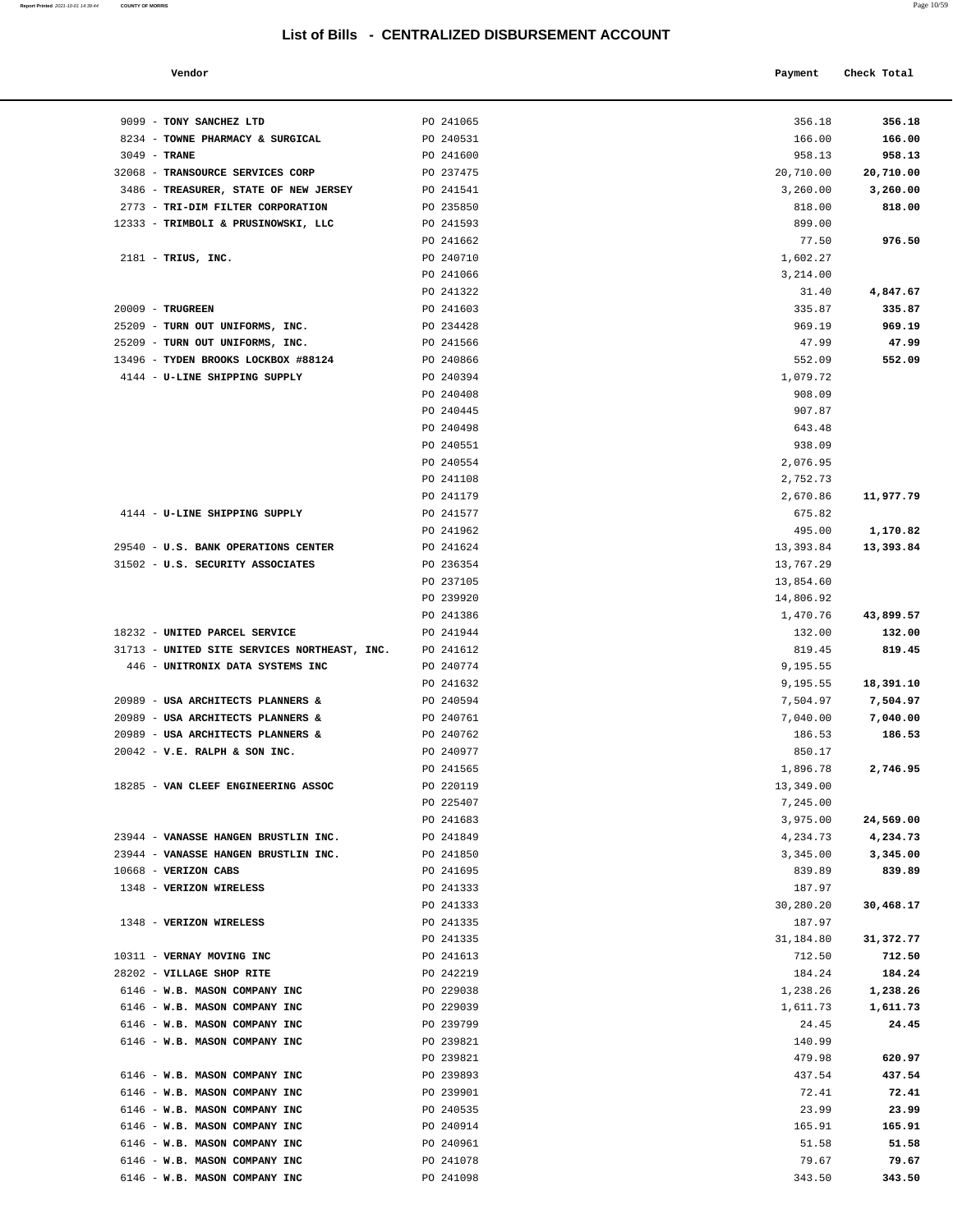# List of Bills - CENTRALIZED DISBURSEMENT ACCOUNT

| Vendor | | Payment | Check Total |
|---|---|---|---|
| 9099 - **TONY SANCHEZ LTD** | PO 241065 | 356.18 | **356.18** |
| 8234 - **TOWNE PHARMACY & SURGICAL** | PO 240531 | 166.00 | **166.00** |
| 3049 - **TRANE** | PO 241600 | 958.13 | **958.13** |
| 32068 - **TRANSOURCE SERVICES CORP** | PO 237475 | 20,710.00 | **20,710.00** |
| 3486 - **TREASURER, STATE OF NEW JERSEY** | PO 241541 | 3,260.00 | **3,260.00** |
| 2773 - **TRI-DIM FILTER CORPORATION** | PO 235850 | 818.00 | **818.00** |
| 12333 - **TRIMBOLI & PRUSINOWSKI, LLC** | PO 241593 | 899.00 | |
| | PO 241662 | 77.50 | **976.50** |
| 2181 - **TRIUS, INC.** | PO 240710 | 1,602.27 | |
| | PO 241066 | 3,214.00 | |
| | PO 241322 | 31.40 | **4,847.67** |
| 20009 - **TRUGREEN** | PO 241603 | 335.87 | **335.87** |
| 25209 - **TURN OUT UNIFORMS, INC.** | PO 234428 | 969.19 | **969.19** |
| 25209 - **TURN OUT UNIFORMS, INC.** | PO 241566 | 47.99 | **47.99** |
| 13496 - **TYDEN BROOKS LOCKBOX #88124** | PO 240866 | 552.09 | **552.09** |
| 4144 - **U-LINE SHIPPING SUPPLY** | PO 240394 | 1,079.72 | |
| | PO 240408 | 908.09 | |
| | PO 240445 | 907.87 | |
| | PO 240498 | 643.48 | |
| | PO 240551 | 938.09 | |
| | PO 240554 | 2,076.95 | |
| | PO 241108 | 2,752.73 | |
| | PO 241179 | 2,670.86 | **11,977.79** |
| 4144 - **U-LINE SHIPPING SUPPLY** | PO 241577 | 675.82 | |
| | PO 241962 | 495.00 | **1,170.82** |
| 29540 - **U.S. BANK OPERATIONS CENTER** | PO 241624 | 13,393.84 | **13,393.84** |
| 31502 - **U.S. SECURITY ASSOCIATES** | PO 236354 | 13,767.29 | |
| | PO 237105 | 13,854.60 | |
| | PO 239920 | 14,806.92 | |
| | PO 241386 | 1,470.76 | **43,899.57** |
| 18232 - **UNITED PARCEL SERVICE** | PO 241944 | 132.00 | **132.00** |
| 31713 - **UNITED SITE SERVICES NORTHEAST, INC.** | PO 241612 | 819.45 | **819.45** |
| 446 - **UNITRONIX DATA SYSTEMS INC** | PO 240774 | 9,195.55 | |
| | PO 241632 | 9,195.55 | **18,391.10** |
| 20989 - **USA ARCHITECTS PLANNERS &** | PO 240594 | 7,504.97 | **7,504.97** |
| 20989 - **USA ARCHITECTS PLANNERS &** | PO 240761 | 7,040.00 | **7,040.00** |
| 20989 - **USA ARCHITECTS PLANNERS &** | PO 240762 | 186.53 | **186.53** |
| 20042 - **V.E. RALPH & SON INC.** | PO 240977 | 850.17 | |
| | PO 241565 | 1,896.78 | **2,746.95** |
| 18285 - **VAN CLEEF ENGINEERING ASSOC** | PO 220119 | 13,349.00 | |
| | PO 225407 | 7,245.00 | |
| | PO 241683 | 3,975.00 | **24,569.00** |
| 23944 - **VANASSE HANGEN BRUSTLIN INC.** | PO 241849 | 4,234.73 | **4,234.73** |
| 23944 - **VANASSE HANGEN BRUSTLIN INC.** | PO 241850 | 3,345.00 | **3,345.00** |
| 10668 - **VERIZON CABS** | PO 241695 | 839.89 | **839.89** |
| 1348 - **VERIZON WIRELESS** | PO 241333 | 187.97 | |
| | PO 241333 | 30,280.20 | **30,468.17** |
| 1348 - **VERIZON WIRELESS** | PO 241335 | 187.97 | |
| | PO 241335 | 31,184.80 | **31,372.77** |
| 10311 - **VERNAY MOVING INC** | PO 241613 | 712.50 | **712.50** |
| 28202 - **VILLAGE SHOP RITE** | PO 242219 | 184.24 | **184.24** |
| 6146 - **W.B. MASON COMPANY INC** | PO 229038 | 1,238.26 | **1,238.26** |
| 6146 - **W.B. MASON COMPANY INC** | PO 229039 | 1,611.73 | **1,611.73** |
| 6146 - **W.B. MASON COMPANY INC** | PO 239799 | 24.45 | **24.45** |
| 6146 - **W.B. MASON COMPANY INC** | PO 239821 | 140.99 | |
| | PO 239821 | 479.98 | **620.97** |
| 6146 - **W.B. MASON COMPANY INC** | PO 239893 | 437.54 | **437.54** |
| 6146 - **W.B. MASON COMPANY INC** | PO 239901 | 72.41 | **72.41** |
| 6146 - **W.B. MASON COMPANY INC** | PO 240535 | 23.99 | **23.99** |
| 6146 - **W.B. MASON COMPANY INC** | PO 240914 | 165.91 | **165.91** |
| 6146 - **W.B. MASON COMPANY INC** | PO 240961 | 51.58 | **51.58** |
| 6146 - **W.B. MASON COMPANY INC** | PO 241078 | 79.67 | **79.67** |
| 6146 - **W.B. MASON COMPANY INC** | PO 241098 | 343.50 | **343.50** |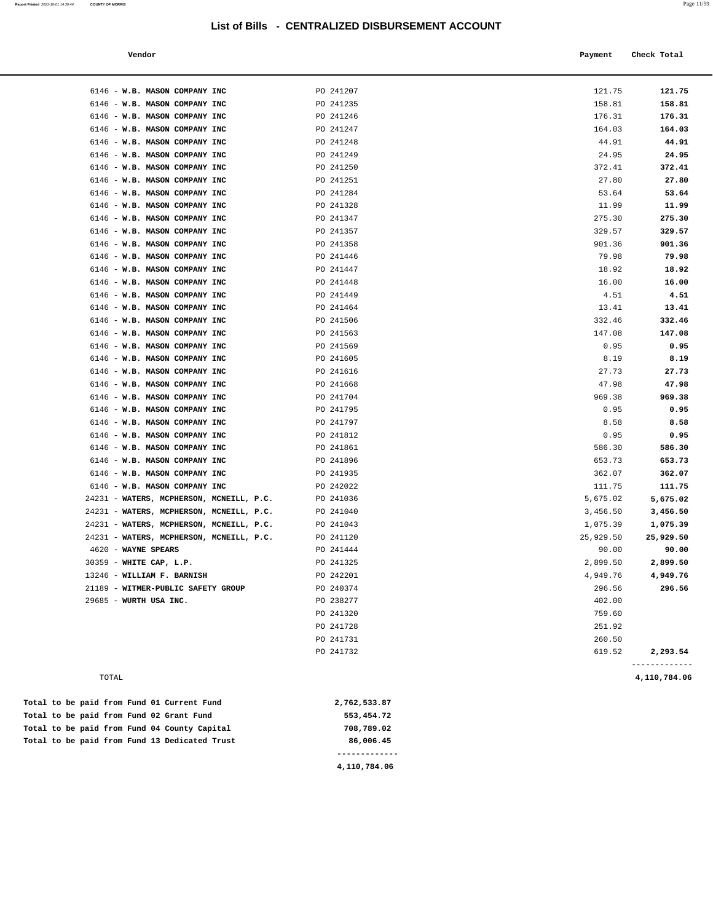# List of Bills - CENTRALIZED DISBURSEMENT ACCOUNT

| Vendor | | Payment | Check Total |
|---|---|---|---|
| 6146 - **W.B. MASON COMPANY INC** | PO 241207 | 121.75 | **121.75** |
| 6146 - **W.B. MASON COMPANY INC** | PO 241235 | 158.81 | **158.81** |
| 6146 - **W.B. MASON COMPANY INC** | PO 241246 | 176.31 | **176.31** |
| 6146 - **W.B. MASON COMPANY INC** | PO 241247 | 164.03 | **164.03** |
| 6146 - **W.B. MASON COMPANY INC** | PO 241248 | 44.91 | **44.91** |
| 6146 - **W.B. MASON COMPANY INC** | PO 241249 | 24.95 | **24.95** |
| 6146 - **W.B. MASON COMPANY INC** | PO 241250 | 372.41 | **372.41** |
| 6146 - **W.B. MASON COMPANY INC** | PO 241251 | 27.80 | **27.80** |
| 6146 - **W.B. MASON COMPANY INC** | PO 241284 | 53.64 | **53.64** |
| 6146 - **W.B. MASON COMPANY INC** | PO 241328 | 11.99 | **11.99** |
| 6146 - **W.B. MASON COMPANY INC** | PO 241347 | 275.30 | **275.30** |
| 6146 - **W.B. MASON COMPANY INC** | PO 241357 | 329.57 | **329.57** |
| 6146 - **W.B. MASON COMPANY INC** | PO 241358 | 901.36 | **901.36** |
| 6146 - **W.B. MASON COMPANY INC** | PO 241446 | 79.98 | **79.98** |
| 6146 - **W.B. MASON COMPANY INC** | PO 241447 | 18.92 | **18.92** |
| 6146 - **W.B. MASON COMPANY INC** | PO 241448 | 16.00 | **16.00** |
| 6146 - **W.B. MASON COMPANY INC** | PO 241449 | 4.51 | **4.51** |
| 6146 - **W.B. MASON COMPANY INC** | PO 241464 | 13.41 | **13.41** |
| 6146 - **W.B. MASON COMPANY INC** | PO 241506 | 332.46 | **332.46** |
| 6146 - **W.B. MASON COMPANY INC** | PO 241563 | 147.08 | **147.08** |
| 6146 - **W.B. MASON COMPANY INC** | PO 241569 | 0.95 | **0.95** |
| 6146 - **W.B. MASON COMPANY INC** | PO 241605 | 8.19 | **8.19** |
| 6146 - **W.B. MASON COMPANY INC** | PO 241616 | 27.73 | **27.73** |
| 6146 - **W.B. MASON COMPANY INC** | PO 241668 | 47.98 | **47.98** |
| 6146 - **W.B. MASON COMPANY INC** | PO 241704 | 969.38 | **969.38** |
| 6146 - **W.B. MASON COMPANY INC** | PO 241795 | 0.95 | **0.95** |
| 6146 - **W.B. MASON COMPANY INC** | PO 241797 | 8.58 | **8.58** |
| 6146 - **W.B. MASON COMPANY INC** | PO 241812 | 0.95 | **0.95** |
| 6146 - **W.B. MASON COMPANY INC** | PO 241861 | 586.30 | **586.30** |
| 6146 - **W.B. MASON COMPANY INC** | PO 241896 | 653.73 | **653.73** |
| 6146 - **W.B. MASON COMPANY INC** | PO 241935 | 362.07 | **362.07** |
| 6146 - **W.B. MASON COMPANY INC** | PO 242022 | 111.75 | **111.75** |
| 24231 - **WATERS, MCPHERSON, MCNEILL, P.C.** | PO 241036 | 5,675.02 | **5,675.02** |
| 24231 - **WATERS, MCPHERSON, MCNEILL, P.C.** | PO 241040 | 3,456.50 | **3,456.50** |
| 24231 - **WATERS, MCPHERSON, MCNEILL, P.C.** | PO 241043 | 1,075.39 | **1,075.39** |
| 24231 - **WATERS, MCPHERSON, MCNEILL, P.C.** | PO 241120 | 25,929.50 | **25,929.50** |
| 4620 - **WAYNE SPEARS** | PO 241444 | 90.00 | **90.00** |
| 30359 - **WHITE CAP, L.P.** | PO 241325 | 2,899.50 | **2,899.50** |
| 13246 - **WILLIAM F. BARNISH** | PO 242201 | 4,949.76 | **4,949.76** |
| 21189 - **WITMER-PUBLIC SAFETY GROUP** | PO 240374 | 296.56 | **296.56** |
| 29685 - **WURTH USA INC.** | PO 238277 | 402.00 | |
| | PO 241320 | 759.60 | |
| | PO 241728 | 251.92 | |
| | PO 241731 | 260.50 | |
| | PO 241732 | 619.52 | **2,293.54** |
| TOTAL | | | **4,110,784.06** |

| | |
|---|---|
| **Total to be paid from Fund 01 Current Fund** | **2,762,533.87** |
| **Total to be paid from Fund 02 Grant Fund** | **553,454.72** |
| **Total to be paid from Fund 04 County Capital** | **708,789.02** |
| **Total to be paid from Fund 13 Dedicated Trust** | **86,006.45** |
| | **4,110,784.06** |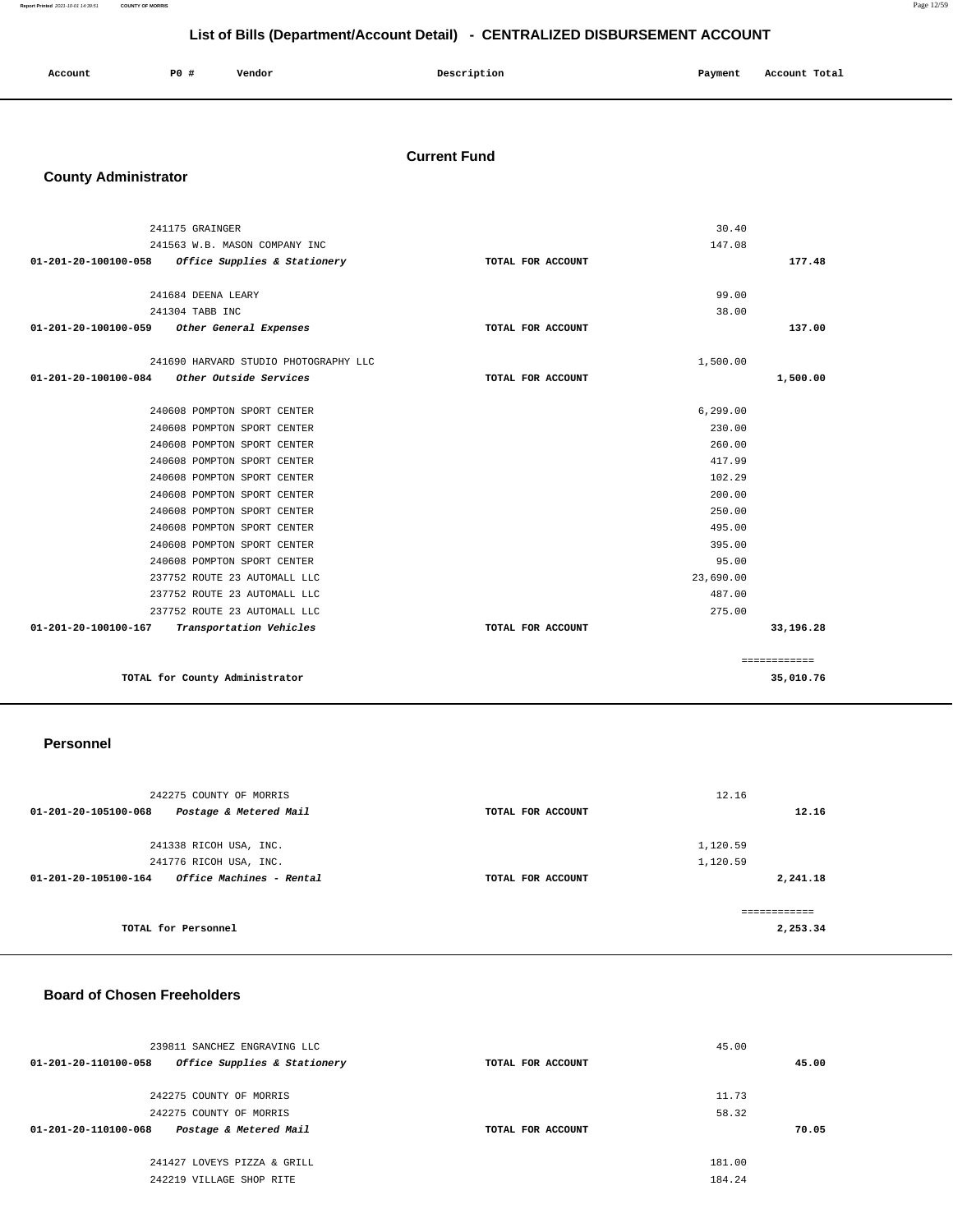# List of Bills (Department/Account Detail) - CENTRALIZED DISBURSEMENT ACCOUNT

| Account | PO # | Vendor | Description | Payment | Account Total |
|---|---|---|---|---|---|

## Current Fund

### County Administrator

| Account | PO # | Vendor | Description | Payment | Account Total |
|---|---|---|---|---|---|
| | 241175 | GRAINGER | | 30.40 | |
| | 241563 | W.B. MASON COMPANY INC | | 147.08 | |
| 01-201-20-100100-058 | | *Office Supplies & Stationery* | TOTAL FOR ACCOUNT | | 177.48 |
| | 241684 | DEENA LEARY | | 99.00 | |
| | 241304 | TABB INC | | 38.00 | |
| 01-201-20-100100-059 | | *Other General Expenses* | TOTAL FOR ACCOUNT | | 137.00 |
| | 241690 | HARVARD STUDIO PHOTOGRAPHY LLC | | 1,500.00 | |
| 01-201-20-100100-084 | | *Other Outside Services* | TOTAL FOR ACCOUNT | | 1,500.00 |
| | 240608 | POMPTON SPORT CENTER | | 6,299.00 | |
| | 240608 | POMPTON SPORT CENTER | | 230.00 | |
| | 240608 | POMPTON SPORT CENTER | | 260.00 | |
| | 240608 | POMPTON SPORT CENTER | | 417.99 | |
| | 240608 | POMPTON SPORT CENTER | | 102.29 | |
| | 240608 | POMPTON SPORT CENTER | | 200.00 | |
| | 240608 | POMPTON SPORT CENTER | | 250.00 | |
| | 240608 | POMPTON SPORT CENTER | | 495.00 | |
| | 240608 | POMPTON SPORT CENTER | | 395.00 | |
| | 240608 | POMPTON SPORT CENTER | | 95.00 | |
| | 237752 | ROUTE 23 AUTOMALL LLC | | 23,690.00 | |
| | 237752 | ROUTE 23 AUTOMALL LLC | | 487.00 | |
| | 237752 | ROUTE 23 AUTOMALL LLC | | 275.00 | |
| 01-201-20-100100-167 | | *Transportation Vehicles* | TOTAL FOR ACCOUNT | | 33,196.28 |
| | | TOTAL for County Administrator | | | 35,010.76 |

### Personnel

| Account | PO # | Vendor | Description | Payment | Account Total |
|---|---|---|---|---|---|
| | 242275 | COUNTY OF MORRIS | | 12.16 | |
| 01-201-20-105100-068 | | *Postage & Metered Mail* | TOTAL FOR ACCOUNT | | 12.16 |
| | 241338 | RICOH USA, INC. | | 1,120.59 | |
| | 241776 | RICOH USA, INC. | | 1,120.59 | |
| 01-201-20-105100-164 | | *Office Machines - Rental* | TOTAL FOR ACCOUNT | | 2,241.18 |
| | | TOTAL for Personnel | | | 2,253.34 |

### Board of Chosen Freeholders

| Account | PO # | Vendor | Description | Payment | Account Total |
|---|---|---|---|---|---|
| | 239811 | SANCHEZ ENGRAVING LLC | | 45.00 | |
| 01-201-20-110100-058 | | *Office Supplies & Stationery* | TOTAL FOR ACCOUNT | | 45.00 |
| | 242275 | COUNTY OF MORRIS | | 11.73 | |
| | 242275 | COUNTY OF MORRIS | | 58.32 | |
| 01-201-20-110100-068 | | *Postage & Metered Mail* | TOTAL FOR ACCOUNT | | 70.05 |
| | 241427 | LOVEYS PIZZA & GRILL | | 181.00 | |
| | 242219 | VILLAGE SHOP RITE | | 184.24 | |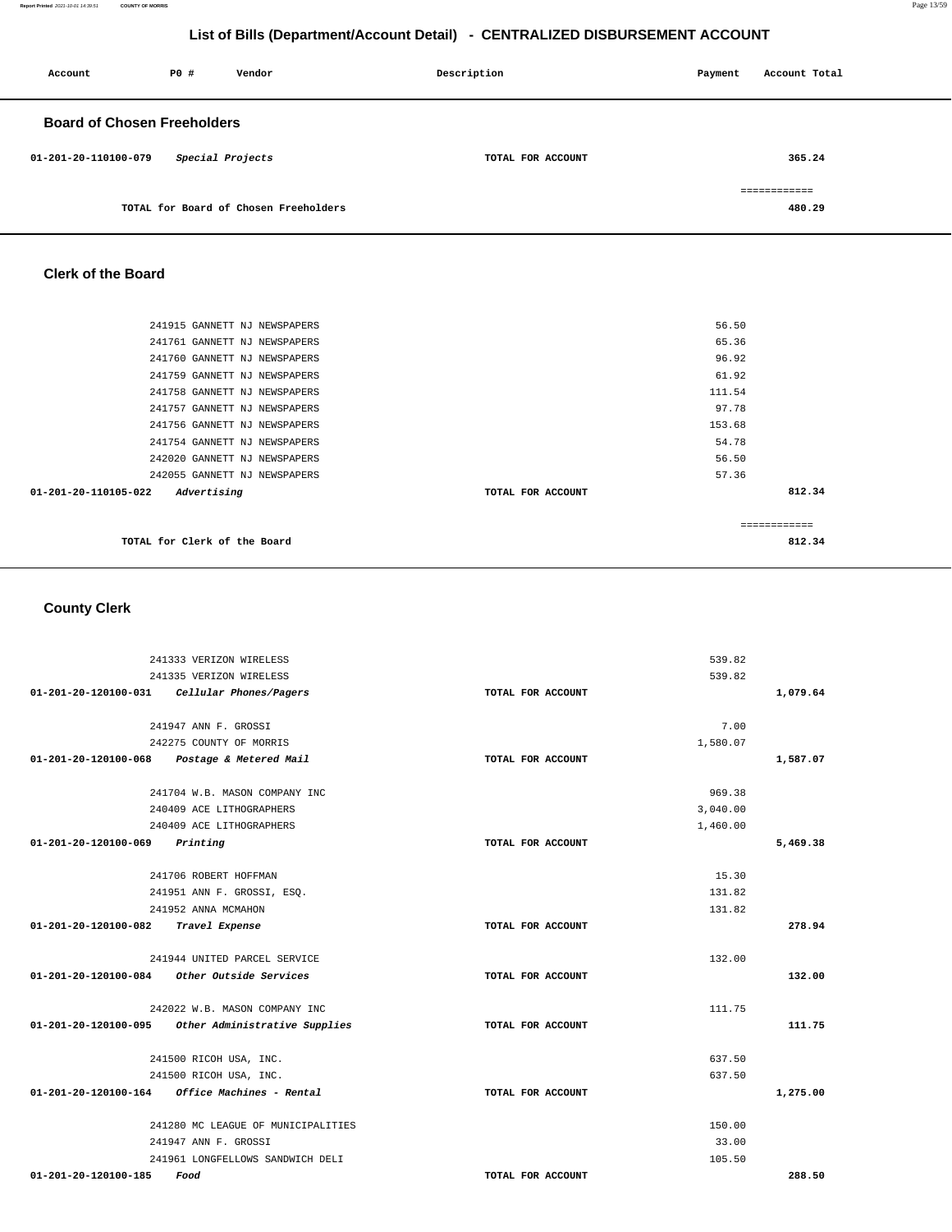# List of Bills (Department/Account Detail) - CENTRALIZED DISBURSEMENT ACCOUNT

| Account | PO # | Vendor | Description | Payment | Account Total |
|---|---|---|---|---|---|

## Board of Chosen Freeholders

| Account | PO # | Vendor | Description | Payment | Account Total |
|---|---|---|---|---|---|
| 01-201-20-110100-079 | | *Special Projects* | TOTAL FOR ACCOUNT | | 365.24 |
| | | | | | ============ |
| | | TOTAL for Board of Chosen Freeholders | | | 480.29 |

## Clerk of the Board

| Account | PO # | Vendor | Description | Payment | Account Total |
|---|---|---|---|---|---|
| | 241915 | GANNETT NJ NEWSPAPERS | | 56.50 | |
| | 241761 | GANNETT NJ NEWSPAPERS | | 65.36 | |
| | 241760 | GANNETT NJ NEWSPAPERS | | 96.92 | |
| | 241759 | GANNETT NJ NEWSPAPERS | | 61.92 | |
| | 241758 | GANNETT NJ NEWSPAPERS | | 111.54 | |
| | 241757 | GANNETT NJ NEWSPAPERS | | 97.78 | |
| | 241756 | GANNETT NJ NEWSPAPERS | | 153.68 | |
| | 241754 | GANNETT NJ NEWSPAPERS | | 54.78 | |
| | 242020 | GANNETT NJ NEWSPAPERS | | 56.50 | |
| | 242055 | GANNETT NJ NEWSPAPERS | | 57.36 | |
| 01-201-20-110105-022 | | *Advertising* | TOTAL FOR ACCOUNT | | 812.34 |
| | | | | | ============ |
| | | TOTAL for Clerk of the Board | | | 812.34 |

## County Clerk

| Account | PO # | Vendor | Description | Payment | Account Total |
|---|---|---|---|---|---|
| | 241333 | VERIZON WIRELESS | | 539.82 | |
| | 241335 | VERIZON WIRELESS | | 539.82 | |
| 01-201-20-120100-031 | | *Cellular Phones/Pagers* | TOTAL FOR ACCOUNT | | 1,079.64 |
| | 241947 | ANN F. GROSSI | | 7.00 | |
| | 242275 | COUNTY OF MORRIS | | 1,580.07 | |
| 01-201-20-120100-068 | | *Postage & Metered Mail* | TOTAL FOR ACCOUNT | | 1,587.07 |
| | 241704 | W.B. MASON COMPANY INC | | 969.38 | |
| | 240409 | ACE LITHOGRAPHERS | | 3,040.00 | |
| | 240409 | ACE LITHOGRAPHERS | | 1,460.00 | |
| 01-201-20-120100-069 | | *Printing* | TOTAL FOR ACCOUNT | | 5,469.38 |
| | 241706 | ROBERT HOFFMAN | | 15.30 | |
| | 241951 | ANN F. GROSSI, ESQ. | | 131.82 | |
| | 241952 | ANNA MCMAHON | | 131.82 | |
| 01-201-20-120100-082 | | *Travel Expense* | TOTAL FOR ACCOUNT | | 278.94 |
| | 241944 | UNITED PARCEL SERVICE | | 132.00 | |
| 01-201-20-120100-084 | | *Other Outside Services* | TOTAL FOR ACCOUNT | | 132.00 |
| | 242022 | W.B. MASON COMPANY INC | | 111.75 | |
| 01-201-20-120100-095 | | *Other Administrative Supplies* | TOTAL FOR ACCOUNT | | 111.75 |
| | 241500 | RICOH USA, INC. | | 637.50 | |
| | 241500 | RICOH USA, INC. | | 637.50 | |
| 01-201-20-120100-164 | | *Office Machines - Rental* | TOTAL FOR ACCOUNT | | 1,275.00 |
| | 241280 | MC LEAGUE OF MUNICIPALITIES | | 150.00 | |
| | 241947 | ANN F. GROSSI | | 33.00 | |
| | 241961 | LONGFELLOWS SANDWICH DELI | | 105.50 | |
| 01-201-20-120100-185 | | *Food* | TOTAL FOR ACCOUNT | | 288.50 |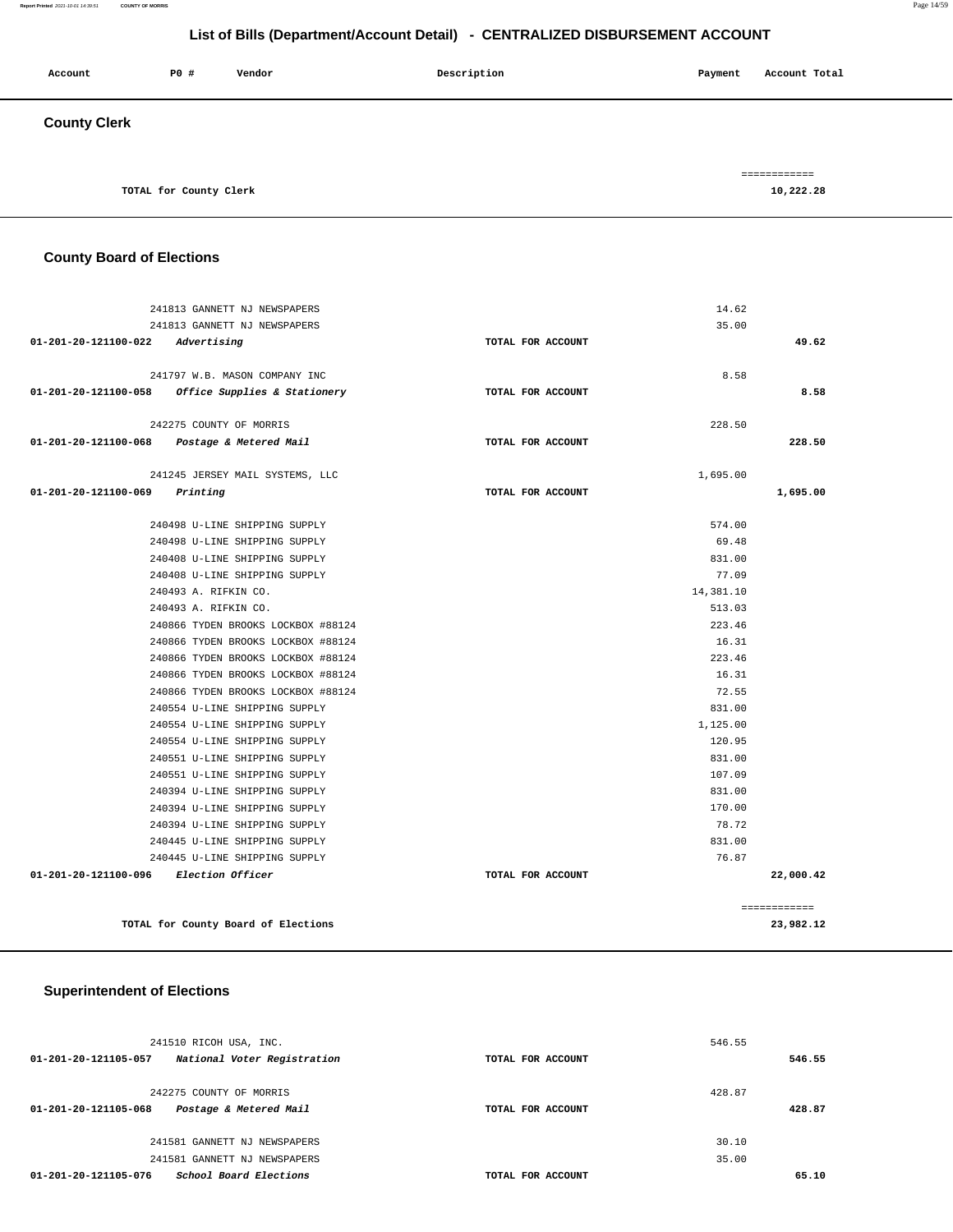## List of Bills (Department/Account Detail) - CENTRALIZED DISBURSEMENT ACCOUNT

| Account | PO # | Vendor | Description | Payment | Account Total |
|---|---|---|---|---|---|

### County Clerk

| | | |
|---|---|---|
| TOTAL for County Clerk | | ============ 10,222.28 |

### County Board of Elections

| Account | PO # Vendor | Description | Payment | Account Total |
|---|---|---|---|---|
| | 241813 GANNETT NJ NEWSPAPERS | | 14.62 | |
| | 241813 GANNETT NJ NEWSPAPERS | | 35.00 | |
| 01-201-20-121100-022 | *Advertising* | TOTAL FOR ACCOUNT | | 49.62 |
| | 241797 W.B. MASON COMPANY INC | | 8.58 | |
| 01-201-20-121100-058 | *Office Supplies & Stationery* | TOTAL FOR ACCOUNT | | 8.58 |
| | 242275 COUNTY OF MORRIS | | 228.50 | |
| 01-201-20-121100-068 | *Postage & Metered Mail* | TOTAL FOR ACCOUNT | | 228.50 |
| | 241245 JERSEY MAIL SYSTEMS, LLC | | 1,695.00 | |
| 01-201-20-121100-069 | *Printing* | TOTAL FOR ACCOUNT | | 1,695.00 |
| | 240498 U-LINE SHIPPING SUPPLY | | 574.00 | |
| | 240498 U-LINE SHIPPING SUPPLY | | 69.48 | |
| | 240408 U-LINE SHIPPING SUPPLY | | 831.00 | |
| | 240408 U-LINE SHIPPING SUPPLY | | 77.09 | |
| | 240493 A. RIFKIN CO. | | 14,381.10 | |
| | 240493 A. RIFKIN CO. | | 513.03 | |
| | 240866 TYDEN BROOKS LOCKBOX #88124 | | 223.46 | |
| | 240866 TYDEN BROOKS LOCKBOX #88124 | | 16.31 | |
| | 240866 TYDEN BROOKS LOCKBOX #88124 | | 223.46 | |
| | 240866 TYDEN BROOKS LOCKBOX #88124 | | 16.31 | |
| | 240866 TYDEN BROOKS LOCKBOX #88124 | | 72.55 | |
| | 240554 U-LINE SHIPPING SUPPLY | | 831.00 | |
| | 240554 U-LINE SHIPPING SUPPLY | | 1,125.00 | |
| | 240554 U-LINE SHIPPING SUPPLY | | 120.95 | |
| | 240551 U-LINE SHIPPING SUPPLY | | 831.00 | |
| | 240551 U-LINE SHIPPING SUPPLY | | 107.09 | |
| | 240394 U-LINE SHIPPING SUPPLY | | 831.00 | |
| | 240394 U-LINE SHIPPING SUPPLY | | 170.00 | |
| | 240394 U-LINE SHIPPING SUPPLY | | 78.72 | |
| | 240445 U-LINE SHIPPING SUPPLY | | 831.00 | |
| | 240445 U-LINE SHIPPING SUPPLY | | 76.87 | |
| 01-201-20-121100-096 | *Election Officer* | TOTAL FOR ACCOUNT | | 22,000.42 |
| | TOTAL for County Board of Elections | | | ============ 23,982.12 |

### Superintendent of Elections

| Account | PO # Vendor | Description | Payment | Account Total |
|---|---|---|---|---|
| | 241510 RICOH USA, INC. | | 546.55 | |
| 01-201-20-121105-057 | *National Voter Registration* | TOTAL FOR ACCOUNT | | 546.55 |
| | 242275 COUNTY OF MORRIS | | 428.87 | |
| 01-201-20-121105-068 | *Postage & Metered Mail* | TOTAL FOR ACCOUNT | | 428.87 |
| | 241581 GANNETT NJ NEWSPAPERS | | 30.10 | |
| | 241581 GANNETT NJ NEWSPAPERS | | 35.00 | |
| 01-201-20-121105-076 | *School Board Elections* | TOTAL FOR ACCOUNT | | 65.10 |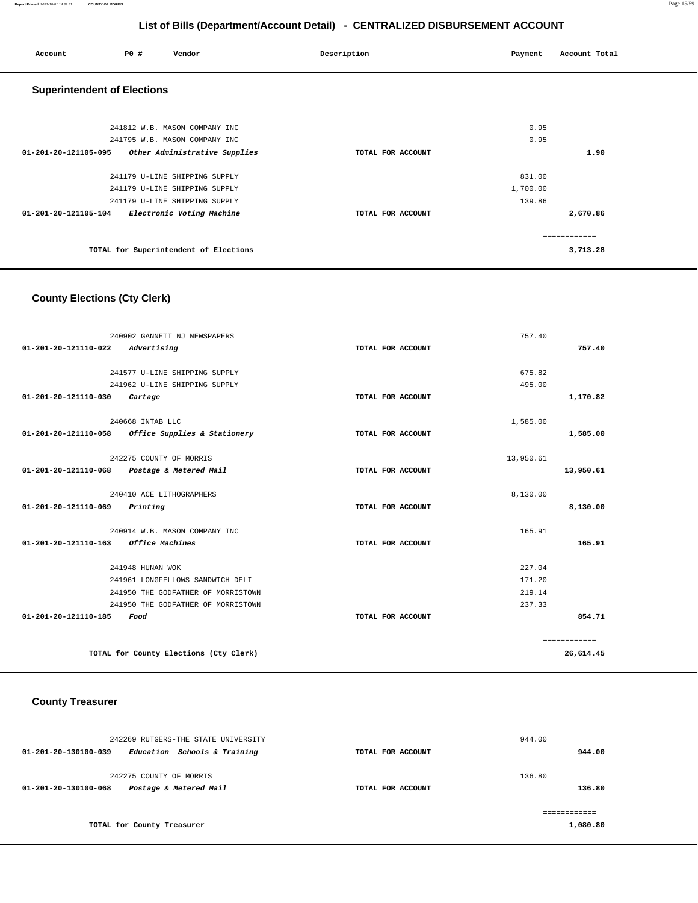# List of Bills (Department/Account Detail) - CENTRALIZED DISBURSEMENT ACCOUNT

| Account | PO # | Vendor | Description | Payment | Account Total |
|---|---|---|---|---|---|

## Superintendent of Elections

| Account | PO # | Vendor | Description | Payment | Account Total |
|---|---|---|---|---|---|
| | 241812 | W.B. MASON COMPANY INC | | 0.95 | |
| | 241795 | W.B. MASON COMPANY INC | | 0.95 | |
| 01-201-20-121105-095 | | *Other Administrative Supplies* | TOTAL FOR ACCOUNT | | 1.90 |
| | 241179 | U-LINE SHIPPING SUPPLY | | 831.00 | |
| | 241179 | U-LINE SHIPPING SUPPLY | | 1,700.00 | |
| | 241179 | U-LINE SHIPPING SUPPLY | | 139.86 | |
| 01-201-20-121105-104 | | *Electronic Voting Machine* | TOTAL FOR ACCOUNT | | 2,670.86 |
| | | TOTAL for Superintendent of Elections | | | 3,713.28 |

## County Elections (Cty Clerk)

| Account | PO # | Vendor | Description | Payment | Account Total |
|---|---|---|---|---|---|
| | 240902 | GANNETT NJ NEWSPAPERS | | 757.40 | |
| 01-201-20-121110-022 | | *Advertising* | TOTAL FOR ACCOUNT | | 757.40 |
| | 241577 | U-LINE SHIPPING SUPPLY | | 675.82 | |
| | 241962 | U-LINE SHIPPING SUPPLY | | 495.00 | |
| 01-201-20-121110-030 | | *Cartage* | TOTAL FOR ACCOUNT | | 1,170.82 |
| | 240668 | INTAB LLC | | 1,585.00 | |
| 01-201-20-121110-058 | | *Office Supplies & Stationery* | TOTAL FOR ACCOUNT | | 1,585.00 |
| | 242275 | COUNTY OF MORRIS | | 13,950.61 | |
| 01-201-20-121110-068 | | *Postage & Metered Mail* | TOTAL FOR ACCOUNT | | 13,950.61 |
| | 240410 | ACE LITHOGRAPHERS | | 8,130.00 | |
| 01-201-20-121110-069 | | *Printing* | TOTAL FOR ACCOUNT | | 8,130.00 |
| | 240914 | W.B. MASON COMPANY INC | | 165.91 | |
| 01-201-20-121110-163 | | *Office Machines* | TOTAL FOR ACCOUNT | | 165.91 |
| | 241948 | HUNAN WOK | | 227.04 | |
| | 241961 | LONGFELLOWS SANDWICH DELI | | 171.20 | |
| | 241950 | THE GODFATHER OF MORRISTOWN | | 219.14 | |
| | 241950 | THE GODFATHER OF MORRISTOWN | | 237.33 | |
| 01-201-20-121110-185 | | *Food* | TOTAL FOR ACCOUNT | | 854.71 |
| | | TOTAL for County Elections (Cty Clerk) | | | 26,614.45 |

## County Treasurer

| Account | PO # | Vendor | Description | Payment | Account Total |
|---|---|---|---|---|---|
| | 242269 | RUTGERS-THE STATE UNIVERSITY | | 944.00 | |
| 01-201-20-130100-039 | | *Education Schools & Training* | TOTAL FOR ACCOUNT | | 944.00 |
| | 242275 | COUNTY OF MORRIS | | 136.80 | |
| 01-201-20-130100-068 | | *Postage & Metered Mail* | TOTAL FOR ACCOUNT | | 136.80 |
| | | TOTAL for County Treasurer | | | 1,080.80 |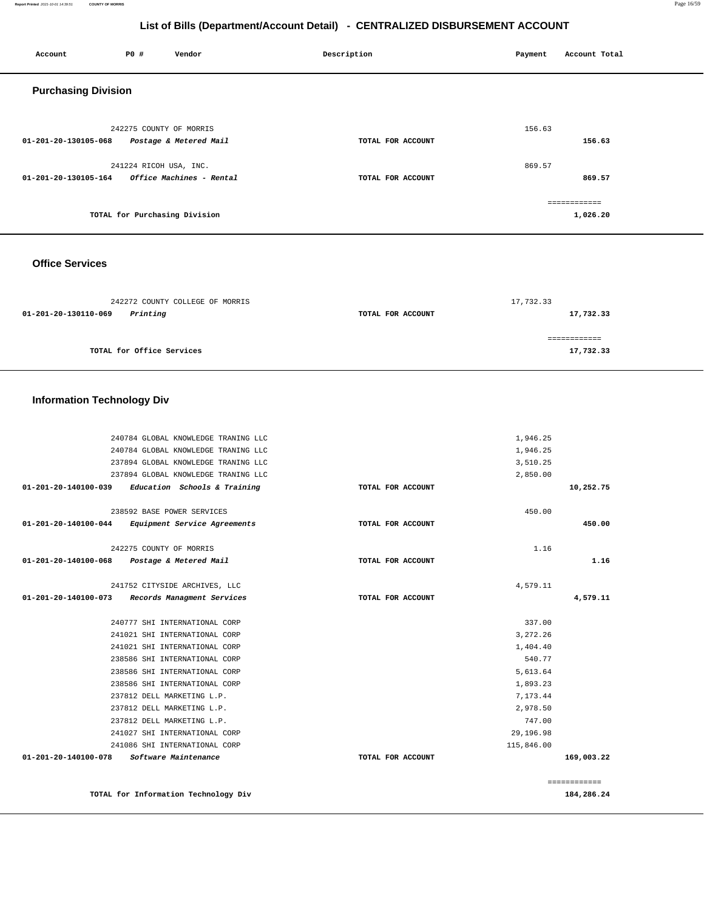# List of Bills (Department/Account Detail) - CENTRALIZED DISBURSEMENT ACCOUNT

| Account | PO # | Vendor | Description | Payment | Account Total |
|---|---|---|---|---|---|

## Purchasing Division

| Account | PO # | Vendor | Description | Payment | Account Total |
|---|---|---|---|---|---|
| | 242275 | COUNTY OF MORRIS | | 156.63 | |
| 01-201-20-130105-068 | | *Postage & Metered Mail* | TOTAL FOR ACCOUNT | | 156.63 |
| | 241224 | RICOH USA, INC. | | 869.57 | |
| 01-201-20-130105-164 | | *Office Machines - Rental* | TOTAL FOR ACCOUNT | | 869.57 |
| | | TOTAL for Purchasing Division | | | 1,026.20 |

## Office Services

| Account | PO # | Vendor | Description | Payment | Account Total |
|---|---|---|---|---|---|
| | 242272 | COUNTY COLLEGE OF MORRIS | | 17,732.33 | |
| 01-201-20-130110-069 | | *Printing* | TOTAL FOR ACCOUNT | | 17,732.33 |
| | | TOTAL for Office Services | | | 17,732.33 |

## Information Technology Div

| Account | PO # | Vendor | Description | Payment | Account Total |
|---|---|---|---|---|---|
| | 240784 | GLOBAL KNOWLEDGE TRANING LLC | | 1,946.25 | |
| | 240784 | GLOBAL KNOWLEDGE TRANING LLC | | 1,946.25 | |
| | 237894 | GLOBAL KNOWLEDGE TRANING LLC | | 3,510.25 | |
| | 237894 | GLOBAL KNOWLEDGE TRANING LLC | | 2,850.00 | |
| 01-201-20-140100-039 | | *Education Schools & Training* | TOTAL FOR ACCOUNT | | 10,252.75 |
| | 238592 | BASE POWER SERVICES | | 450.00 | |
| 01-201-20-140100-044 | | *Equipment Service Agreements* | TOTAL FOR ACCOUNT | | 450.00 |
| | 242275 | COUNTY OF MORRIS | | 1.16 | |
| 01-201-20-140100-068 | | *Postage & Metered Mail* | TOTAL FOR ACCOUNT | | 1.16 |
| | 241752 | CITYSIDE ARCHIVES, LLC | | 4,579.11 | |
| 01-201-20-140100-073 | | *Records Managment Services* | TOTAL FOR ACCOUNT | | 4,579.11 |
| | 240777 | SHI INTERNATIONAL CORP | | 337.00 | |
| | 241021 | SHI INTERNATIONAL CORP | | 3,272.26 | |
| | 241021 | SHI INTERNATIONAL CORP | | 1,404.40 | |
| | 238586 | SHI INTERNATIONAL CORP | | 540.77 | |
| | 238586 | SHI INTERNATIONAL CORP | | 5,613.64 | |
| | 238586 | SHI INTERNATIONAL CORP | | 1,893.23 | |
| | 237812 | DELL MARKETING L.P. | | 7,173.44 | |
| | 237812 | DELL MARKETING L.P. | | 2,978.50 | |
| | 237812 | DELL MARKETING L.P. | | 747.00 | |
| | 241027 | SHI INTERNATIONAL CORP | | 29,196.98 | |
| | 241086 | SHI INTERNATIONAL CORP | | 115,846.00 | |
| 01-201-20-140100-078 | | *Software Maintenance* | TOTAL FOR ACCOUNT | | 169,003.22 |
| | | TOTAL for Information Technology Div | | | 184,286.24 |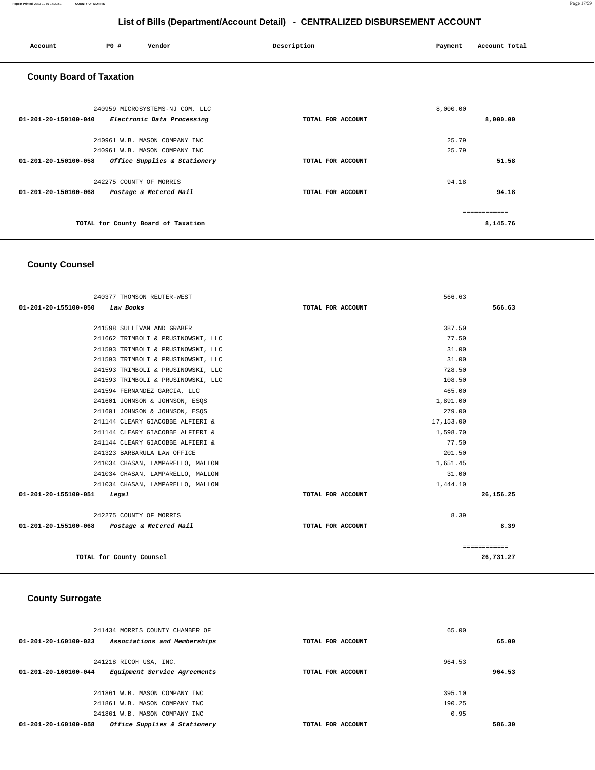# List of Bills (Department/Account Detail) - CENTRALIZED DISBURSEMENT ACCOUNT

| Account | PO # | Vendor | Description | Payment | Account Total |
|---|---|---|---|---|---|

## County Board of Taxation

| Account | PO # | Vendor | Description | Payment | Account Total |
|---|---|---|---|---|---|
| | 240959 | MICROSYSTEMS-NJ COM, LLC | | 8,000.00 | |
| 01-201-20-150100-040 | | *Electronic Data Processing* | TOTAL FOR ACCOUNT | | 8,000.00 |
| | 240961 | W.B. MASON COMPANY INC | | 25.79 | |
| | 240961 | W.B. MASON COMPANY INC | | 25.79 | |
| 01-201-20-150100-058 | | *Office Supplies & Stationery* | TOTAL FOR ACCOUNT | | 51.58 |
| | 242275 | COUNTY OF MORRIS | | 94.18 | |
| 01-201-20-150100-068 | | *Postage & Metered Mail* | TOTAL FOR ACCOUNT | | 94.18 |
| | | | | | ============ |
| | | TOTAL for County Board of Taxation | | | 8,145.76 |

## County Counsel

| Account | PO # | Vendor | Description | Payment | Account Total |
|---|---|---|---|---|---|
| | 240377 | THOMSON REUTER-WEST | | 566.63 | |
| 01-201-20-155100-050 | | *Law Books* | TOTAL FOR ACCOUNT | | 566.63 |
| | 241598 | SULLIVAN AND GRABER | | 387.50 | |
| | 241662 | TRIMBOLI & PRUSINOWSKI, LLC | | 77.50 | |
| | 241593 | TRIMBOLI & PRUSINOWSKI, LLC | | 31.00 | |
| | 241593 | TRIMBOLI & PRUSINOWSKI, LLC | | 31.00 | |
| | 241593 | TRIMBOLI & PRUSINOWSKI, LLC | | 728.50 | |
| | 241593 | TRIMBOLI & PRUSINOWSKI, LLC | | 108.50 | |
| | 241594 | FERNANDEZ GARCIA, LLC | | 465.00 | |
| | 241601 | JOHNSON & JOHNSON, ESQS | | 1,891.00 | |
| | 241601 | JOHNSON & JOHNSON, ESQS | | 279.00 | |
| | 241144 | CLEARY GIACOBBE ALFIERI & | | 17,153.00 | |
| | 241144 | CLEARY GIACOBBE ALFIERI & | | 1,598.70 | |
| | 241144 | CLEARY GIACOBBE ALFIERI & | | 77.50 | |
| | 241323 | BARBARULA LAW OFFICE | | 201.50 | |
| | 241034 | CHASAN, LAMPARELLO, MALLON | | 1,651.45 | |
| | 241034 | CHASAN, LAMPARELLO, MALLON | | 31.00 | |
| | 241034 | CHASAN, LAMPARELLO, MALLON | | 1,444.10 | |
| 01-201-20-155100-051 | | *Legal* | TOTAL FOR ACCOUNT | | 26,156.25 |
| | 242275 | COUNTY OF MORRIS | | 8.39 | |
| 01-201-20-155100-068 | | *Postage & Metered Mail* | TOTAL FOR ACCOUNT | | 8.39 |
| | | | | | ============ |
| | | TOTAL for County Counsel | | | 26,731.27 |

## County Surrogate

| Account | PO # | Vendor | Description | Payment | Account Total |
|---|---|---|---|---|---|
| | 241434 | MORRIS COUNTY CHAMBER OF | | 65.00 | |
| 01-201-20-160100-023 | | *Associations and Memberships* | TOTAL FOR ACCOUNT | | 65.00 |
| | 241218 | RICOH USA, INC. | | 964.53 | |
| 01-201-20-160100-044 | | *Equipment Service Agreements* | TOTAL FOR ACCOUNT | | 964.53 |
| | 241861 | W.B. MASON COMPANY INC | | 395.10 | |
| | 241861 | W.B. MASON COMPANY INC | | 190.25 | |
| | 241861 | W.B. MASON COMPANY INC | | 0.95 | |
| 01-201-20-160100-058 | | *Office Supplies & Stationery* | TOTAL FOR ACCOUNT | | 586.30 |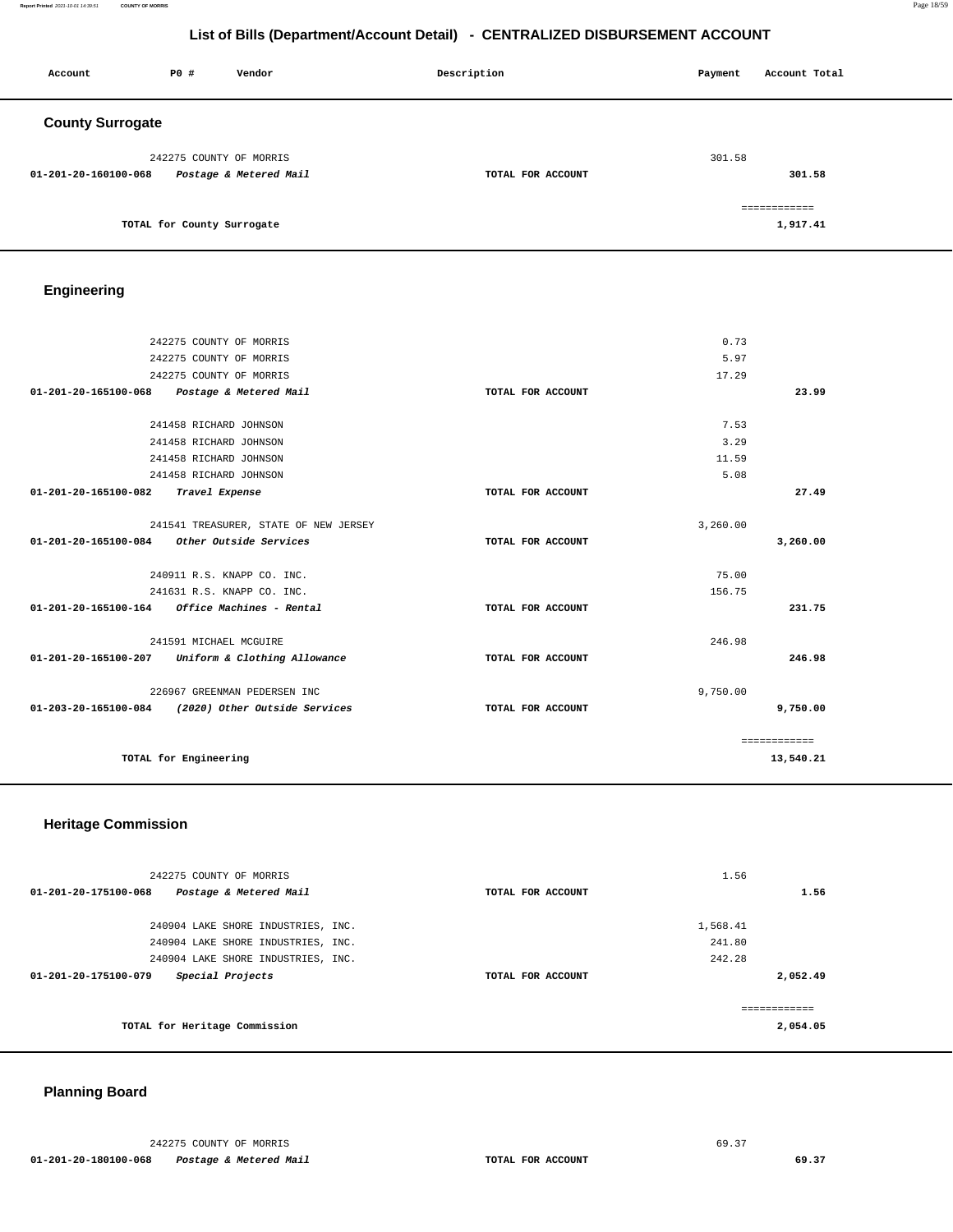## List of Bills (Department/Account Detail) - CENTRALIZED DISBURSEMENT ACCOUNT

| Account | PO # | Vendor | Description | Payment | Account Total |
|---|---|---|---|---|---|

### County Surrogate

| Account | PO # | Vendor | Description | Payment | Account Total |
|---|---|---|---|---|---|
| | 242275 | COUNTY OF MORRIS | | 301.58 | |
| 01-201-20-160100-068 | | *Postage & Metered Mail* | TOTAL FOR ACCOUNT | | 301.58 |
| | | | | | ============ |
| | | TOTAL for County Surrogate | | | 1,917.41 |

### Engineering

| Account | PO # | Vendor | Description | Payment | Account Total |
|---|---|---|---|---|---|
| | 242275 | COUNTY OF MORRIS | | 0.73 | |
| | 242275 | COUNTY OF MORRIS | | 5.97 | |
| | 242275 | COUNTY OF MORRIS | | 17.29 | |
| 01-201-20-165100-068 | | *Postage & Metered Mail* | TOTAL FOR ACCOUNT | | 23.99 |
| | 241458 | RICHARD JOHNSON | | 7.53 | |
| | 241458 | RICHARD JOHNSON | | 3.29 | |
| | 241458 | RICHARD JOHNSON | | 11.59 | |
| | 241458 | RICHARD JOHNSON | | 5.08 | |
| 01-201-20-165100-082 | | *Travel Expense* | TOTAL FOR ACCOUNT | | 27.49 |
| | 241541 | TREASURER, STATE OF NEW JERSEY | | 3,260.00 | |
| 01-201-20-165100-084 | | *Other Outside Services* | TOTAL FOR ACCOUNT | | 3,260.00 |
| | 240911 | R.S. KNAPP CO. INC. | | 75.00 | |
| | 241631 | R.S. KNAPP CO. INC. | | 156.75 | |
| 01-201-20-165100-164 | | *Office Machines - Rental* | TOTAL FOR ACCOUNT | | 231.75 |
| | 241591 | MICHAEL MCGUIRE | | 246.98 | |
| 01-201-20-165100-207 | | *Uniform & Clothing Allowance* | TOTAL FOR ACCOUNT | | 246.98 |
| | 226967 | GREENMAN PEDERSEN INC | | 9,750.00 | |
| 01-203-20-165100-084 | | *(2020) Other Outside Services* | TOTAL FOR ACCOUNT | | 9,750.00 |
| | | | | | ============ |
| | | TOTAL for Engineering | | | 13,540.21 |

### Heritage Commission

| Account | PO # | Vendor | Description | Payment | Account Total |
|---|---|---|---|---|---|
| | 242275 | COUNTY OF MORRIS | | 1.56 | |
| 01-201-20-175100-068 | | *Postage & Metered Mail* | TOTAL FOR ACCOUNT | | 1.56 |
| | 240904 | LAKE SHORE INDUSTRIES, INC. | | 1,568.41 | |
| | 240904 | LAKE SHORE INDUSTRIES, INC. | | 241.80 | |
| | 240904 | LAKE SHORE INDUSTRIES, INC. | | 242.28 | |
| 01-201-20-175100-079 | | *Special Projects* | TOTAL FOR ACCOUNT | | 2,052.49 |
| | | | | | ============ |
| | | TOTAL for Heritage Commission | | | 2,054.05 |

### Planning Board

| Account | PO # | Vendor | Description | Payment | Account Total |
|---|---|---|---|---|---|
| | 242275 | COUNTY OF MORRIS | | 69.37 | |
| 01-201-20-180100-068 | | *Postage & Metered Mail* | TOTAL FOR ACCOUNT | | 69.37 |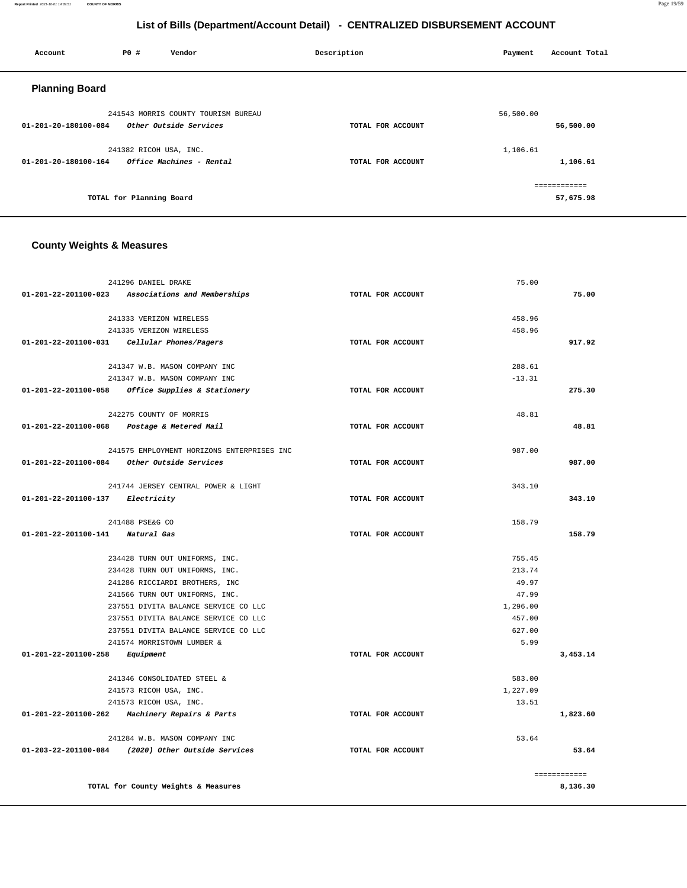## List of Bills (Department/Account Detail) - CENTRALIZED DISBURSEMENT ACCOUNT

| Account | PO # | Vendor | Description | Payment | Account Total |
|---|---|---|---|---|---|

### Planning Board

| Account | PO # | Vendor | Description | Payment | Account Total |
|---|---|---|---|---|---|
| | 241543 | MORRIS COUNTY TOURISM BUREAU | | 56,500.00 | |
| 01-201-20-180100-084 | | *Other Outside Services* | TOTAL FOR ACCOUNT | | 56,500.00 |
| | 241382 | RICOH USA, INC. | | 1,106.61 | |
| 01-201-20-180100-164 | | *Office Machines - Rental* | TOTAL FOR ACCOUNT | | 1,106.61 |
| | | | | | ============ |
| | | TOTAL for Planning Board | | | 57,675.98 |

### County Weights & Measures

| Account | PO # | Vendor | Description | Payment | Account Total |
|---|---|---|---|---|---|
| | 241296 | DANIEL DRAKE | | 75.00 | |
| 01-201-22-201100-023 | | *Associations and Memberships* | TOTAL FOR ACCOUNT | | 75.00 |
| | 241333 | VERIZON WIRELESS | | 458.96 | |
| | 241335 | VERIZON WIRELESS | | 458.96 | |
| 01-201-22-201100-031 | | *Cellular Phones/Pagers* | TOTAL FOR ACCOUNT | | 917.92 |
| | 241347 | W.B. MASON COMPANY INC | | 288.61 | |
| | 241347 | W.B. MASON COMPANY INC | | -13.31 | |
| 01-201-22-201100-058 | | *Office Supplies & Stationery* | TOTAL FOR ACCOUNT | | 275.30 |
| | 242275 | COUNTY OF MORRIS | | 48.81 | |
| 01-201-22-201100-068 | | *Postage & Metered Mail* | TOTAL FOR ACCOUNT | | 48.81 |
| | 241575 | EMPLOYMENT HORIZONS ENTERPRISES INC | | 987.00 | |
| 01-201-22-201100-084 | | *Other Outside Services* | TOTAL FOR ACCOUNT | | 987.00 |
| | 241744 | JERSEY CENTRAL POWER & LIGHT | | 343.10 | |
| 01-201-22-201100-137 | | *Electricity* | TOTAL FOR ACCOUNT | | 343.10 |
| | 241488 | PSE&G CO | | 158.79 | |
| 01-201-22-201100-141 | | *Natural Gas* | TOTAL FOR ACCOUNT | | 158.79 |
| | 234428 | TURN OUT UNIFORMS, INC. | | 755.45 | |
| | 234428 | TURN OUT UNIFORMS, INC. | | 213.74 | |
| | 241286 | RICCIARDI BROTHERS, INC | | 49.97 | |
| | 241566 | TURN OUT UNIFORMS, INC. | | 47.99 | |
| | 237551 | DIVITA BALANCE SERVICE CO LLC | | 1,296.00 | |
| | 237551 | DIVITA BALANCE SERVICE CO LLC | | 457.00 | |
| | 237551 | DIVITA BALANCE SERVICE CO LLC | | 627.00 | |
| | 241574 | MORRISTOWN LUMBER & | | 5.99 | |
| 01-201-22-201100-258 | | *Equipment* | TOTAL FOR ACCOUNT | | 3,453.14 |
| | 241346 | CONSOLIDATED STEEL & | | 583.00 | |
| | 241573 | RICOH USA, INC. | | 1,227.09 | |
| | 241573 | RICOH USA, INC. | | 13.51 | |
| 01-201-22-201100-262 | | *Machinery Repairs & Parts* | TOTAL FOR ACCOUNT | | 1,823.60 |
| | 241284 | W.B. MASON COMPANY INC | | 53.64 | |
| 01-203-22-201100-084 | | *(2020) Other Outside Services* | TOTAL FOR ACCOUNT | | 53.64 |
| | | | | | ============ |
| | | TOTAL for County Weights & Measures | | | 8,136.30 |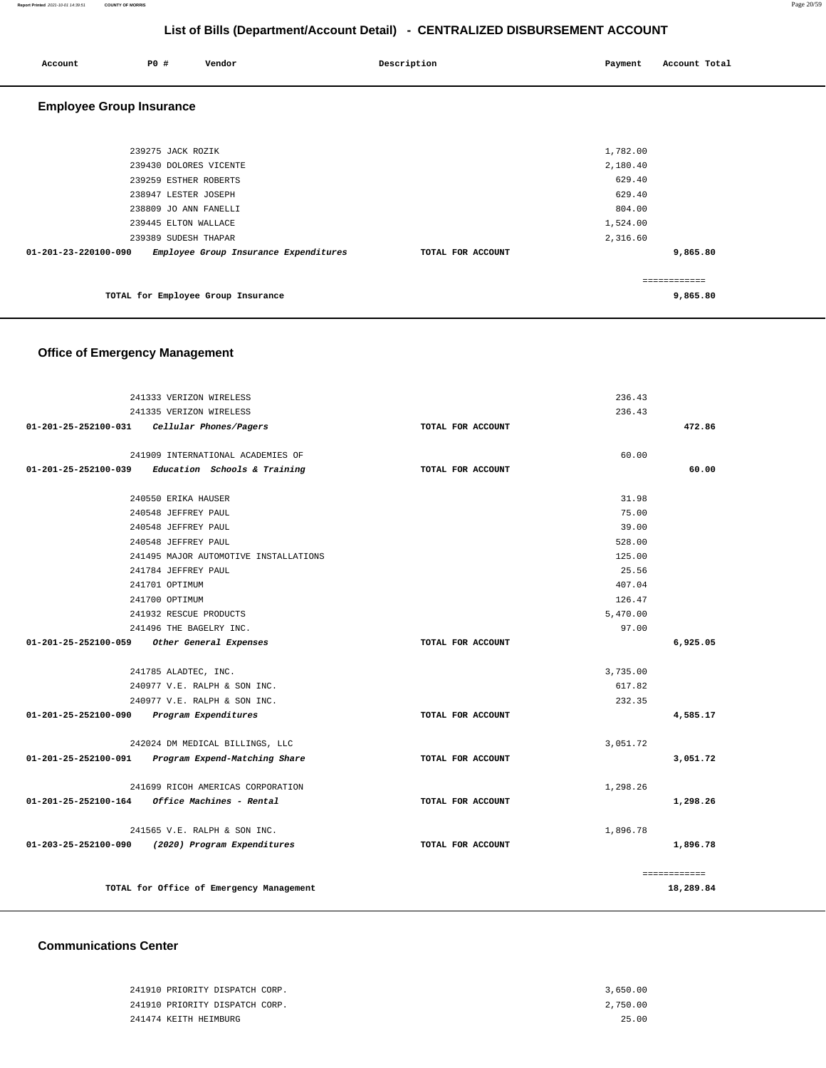## List of Bills (Department/Account Detail) - CENTRALIZED DISBURSEMENT ACCOUNT

| Account | PO # | Vendor | Description | Payment | Account Total |
|---|---|---|---|---|---|

### Employee Group Insurance

| Account | PO # | Vendor | Description | Payment | Account Total |
|---|---|---|---|---|---|
| | 239275 | JACK ROZIK | | 1,782.00 | |
| | 239430 | DOLORES VICENTE | | 2,180.40 | |
| | 239259 | ESTHER ROBERTS | | 629.40 | |
| | 238947 | LESTER JOSEPH | | 629.40 | |
| | 238809 | JO ANN FANELLI | | 804.00 | |
| | 239445 | ELTON WALLACE | | 1,524.00 | |
| | 239389 | SUDESH THAPAR | | 2,316.60 | |
| **01-201-23-220100-090** | | *Employee Group Insurance Expenditures* | **TOTAL FOR ACCOUNT** | | **9,865.80** |
| | | | | | ============ |
| | | **TOTAL for Employee Group Insurance** | | | **9,865.80** |

### Office of Emergency Management

| Account | PO # | Vendor | Description | Payment | Account Total |
|---|---|---|---|---|---|
| | 241333 | VERIZON WIRELESS | | 236.43 | |
| | 241335 | VERIZON WIRELESS | | 236.43 | |
| **01-201-25-252100-031** | | *Cellular Phones/Pagers* | **TOTAL FOR ACCOUNT** | | **472.86** |
| | 241909 | INTERNATIONAL ACADEMIES OF | | 60.00 | |
| **01-201-25-252100-039** | | *Education Schools & Training* | **TOTAL FOR ACCOUNT** | | **60.00** |
| | 240550 | ERIKA HAUSER | | 31.98 | |
| | 240548 | JEFFREY PAUL | | 75.00 | |
| | 240548 | JEFFREY PAUL | | 39.00 | |
| | 240548 | JEFFREY PAUL | | 528.00 | |
| | 241495 | MAJOR AUTOMOTIVE INSTALLATIONS | | 125.00 | |
| | 241784 | JEFFREY PAUL | | 25.56 | |
| | 241701 | OPTIMUM | | 407.04 | |
| | 241700 | OPTIMUM | | 126.47 | |
| | 241932 | RESCUE PRODUCTS | | 5,470.00 | |
| | 241496 | THE BAGELRY INC. | | 97.00 | |
| **01-201-25-252100-059** | | *Other General Expenses* | **TOTAL FOR ACCOUNT** | | **6,925.05** |
| | 241785 | ALADTEC, INC. | | 3,735.00 | |
| | 240977 | V.E. RALPH & SON INC. | | 617.82 | |
| | 240977 | V.E. RALPH & SON INC. | | 232.35 | |
| **01-201-25-252100-090** | | *Program Expenditures* | **TOTAL FOR ACCOUNT** | | **4,585.17** |
| | 242024 | DM MEDICAL BILLINGS, LLC | | 3,051.72 | |
| **01-201-25-252100-091** | | *Program Expend-Matching Share* | **TOTAL FOR ACCOUNT** | | **3,051.72** |
| | 241699 | RICOH AMERICAS CORPORATION | | 1,298.26 | |
| **01-201-25-252100-164** | | *Office Machines - Rental* | **TOTAL FOR ACCOUNT** | | **1,298.26** |
| | 241565 | V.E. RALPH & SON INC. | | 1,896.78 | |
| **01-203-25-252100-090** | | *(2020) Program Expenditures* | **TOTAL FOR ACCOUNT** | | **1,896.78** |
| | | | | | ============ |
| | | **TOTAL for Office of Emergency Management** | | | **18,289.84** |

### Communications Center

| Account | PO # | Vendor | Description | Payment | Account Total |
|---|---|---|---|---|---|
| | 241910 | PRIORITY DISPATCH CORP. | | 3,650.00 | |
| | 241910 | PRIORITY DISPATCH CORP. | | 2,750.00 | |
| | 241474 | KEITH HEIMBURG | | 25.00 | |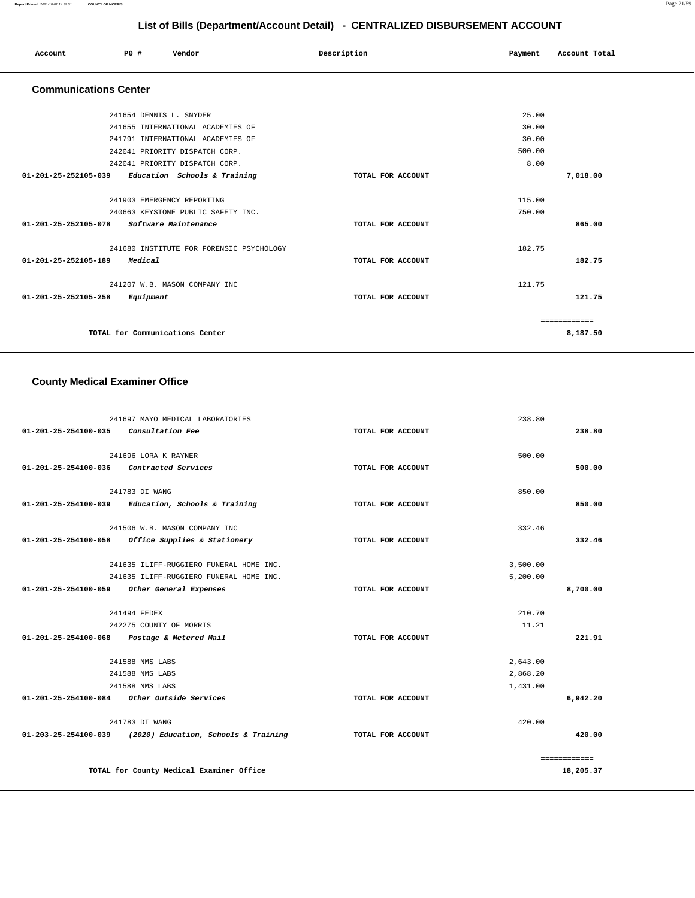# List of Bills (Department/Account Detail) - CENTRALIZED DISBURSEMENT ACCOUNT

| Account | PO # | Vendor | Description | Payment | Account Total |
|---|---|---|---|---|---|

## Communications Center

| Account | PO # | Vendor | Description | Payment | Account Total |
|---|---|---|---|---|---|
| | 241654 | DENNIS L. SNYDER | | 25.00 | |
| | 241655 | INTERNATIONAL ACADEMIES OF | | 30.00 | |
| | 241791 | INTERNATIONAL ACADEMIES OF | | 30.00 | |
| | 242041 | PRIORITY DISPATCH CORP. | | 500.00 | |
| | 242041 | PRIORITY DISPATCH CORP. | | 8.00 | |
| 01-201-25-252105-039 | | *Education Schools & Training* | TOTAL FOR ACCOUNT | | 7,018.00 |
| | 241903 | EMERGENCY REPORTING | | 115.00 | |
| | 240663 | KEYSTONE PUBLIC SAFETY INC. | | 750.00 | |
| 01-201-25-252105-078 | | *Software Maintenance* | TOTAL FOR ACCOUNT | | 865.00 |
| | 241680 | INSTITUTE FOR FORENSIC PSYCHOLOGY | | 182.75 | |
| 01-201-25-252105-189 | | *Medical* | TOTAL FOR ACCOUNT | | 182.75 |
| | 241207 | W.B. MASON COMPANY INC | | 121.75 | |
| 01-201-25-252105-258 | | *Equipment* | TOTAL FOR ACCOUNT | | 121.75 |
| | | | | | ============ |
| | | TOTAL for Communications Center | | | 8,187.50 |

## County Medical Examiner Office

| Account | PO # | Vendor | Description | Payment | Account Total |
|---|---|---|---|---|---|
| | 241697 | MAYO MEDICAL LABORATORIES | | 238.80 | |
| 01-201-25-254100-035 | | *Consultation Fee* | TOTAL FOR ACCOUNT | | 238.80 |
| | 241696 | LORA K RAYNER | | 500.00 | |
| 01-201-25-254100-036 | | *Contracted Services* | TOTAL FOR ACCOUNT | | 500.00 |
| | 241783 | DI WANG | | 850.00 | |
| 01-201-25-254100-039 | | *Education, Schools & Training* | TOTAL FOR ACCOUNT | | 850.00 |
| | 241506 | W.B. MASON COMPANY INC | | 332.46 | |
| 01-201-25-254100-058 | | *Office Supplies & Stationery* | TOTAL FOR ACCOUNT | | 332.46 |
| | 241635 | ILIFF-RUGGIERO FUNERAL HOME INC. | | 3,500.00 | |
| | 241635 | ILIFF-RUGGIERO FUNERAL HOME INC. | | 5,200.00 | |
| 01-201-25-254100-059 | | *Other General Expenses* | TOTAL FOR ACCOUNT | | 8,700.00 |
| | 241494 | FEDEX | | 210.70 | |
| | 242275 | COUNTY OF MORRIS | | 11.21 | |
| 01-201-25-254100-068 | | *Postage & Metered Mail* | TOTAL FOR ACCOUNT | | 221.91 |
| | 241588 | NMS LABS | | 2,643.00 | |
| | 241588 | NMS LABS | | 2,868.20 | |
| | 241588 | NMS LABS | | 1,431.00 | |
| 01-201-25-254100-084 | | *Other Outside Services* | TOTAL FOR ACCOUNT | | 6,942.20 |
| | 241783 | DI WANG | | 420.00 | |
| 01-203-25-254100-039 | | *(2020) Education, Schools & Training* | TOTAL FOR ACCOUNT | | 420.00 |
| | | | | | ============ |
| | | TOTAL for County Medical Examiner Office | | | 18,205.37 |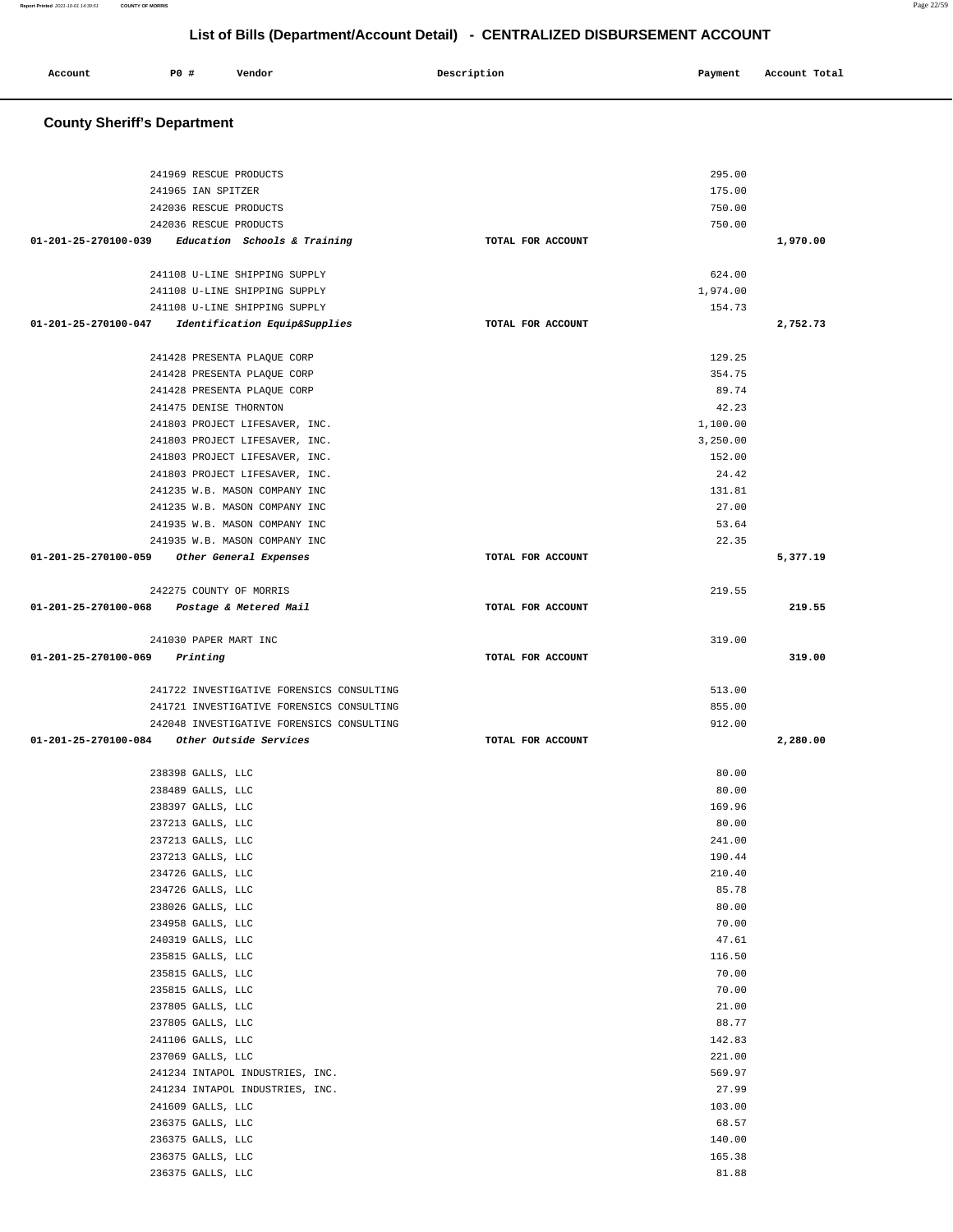## List of Bills (Department/Account Detail) - CENTRALIZED DISBURSEMENT ACCOUNT

| Account | PO # | Vendor | Description | Payment | Account Total |
|---|---|---|---|---|---|

### County Sheriff's Department

| Account | PO # | Vendor | Description | Payment | Account Total |
|---|---|---|---|---|---|
| | 241969 | RESCUE PRODUCTS | | 295.00 | |
| | 241965 | IAN SPITZER | | 175.00 | |
| | 242036 | RESCUE PRODUCTS | | 750.00 | |
| | 242036 | RESCUE PRODUCTS | | 750.00 | |
| **01-201-25-270100-039** | | ***Education Schools & Training*** | **TOTAL FOR ACCOUNT** | | **1,970.00** |
| | 241108 | U-LINE SHIPPING SUPPLY | | 624.00 | |
| | 241108 | U-LINE SHIPPING SUPPLY | | 1,974.00 | |
| | 241108 | U-LINE SHIPPING SUPPLY | | 154.73 | |
| **01-201-25-270100-047** | | ***Identification Equip&Supplies*** | **TOTAL FOR ACCOUNT** | | **2,752.73** |
| | 241428 | PRESENTA PLAQUE CORP | | 129.25 | |
| | 241428 | PRESENTA PLAQUE CORP | | 354.75 | |
| | 241428 | PRESENTA PLAQUE CORP | | 89.74 | |
| | 241475 | DENISE THORNTON | | 42.23 | |
| | 241803 | PROJECT LIFESAVER, INC. | | 1,100.00 | |
| | 241803 | PROJECT LIFESAVER, INC. | | 3,250.00 | |
| | 241803 | PROJECT LIFESAVER, INC. | | 152.00 | |
| | 241803 | PROJECT LIFESAVER, INC. | | 24.42 | |
| | 241235 | W.B. MASON COMPANY INC | | 131.81 | |
| | 241235 | W.B. MASON COMPANY INC | | 27.00 | |
| | 241935 | W.B. MASON COMPANY INC | | 53.64 | |
| | 241935 | W.B. MASON COMPANY INC | | 22.35 | |
| **01-201-25-270100-059** | | ***Other General Expenses*** | **TOTAL FOR ACCOUNT** | | **5,377.19** |
| | 242275 | COUNTY OF MORRIS | | 219.55 | |
| **01-201-25-270100-068** | | ***Postage & Metered Mail*** | **TOTAL FOR ACCOUNT** | | **219.55** |
| | 241030 | PAPER MART INC | | 319.00 | |
| **01-201-25-270100-069** | | ***Printing*** | **TOTAL FOR ACCOUNT** | | **319.00** |
| | 241722 | INVESTIGATIVE FORENSICS CONSULTING | | 513.00 | |
| | 241721 | INVESTIGATIVE FORENSICS CONSULTING | | 855.00 | |
| | 242048 | INVESTIGATIVE FORENSICS CONSULTING | | 912.00 | |
| **01-201-25-270100-084** | | ***Other Outside Services*** | **TOTAL FOR ACCOUNT** | | **2,280.00** |
| | 238398 | GALLS, LLC | | 80.00 | |
| | 238489 | GALLS, LLC | | 80.00 | |
| | 238397 | GALLS, LLC | | 169.96 | |
| | 237213 | GALLS, LLC | | 80.00 | |
| | 237213 | GALLS, LLC | | 241.00 | |
| | 237213 | GALLS, LLC | | 190.44 | |
| | 234726 | GALLS, LLC | | 210.40 | |
| | 234726 | GALLS, LLC | | 85.78 | |
| | 238026 | GALLS, LLC | | 80.00 | |
| | 234958 | GALLS, LLC | | 70.00 | |
| | 240319 | GALLS, LLC | | 47.61 | |
| | 235815 | GALLS, LLC | | 116.50 | |
| | 235815 | GALLS, LLC | | 70.00 | |
| | 235815 | GALLS, LLC | | 70.00 | |
| | 237805 | GALLS, LLC | | 21.00 | |
| | 237805 | GALLS, LLC | | 88.77 | |
| | 241106 | GALLS, LLC | | 142.83 | |
| | 237069 | GALLS, LLC | | 221.00 | |
| | 241234 | INTAPOL INDUSTRIES, INC. | | 569.97 | |
| | 241234 | INTAPOL INDUSTRIES, INC. | | 27.99 | |
| | 241609 | GALLS, LLC | | 103.00 | |
| | 236375 | GALLS, LLC | | 68.57 | |
| | 236375 | GALLS, LLC | | 140.00 | |
| | 236375 | GALLS, LLC | | 165.38 | |
| | 236375 | GALLS, LLC | | 81.88 | |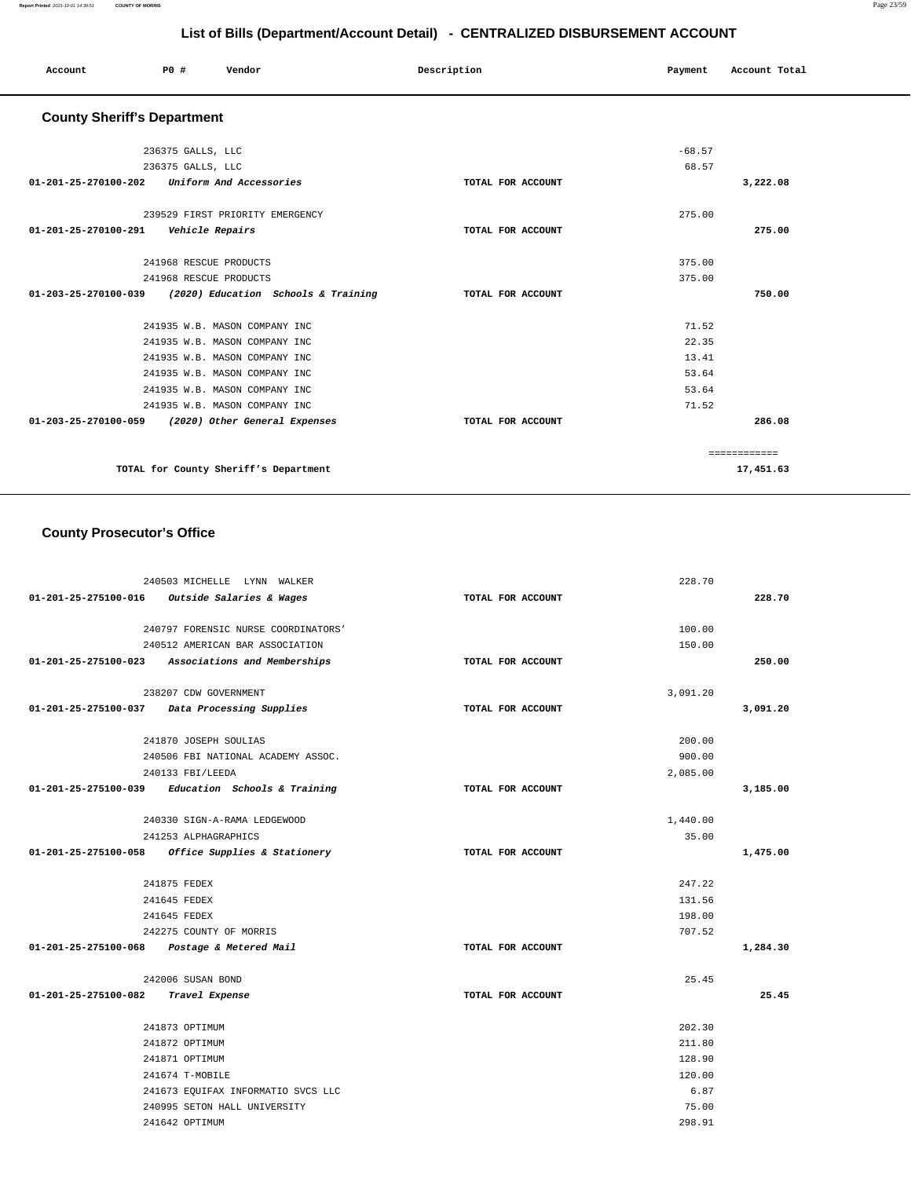## List of Bills (Department/Account Detail) - CENTRALIZED DISBURSEMENT ACCOUNT

| Account | PO # | Vendor | Description | Payment | Account Total |
|---|---|---|---|---|---|

### County Sheriff's Department

| Account | PO # | Vendor | Description | Payment | Account Total |
|---|---|---|---|---|---|
| | 236375 | GALLS, LLC | | -68.57 | |
| | 236375 | GALLS, LLC | | 68.57 | |
| 01-201-25-270100-202 | | *Uniform And Accessories* | TOTAL FOR ACCOUNT | | 3,222.08 |
| | 239529 | FIRST PRIORITY EMERGENCY | | 275.00 | |
| 01-201-25-270100-291 | | *Vehicle Repairs* | TOTAL FOR ACCOUNT | | 275.00 |
| | 241968 | RESCUE PRODUCTS | | 375.00 | |
| | 241968 | RESCUE PRODUCTS | | 375.00 | |
| 01-203-25-270100-039 | | *(2020) Education Schools & Training* | TOTAL FOR ACCOUNT | | 750.00 |
| | 241935 | W.B. MASON COMPANY INC | | 71.52 | |
| | 241935 | W.B. MASON COMPANY INC | | 22.35 | |
| | 241935 | W.B. MASON COMPANY INC | | 13.41 | |
| | 241935 | W.B. MASON COMPANY INC | | 53.64 | |
| | 241935 | W.B. MASON COMPANY INC | | 53.64 | |
| | 241935 | W.B. MASON COMPANY INC | | 71.52 | |
| 01-203-25-270100-059 | | *(2020) Other General Expenses* | TOTAL FOR ACCOUNT | | 286.08 |
| | | | | | ============ |
| | | TOTAL for County Sheriff's Department | | | 17,451.63 |

### County Prosecutor's Office

| Account | PO # | Vendor | Description | Payment | Account Total |
|---|---|---|---|---|---|
| | 240503 | MICHELLE LYNN WALKER | | 228.70 | |
| 01-201-25-275100-016 | | *Outside Salaries & Wages* | TOTAL FOR ACCOUNT | | 228.70 |
| | 240797 | FORENSIC NURSE COORDINATORS' | | 100.00 | |
| | 240512 | AMERICAN BAR ASSOCIATION | | 150.00 | |
| 01-201-25-275100-023 | | *Associations and Memberships* | TOTAL FOR ACCOUNT | | 250.00 |
| | 238207 | CDW GOVERNMENT | | 3,091.20 | |
| 01-201-25-275100-037 | | *Data Processing Supplies* | TOTAL FOR ACCOUNT | | 3,091.20 |
| | 241870 | JOSEPH SOULIAS | | 200.00 | |
| | 240506 | FBI NATIONAL ACADEMY ASSOC. | | 900.00 | |
| | 240133 | FBI/LEEDA | | 2,085.00 | |
| 01-201-25-275100-039 | | *Education Schools & Training* | TOTAL FOR ACCOUNT | | 3,185.00 |
| | 240330 | SIGN-A-RAMA LEDGEWOOD | | 1,440.00 | |
| | 241253 | ALPHAGRAPHICS | | 35.00 | |
| 01-201-25-275100-058 | | *Office Supplies & Stationery* | TOTAL FOR ACCOUNT | | 1,475.00 |
| | 241875 | FEDEX | | 247.22 | |
| | 241645 | FEDEX | | 131.56 | |
| | 241645 | FEDEX | | 198.00 | |
| | 242275 | COUNTY OF MORRIS | | 707.52 | |
| 01-201-25-275100-068 | | *Postage & Metered Mail* | TOTAL FOR ACCOUNT | | 1,284.30 |
| | 242006 | SUSAN BOND | | 25.45 | |
| 01-201-25-275100-082 | | *Travel Expense* | TOTAL FOR ACCOUNT | | 25.45 |
| | 241873 | OPTIMUM | | 202.30 | |
| | 241872 | OPTIMUM | | 211.80 | |
| | 241871 | OPTIMUM | | 128.90 | |
| | 241674 | T-MOBILE | | 120.00 | |
| | 241673 | EQUIFAX INFORMATIO SVCS LLC | | 6.87 | |
| | 240995 | SETON HALL UNIVERSITY | | 75.00 | |
| | 241642 | OPTIMUM | | 298.91 | |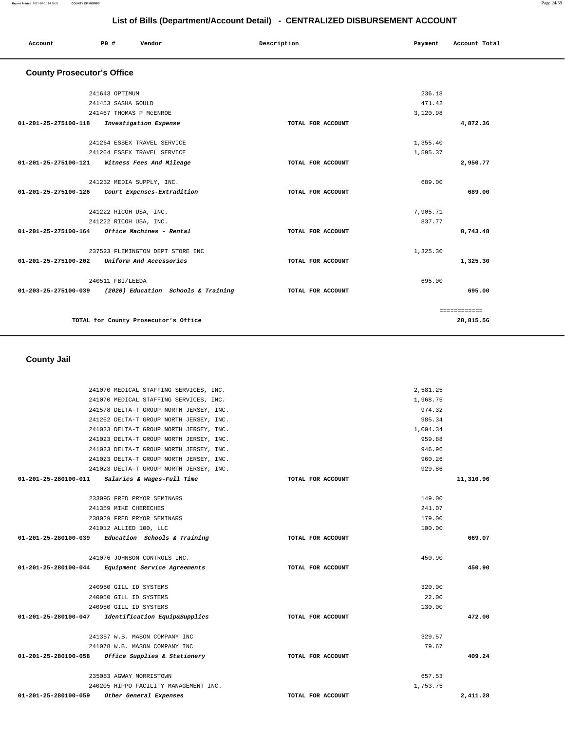# List of Bills (Department/Account Detail) - CENTRALIZED DISBURSEMENT ACCOUNT

| Account | PO # | Vendor | Description | Payment | Account Total |
|---|---|---|---|---|---|

## County Prosecutor's Office

| Account | PO # | Vendor | Description | Payment | Account Total |
|---|---|---|---|---|---|
| | 241643 | OPTIMUM | | 236.18 | |
| | 241453 | SASHA GOULD | | 471.42 | |
| | 241467 | THOMAS P McENROE | | 3,120.98 | |
| **01-201-25-275100-118** | | *Investigation Expense* | TOTAL FOR ACCOUNT | | **4,872.36** |
| | 241264 | ESSEX TRAVEL SERVICE | | 1,355.40 | |
| | 241264 | ESSEX TRAVEL SERVICE | | 1,595.37 | |
| **01-201-25-275100-121** | | *Witness Fees And Mileage* | TOTAL FOR ACCOUNT | | **2,950.77** |
| | 241232 | MEDIA SUPPLY, INC. | | 689.00 | |
| **01-201-25-275100-126** | | *Court Expenses-Extradition* | TOTAL FOR ACCOUNT | | **689.00** |
| | 241222 | RICOH USA, INC. | | 7,905.71 | |
| | 241222 | RICOH USA, INC. | | 837.77 | |
| **01-201-25-275100-164** | | *Office Machines - Rental* | TOTAL FOR ACCOUNT | | **8,743.48** |
| | 237523 | FLEMINGTON DEPT STORE INC | | 1,325.30 | |
| **01-201-25-275100-202** | | *Uniform And Accessories* | TOTAL FOR ACCOUNT | | **1,325.30** |
| | 240511 | FBI/LEEDA | | 695.00 | |
| **01-203-25-275100-039** | | *(2020) Education Schools & Training* | TOTAL FOR ACCOUNT | | **695.00** |
| | | | | | ============ |
| | | **TOTAL for County Prosecutor's Office** | | | **28,815.56** |

## County Jail

| Account | PO # | Vendor | Description | Payment | Account Total |
|---|---|---|---|---|---|
| | 241070 | MEDICAL STAFFING SERVICES, INC. | | 2,581.25 | |
| | 241070 | MEDICAL STAFFING SERVICES, INC. | | 1,968.75 | |
| | 241578 | DELTA-T GROUP NORTH JERSEY, INC. | | 974.32 | |
| | 241262 | DELTA-T GROUP NORTH JERSEY, INC. | | 985.34 | |
| | 241023 | DELTA-T GROUP NORTH JERSEY, INC. | | 1,004.34 | |
| | 241023 | DELTA-T GROUP NORTH JERSEY, INC. | | 959.88 | |
| | 241023 | DELTA-T GROUP NORTH JERSEY, INC. | | 946.96 | |
| | 241023 | DELTA-T GROUP NORTH JERSEY, INC. | | 960.26 | |
| | 241023 | DELTA-T GROUP NORTH JERSEY, INC. | | 929.86 | |
| **01-201-25-280100-011** | | *Salaries & Wages-Full Time* | TOTAL FOR ACCOUNT | | **11,310.96** |
| | 233095 | FRED PRYOR SEMINARS | | 149.00 | |
| | 241359 | MIKE CHERECHES | | 241.07 | |
| | 238029 | FRED PRYOR SEMINARS | | 179.00 | |
| | 241012 | ALLIED 100, LLC | | 100.00 | |
| **01-201-25-280100-039** | | *Education Schools & Training* | TOTAL FOR ACCOUNT | | **669.07** |
| | 241076 | JOHNSON CONTROLS INC. | | 450.90 | |
| **01-201-25-280100-044** | | *Equipment Service Agreements* | TOTAL FOR ACCOUNT | | **450.90** |
| | 240950 | GILL ID SYSTEMS | | 320.00 | |
| | 240950 | GILL ID SYSTEMS | | 22.00 | |
| | 240950 | GILL ID SYSTEMS | | 130.00 | |
| **01-201-25-280100-047** | | *Identification Equip&Supplies* | TOTAL FOR ACCOUNT | | **472.00** |
| | 241357 | W.B. MASON COMPANY INC | | 329.57 | |
| | 241078 | W.B. MASON COMPANY INC | | 79.67 | |
| **01-201-25-280100-058** | | *Office Supplies & Stationery* | TOTAL FOR ACCOUNT | | **409.24** |
| | 235083 | AGWAY MORRISTOWN | | 657.53 | |
| | 240205 | HIPPO FACILITY MANAGEMENT INC. | | 1,753.75 | |
| **01-201-25-280100-059** | | *Other General Expenses* | TOTAL FOR ACCOUNT | | **2,411.28** |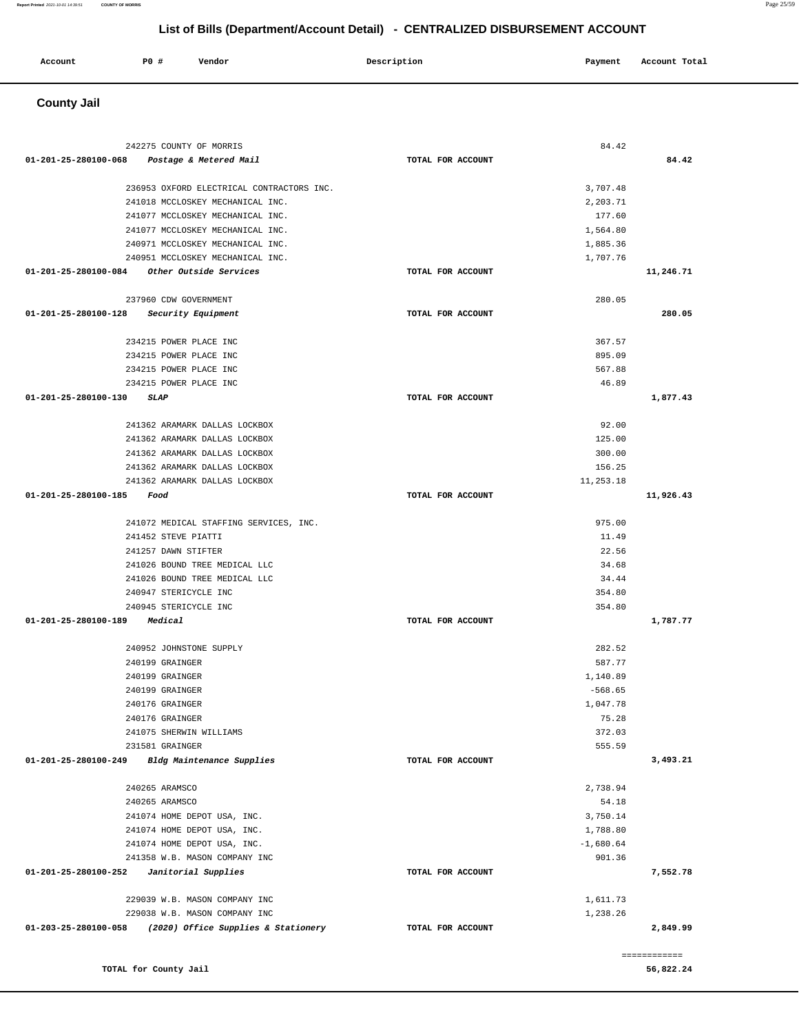# List of Bills (Department/Account Detail) - CENTRALIZED DISBURSEMENT ACCOUNT

| Account | PO # | Vendor | Description | Payment | Account Total |
|---|---|---|---|---|---|

## County Jail

| Account | PO # | Vendor | Description | Payment | Account Total |
|---|---|---|---|---|---|
| | 242275 | COUNTY OF MORRIS | | 84.42 | |
| 01-201-25-280100-068 | | *Postage & Metered Mail* | TOTAL FOR ACCOUNT | | 84.42 |
| | 236953 | OXFORD ELECTRICAL CONTRACTORS INC. | | 3,707.48 | |
| | 241018 | MCCLOSKEY MECHANICAL INC. | | 2,203.71 | |
| | 241077 | MCCLOSKEY MECHANICAL INC. | | 177.60 | |
| | 241077 | MCCLOSKEY MECHANICAL INC. | | 1,564.80 | |
| | 240971 | MCCLOSKEY MECHANICAL INC. | | 1,885.36 | |
| | 240951 | MCCLOSKEY MECHANICAL INC. | | 1,707.76 | |
| 01-201-25-280100-084 | | *Other Outside Services* | TOTAL FOR ACCOUNT | | 11,246.71 |
| | 237960 | CDW GOVERNMENT | | 280.05 | |
| 01-201-25-280100-128 | | *Security Equipment* | TOTAL FOR ACCOUNT | | 280.05 |
| | 234215 | POWER PLACE INC | | 367.57 | |
| | 234215 | POWER PLACE INC | | 895.09 | |
| | 234215 | POWER PLACE INC | | 567.88 | |
| | 234215 | POWER PLACE INC | | 46.89 | |
| 01-201-25-280100-130 | | *SLAP* | TOTAL FOR ACCOUNT | | 1,877.43 |
| | 241362 | ARAMARK DALLAS LOCKBOX | | 92.00 | |
| | 241362 | ARAMARK DALLAS LOCKBOX | | 125.00 | |
| | 241362 | ARAMARK DALLAS LOCKBOX | | 300.00 | |
| | 241362 | ARAMARK DALLAS LOCKBOX | | 156.25 | |
| | 241362 | ARAMARK DALLAS LOCKBOX | | 11,253.18 | |
| 01-201-25-280100-185 | | *Food* | TOTAL FOR ACCOUNT | | 11,926.43 |
| | 241072 | MEDICAL STAFFING SERVICES, INC. | | 975.00 | |
| | 241452 | STEVE PIATTI | | 11.49 | |
| | 241257 | DAWN STIFTER | | 22.56 | |
| | 241026 | BOUND TREE MEDICAL LLC | | 34.68 | |
| | 241026 | BOUND TREE MEDICAL LLC | | 34.44 | |
| | 240947 | STERICYCLE INC | | 354.80 | |
| | 240945 | STERICYCLE INC | | 354.80 | |
| 01-201-25-280100-189 | | *Medical* | TOTAL FOR ACCOUNT | | 1,787.77 |
| | 240952 | JOHNSTONE SUPPLY | | 282.52 | |
| | 240199 | GRAINGER | | 587.77 | |
| | 240199 | GRAINGER | | 1,140.89 | |
| | 240199 | GRAINGER | | -568.65 | |
| | 240176 | GRAINGER | | 1,047.78 | |
| | 240176 | GRAINGER | | 75.28 | |
| | 241075 | SHERWIN WILLIAMS | | 372.03 | |
| | 231581 | GRAINGER | | 555.59 | |
| 01-201-25-280100-249 | | *Bldg Maintenance Supplies* | TOTAL FOR ACCOUNT | | 3,493.21 |
| | 240265 | ARAMSCO | | 2,738.94 | |
| | 240265 | ARAMSCO | | 54.18 | |
| | 241074 | HOME DEPOT USA, INC. | | 3,750.14 | |
| | 241074 | HOME DEPOT USA, INC. | | 1,788.80 | |
| | 241074 | HOME DEPOT USA, INC. | | -1,680.64 | |
| | 241358 | W.B. MASON COMPANY INC | | 901.36 | |
| 01-201-25-280100-252 | | *Janitorial Supplies* | TOTAL FOR ACCOUNT | | 7,552.78 |
| | 229039 | W.B. MASON COMPANY INC | | 1,611.73 | |
| | 229038 | W.B. MASON COMPANY INC | | 1,238.26 | |
| 01-203-25-280100-058 | | *(2020) Office Supplies & Stationery* | TOTAL FOR ACCOUNT | | 2,849.99 |

**TOTAL for County Jail** 56,822.24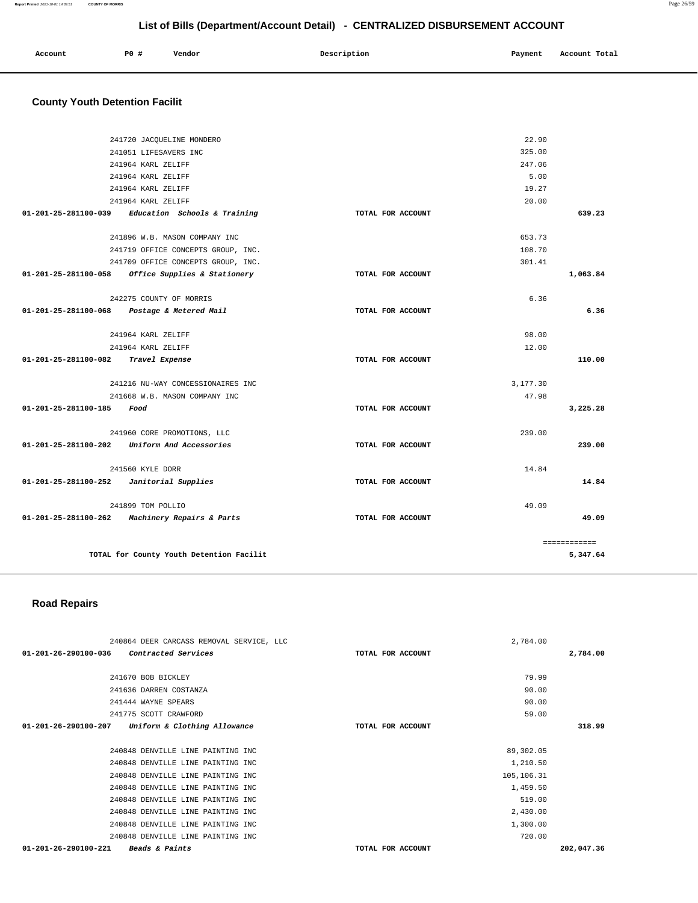# List of Bills (Department/Account Detail) - CENTRALIZED DISBURSEMENT ACCOUNT

| Account | PO # | Vendor | Description | Payment | Account Total |
|---|---|---|---|---|---|

## County Youth Detention Facilit

| Account | PO # | Vendor | Description | Payment | Account Total |
|---|---|---|---|---|---|
| | 241720 | JACQUELINE MONDERO | | 22.90 | |
| | 241051 | LIFESAVERS INC | | 325.00 | |
| | 241964 | KARL ZELIFF | | 247.06 | |
| | 241964 | KARL ZELIFF | | 5.00 | |
| | 241964 | KARL ZELIFF | | 19.27 | |
| | 241964 | KARL ZELIFF | | 20.00 | |
| 01-201-25-281100-039 | | *Education Schools & Training* | TOTAL FOR ACCOUNT | | 639.23 |
| | 241896 | W.B. MASON COMPANY INC | | 653.73 | |
| | 241719 | OFFICE CONCEPTS GROUP, INC. | | 108.70 | |
| | 241709 | OFFICE CONCEPTS GROUP, INC. | | 301.41 | |
| 01-201-25-281100-058 | | *Office Supplies & Stationery* | TOTAL FOR ACCOUNT | | 1,063.84 |
| | 242275 | COUNTY OF MORRIS | | 6.36 | |
| 01-201-25-281100-068 | | *Postage & Metered Mail* | TOTAL FOR ACCOUNT | | 6.36 |
| | 241964 | KARL ZELIFF | | 98.00 | |
| | 241964 | KARL ZELIFF | | 12.00 | |
| 01-201-25-281100-082 | | *Travel Expense* | TOTAL FOR ACCOUNT | | 110.00 |
| | 241216 | NU-WAY CONCESSIONAIRES INC | | 3,177.30 | |
| | 241668 | W.B. MASON COMPANY INC | | 47.98 | |
| 01-201-25-281100-185 | | *Food* | TOTAL FOR ACCOUNT | | 3,225.28 |
| | 241960 | CORE PROMOTIONS, LLC | | 239.00 | |
| 01-201-25-281100-202 | | *Uniform And Accessories* | TOTAL FOR ACCOUNT | | 239.00 |
| | 241560 | KYLE DORR | | 14.84 | |
| 01-201-25-281100-252 | | *Janitorial Supplies* | TOTAL FOR ACCOUNT | | 14.84 |
| | 241899 | TOM POLLIO | | 49.09 | |
| 01-201-25-281100-262 | | *Machinery Repairs & Parts* | TOTAL FOR ACCOUNT | | 49.09 |
| | | | | | ============ |
| | | TOTAL for County Youth Detention Facilit | | | 5,347.64 |

## Road Repairs

| Account | PO # | Vendor | Description | Payment | Account Total |
|---|---|---|---|---|---|
| | 240864 | DEER CARCASS REMOVAL SERVICE, LLC | | 2,784.00 | |
| 01-201-26-290100-036 | | *Contracted Services* | TOTAL FOR ACCOUNT | | 2,784.00 |
| | 241670 | BOB BICKLEY | | 79.99 | |
| | 241636 | DARREN COSTANZA | | 90.00 | |
| | 241444 | WAYNE SPEARS | | 90.00 | |
| | 241775 | SCOTT CRAWFORD | | 59.00 | |
| 01-201-26-290100-207 | | *Uniform & Clothing Allowance* | TOTAL FOR ACCOUNT | | 318.99 |
| | 240848 | DENVILLE LINE PAINTING INC | | 89,302.05 | |
| | 240848 | DENVILLE LINE PAINTING INC | | 1,210.50 | |
| | 240848 | DENVILLE LINE PAINTING INC | | 105,106.31 | |
| | 240848 | DENVILLE LINE PAINTING INC | | 1,459.50 | |
| | 240848 | DENVILLE LINE PAINTING INC | | 519.00 | |
| | 240848 | DENVILLE LINE PAINTING INC | | 2,430.00 | |
| | 240848 | DENVILLE LINE PAINTING INC | | 1,300.00 | |
| | 240848 | DENVILLE LINE PAINTING INC | | 720.00 | |
| 01-201-26-290100-221 | | *Beads & Paints* | TOTAL FOR ACCOUNT | | 202,047.36 |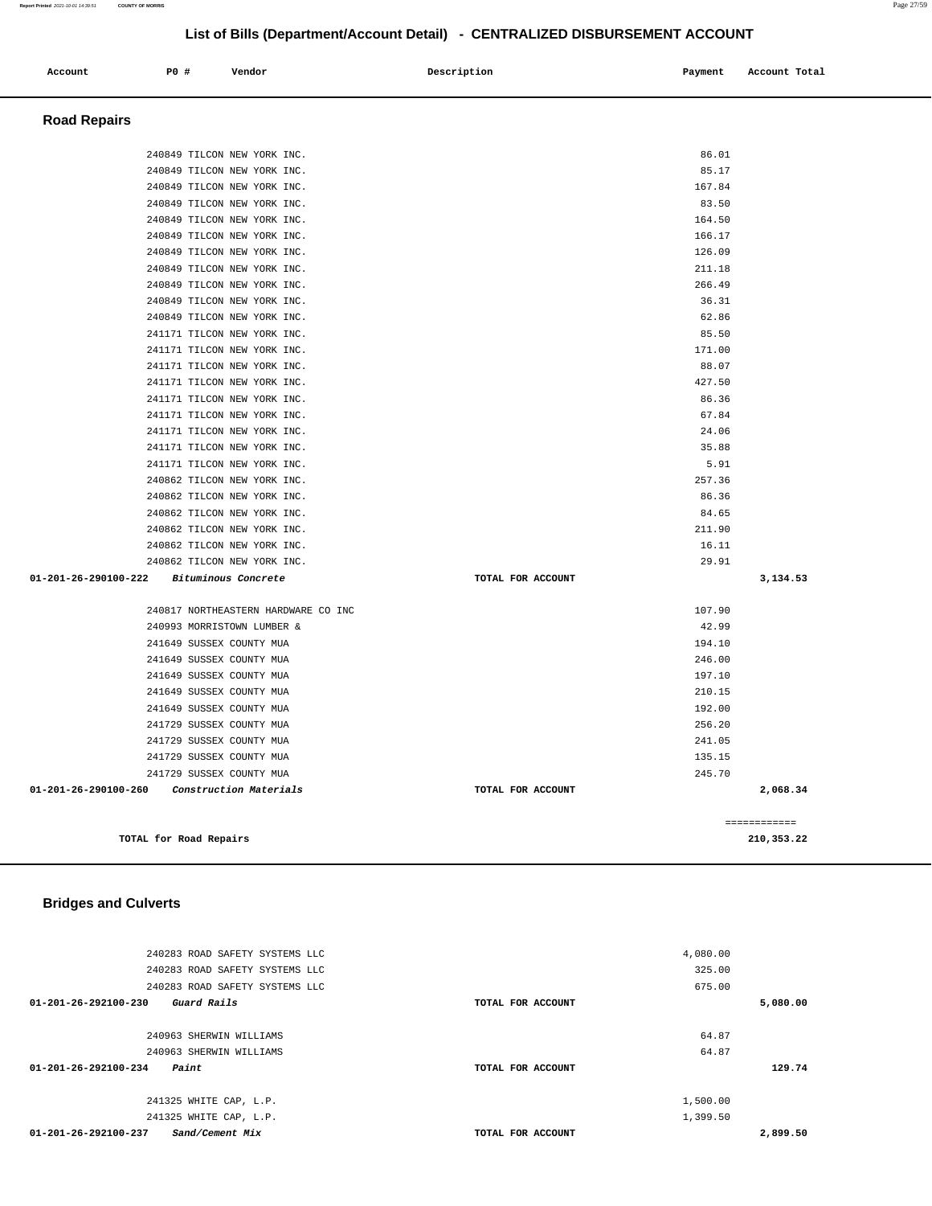## List of Bills (Department/Account Detail) - CENTRALIZED DISBURSEMENT ACCOUNT

| Account | PO # | Vendor | Description | Payment | Account Total |
|---|---|---|---|---|---|

### Road Repairs

| Account | PO # | Vendor | Description | Payment | Account Total |
|---|---|---|---|---|---|
| | 240849 | TILCON NEW YORK INC. | | 86.01 | |
| | 240849 | TILCON NEW YORK INC. | | 85.17 | |
| | 240849 | TILCON NEW YORK INC. | | 167.84 | |
| | 240849 | TILCON NEW YORK INC. | | 83.50 | |
| | 240849 | TILCON NEW YORK INC. | | 164.50 | |
| | 240849 | TILCON NEW YORK INC. | | 166.17 | |
| | 240849 | TILCON NEW YORK INC. | | 126.09 | |
| | 240849 | TILCON NEW YORK INC. | | 211.18 | |
| | 240849 | TILCON NEW YORK INC. | | 266.49 | |
| | 240849 | TILCON NEW YORK INC. | | 36.31 | |
| | 240849 | TILCON NEW YORK INC. | | 62.86 | |
| | 241171 | TILCON NEW YORK INC. | | 85.50 | |
| | 241171 | TILCON NEW YORK INC. | | 171.00 | |
| | 241171 | TILCON NEW YORK INC. | | 88.07 | |
| | 241171 | TILCON NEW YORK INC. | | 427.50 | |
| | 241171 | TILCON NEW YORK INC. | | 86.36 | |
| | 241171 | TILCON NEW YORK INC. | | 67.84 | |
| | 241171 | TILCON NEW YORK INC. | | 24.06 | |
| | 241171 | TILCON NEW YORK INC. | | 35.88 | |
| | 241171 | TILCON NEW YORK INC. | | 5.91 | |
| | 240862 | TILCON NEW YORK INC. | | 257.36 | |
| | 240862 | TILCON NEW YORK INC. | | 86.36 | |
| | 240862 | TILCON NEW YORK INC. | | 84.65 | |
| | 240862 | TILCON NEW YORK INC. | | 211.90 | |
| | 240862 | TILCON NEW YORK INC. | | 16.11 | |
| | 240862 | TILCON NEW YORK INC. | | 29.91 | |
| **01-201-26-290100-222** | | *Bituminous Concrete* | TOTAL FOR ACCOUNT | | **3,134.53** |
| | 240817 | NORTHEASTERN HARDWARE CO INC | | 107.90 | |
| | 240993 | MORRISTOWN LUMBER & | | 42.99 | |
| | 241649 | SUSSEX COUNTY MUA | | 194.10 | |
| | 241649 | SUSSEX COUNTY MUA | | 246.00 | |
| | 241649 | SUSSEX COUNTY MUA | | 197.10 | |
| | 241649 | SUSSEX COUNTY MUA | | 210.15 | |
| | 241649 | SUSSEX COUNTY MUA | | 192.00 | |
| | 241729 | SUSSEX COUNTY MUA | | 256.20 | |
| | 241729 | SUSSEX COUNTY MUA | | 241.05 | |
| | 241729 | SUSSEX COUNTY MUA | | 135.15 | |
| | 241729 | SUSSEX COUNTY MUA | | 245.70 | |
| **01-201-26-290100-260** | | *Construction Materials* | TOTAL FOR ACCOUNT | | **2,068.34** |
| | | | | | ============ |
| **TOTAL for Road Repairs** | | | | | **210,353.22** |

### Bridges and Culverts

| Account | PO # | Vendor | Description | Payment | Account Total |
|---|---|---|---|---|---|
| | 240283 | ROAD SAFETY SYSTEMS LLC | | 4,080.00 | |
| | 240283 | ROAD SAFETY SYSTEMS LLC | | 325.00 | |
| | 240283 | ROAD SAFETY SYSTEMS LLC | | 675.00 | |
| **01-201-26-292100-230** | | *Guard Rails* | TOTAL FOR ACCOUNT | | **5,080.00** |
| | 240963 | SHERWIN WILLIAMS | | 64.87 | |
| | 240963 | SHERWIN WILLIAMS | | 64.87 | |
| **01-201-26-292100-234** | | *Paint* | TOTAL FOR ACCOUNT | | **129.74** |
| | 241325 | WHITE CAP, L.P. | | 1,500.00 | |
| | 241325 | WHITE CAP, L.P. | | 1,399.50 | |
| **01-201-26-292100-237** | | *Sand/Cement Mix* | TOTAL FOR ACCOUNT | | **2,899.50** |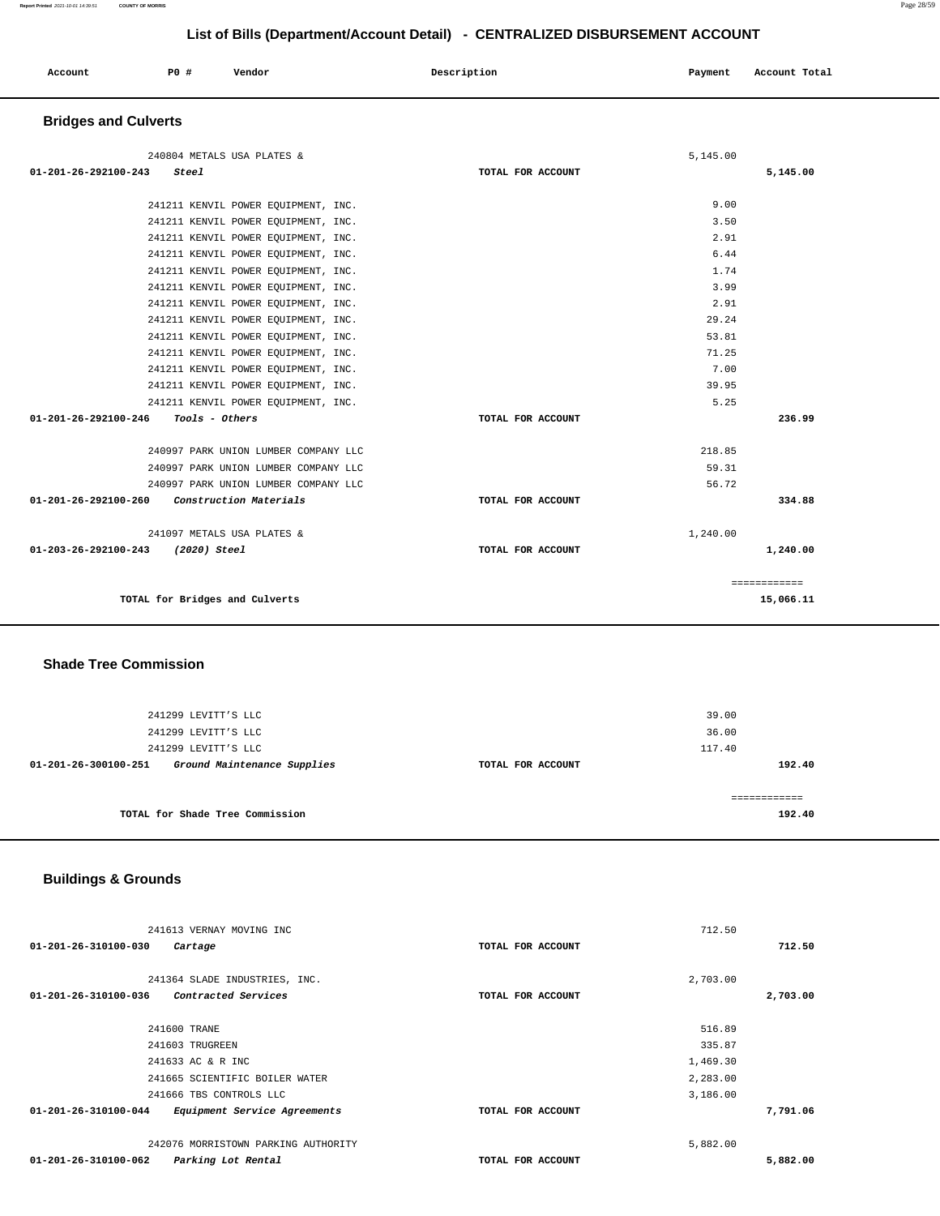# List of Bills (Department/Account Detail) - CENTRALIZED DISBURSEMENT ACCOUNT

| Account | PO # | Vendor | Description | Payment | Account Total |
|---|---|---|---|---|---|

## Bridges and Culverts

| Account | PO # | Vendor | Description | Payment | Account Total |
|---|---|---|---|---|---|
| | 240804 | METALS USA PLATES & | | 5,145.00 | |
| 01-201-26-292100-243 | | *Steel* | TOTAL FOR ACCOUNT | | 5,145.00 |
| | 241211 | KENVIL POWER EQUIPMENT, INC. | | 9.00 | |
| | 241211 | KENVIL POWER EQUIPMENT, INC. | | 3.50 | |
| | 241211 | KENVIL POWER EQUIPMENT, INC. | | 2.91 | |
| | 241211 | KENVIL POWER EQUIPMENT, INC. | | 6.44 | |
| | 241211 | KENVIL POWER EQUIPMENT, INC. | | 1.74 | |
| | 241211 | KENVIL POWER EQUIPMENT, INC. | | 3.99 | |
| | 241211 | KENVIL POWER EQUIPMENT, INC. | | 2.91 | |
| | 241211 | KENVIL POWER EQUIPMENT, INC. | | 29.24 | |
| | 241211 | KENVIL POWER EQUIPMENT, INC. | | 53.81 | |
| | 241211 | KENVIL POWER EQUIPMENT, INC. | | 71.25 | |
| | 241211 | KENVIL POWER EQUIPMENT, INC. | | 7.00 | |
| | 241211 | KENVIL POWER EQUIPMENT, INC. | | 39.95 | |
| | 241211 | KENVIL POWER EQUIPMENT, INC. | | 5.25 | |
| 01-201-26-292100-246 | | *Tools - Others* | TOTAL FOR ACCOUNT | | 236.99 |
| | 240997 | PARK UNION LUMBER COMPANY LLC | | 218.85 | |
| | 240997 | PARK UNION LUMBER COMPANY LLC | | 59.31 | |
| | 240997 | PARK UNION LUMBER COMPANY LLC | | 56.72 | |
| 01-201-26-292100-260 | | *Construction Materials* | TOTAL FOR ACCOUNT | | 334.88 |
| | 241097 | METALS USA PLATES & | | 1,240.00 | |
| 01-203-26-292100-243 | | *(2020) Steel* | TOTAL FOR ACCOUNT | | 1,240.00 |
| | | | | | ============ |
| | | TOTAL for Bridges and Culverts | | | 15,066.11 |

## Shade Tree Commission

| Account | PO # | Vendor | Description | Payment | Account Total |
|---|---|---|---|---|---|
| | 241299 | LEVITT'S LLC | | 39.00 | |
| | 241299 | LEVITT'S LLC | | 36.00 | |
| | 241299 | LEVITT'S LLC | | 117.40 | |
| 01-201-26-300100-251 | | *Ground Maintenance Supplies* | TOTAL FOR ACCOUNT | | 192.40 |
| | | | | | ============ |
| | | TOTAL for Shade Tree Commission | | | 192.40 |

## Buildings & Grounds

| Account | PO # | Vendor | Description | Payment | Account Total |
|---|---|---|---|---|---|
| | 241613 | VERNAY MOVING INC | | 712.50 | |
| 01-201-26-310100-030 | | *Cartage* | TOTAL FOR ACCOUNT | | 712.50 |
| | 241364 | SLADE INDUSTRIES, INC. | | 2,703.00 | |
| 01-201-26-310100-036 | | *Contracted Services* | TOTAL FOR ACCOUNT | | 2,703.00 |
| | 241600 | TRANE | | 516.89 | |
| | 241603 | TRUGREEN | | 335.87 | |
| | 241633 | AC & R INC | | 1,469.30 | |
| | 241665 | SCIENTIFIC BOILER WATER | | 2,283.00 | |
| | 241666 | TBS CONTROLS LLC | | 3,186.00 | |
| 01-201-26-310100-044 | | *Equipment Service Agreements* | TOTAL FOR ACCOUNT | | 7,791.06 |
| | 242076 | MORRISTOWN PARKING AUTHORITY | | 5,882.00 | |
| 01-201-26-310100-062 | | *Parking Lot Rental* | TOTAL FOR ACCOUNT | | 5,882.00 |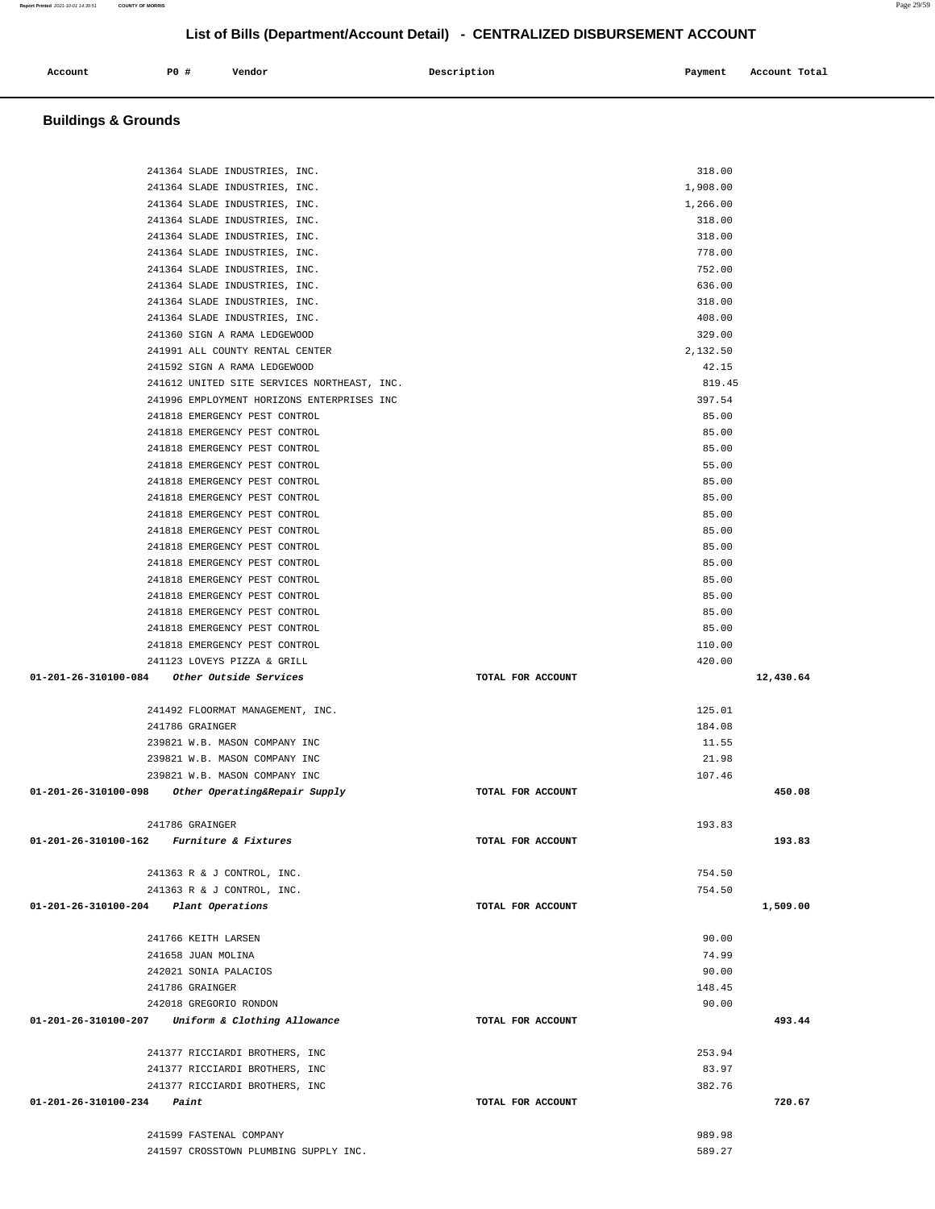# List of Bills (Department/Account Detail) - CENTRALIZED DISBURSEMENT ACCOUNT

| Account | PO # | Vendor | Description | Payment | Account Total |
|---|---|---|---|---|---|

## Buildings & Grounds

| Account | PO # | Vendor | Description | Payment | Account Total |
|---|---|---|---|---|---|
| | 241364 | SLADE INDUSTRIES, INC. | | 318.00 | |
| | 241364 | SLADE INDUSTRIES, INC. | | 1,908.00 | |
| | 241364 | SLADE INDUSTRIES, INC. | | 1,266.00 | |
| | 241364 | SLADE INDUSTRIES, INC. | | 318.00 | |
| | 241364 | SLADE INDUSTRIES, INC. | | 318.00 | |
| | 241364 | SLADE INDUSTRIES, INC. | | 778.00 | |
| | 241364 | SLADE INDUSTRIES, INC. | | 752.00 | |
| | 241364 | SLADE INDUSTRIES, INC. | | 636.00 | |
| | 241364 | SLADE INDUSTRIES, INC. | | 318.00 | |
| | 241364 | SLADE INDUSTRIES, INC. | | 408.00 | |
| | 241360 | SIGN A RAMA LEDGEWOOD | | 329.00 | |
| | 241991 | ALL COUNTY RENTAL CENTER | | 2,132.50 | |
| | 241592 | SIGN A RAMA LEDGEWOOD | | 42.15 | |
| | 241612 | UNITED SITE SERVICES NORTHEAST, INC. | | 819.45 | |
| | 241996 | EMPLOYMENT HORIZONS ENTERPRISES INC | | 397.54 | |
| | 241818 | EMERGENCY PEST CONTROL | | 85.00 | |
| | 241818 | EMERGENCY PEST CONTROL | | 85.00 | |
| | 241818 | EMERGENCY PEST CONTROL | | 85.00 | |
| | 241818 | EMERGENCY PEST CONTROL | | 55.00 | |
| | 241818 | EMERGENCY PEST CONTROL | | 85.00 | |
| | 241818 | EMERGENCY PEST CONTROL | | 85.00 | |
| | 241818 | EMERGENCY PEST CONTROL | | 85.00 | |
| | 241818 | EMERGENCY PEST CONTROL | | 85.00 | |
| | 241818 | EMERGENCY PEST CONTROL | | 85.00 | |
| | 241818 | EMERGENCY PEST CONTROL | | 85.00 | |
| | 241818 | EMERGENCY PEST CONTROL | | 85.00 | |
| | 241818 | EMERGENCY PEST CONTROL | | 85.00 | |
| | 241818 | EMERGENCY PEST CONTROL | | 85.00 | |
| | 241818 | EMERGENCY PEST CONTROL | | 85.00 | |
| | 241818 | EMERGENCY PEST CONTROL | | 110.00 | |
| | 241123 | LOVEYS PIZZA & GRILL | | 420.00 | |
| 01-201-26-310100-084 | | *Other Outside Services* | TOTAL FOR ACCOUNT | | 12,430.64 |
| | 241492 | FLOORMAT MANAGEMENT, INC. | | 125.01 | |
| | 241786 | GRAINGER | | 184.08 | |
| | 239821 | W.B. MASON COMPANY INC | | 11.55 | |
| | 239821 | W.B. MASON COMPANY INC | | 21.98 | |
| | 239821 | W.B. MASON COMPANY INC | | 107.46 | |
| 01-201-26-310100-098 | | *Other Operating&Repair Supply* | TOTAL FOR ACCOUNT | | 450.08 |
| | 241786 | GRAINGER | | 193.83 | |
| 01-201-26-310100-162 | | *Furniture & Fixtures* | TOTAL FOR ACCOUNT | | 193.83 |
| | 241363 | R & J CONTROL, INC. | | 754.50 | |
| | 241363 | R & J CONTROL, INC. | | 754.50 | |
| 01-201-26-310100-204 | | *Plant Operations* | TOTAL FOR ACCOUNT | | 1,509.00 |
| | 241766 | KEITH LARSEN | | 90.00 | |
| | 241658 | JUAN MOLINA | | 74.99 | |
| | 242021 | SONIA PALACIOS | | 90.00 | |
| | 241786 | GRAINGER | | 148.45 | |
| | 242018 | GREGORIO RONDON | | 90.00 | |
| 01-201-26-310100-207 | | *Uniform & Clothing Allowance* | TOTAL FOR ACCOUNT | | 493.44 |
| | 241377 | RICCIARDI BROTHERS, INC | | 253.94 | |
| | 241377 | RICCIARDI BROTHERS, INC | | 83.97 | |
| | 241377 | RICCIARDI BROTHERS, INC | | 382.76 | |
| 01-201-26-310100-234 | | *Paint* | TOTAL FOR ACCOUNT | | 720.67 |
| | 241599 | FASTENAL COMPANY | | 989.98 | |
| | 241597 | CROSSTOWN PLUMBING SUPPLY INC. | | 589.27 | |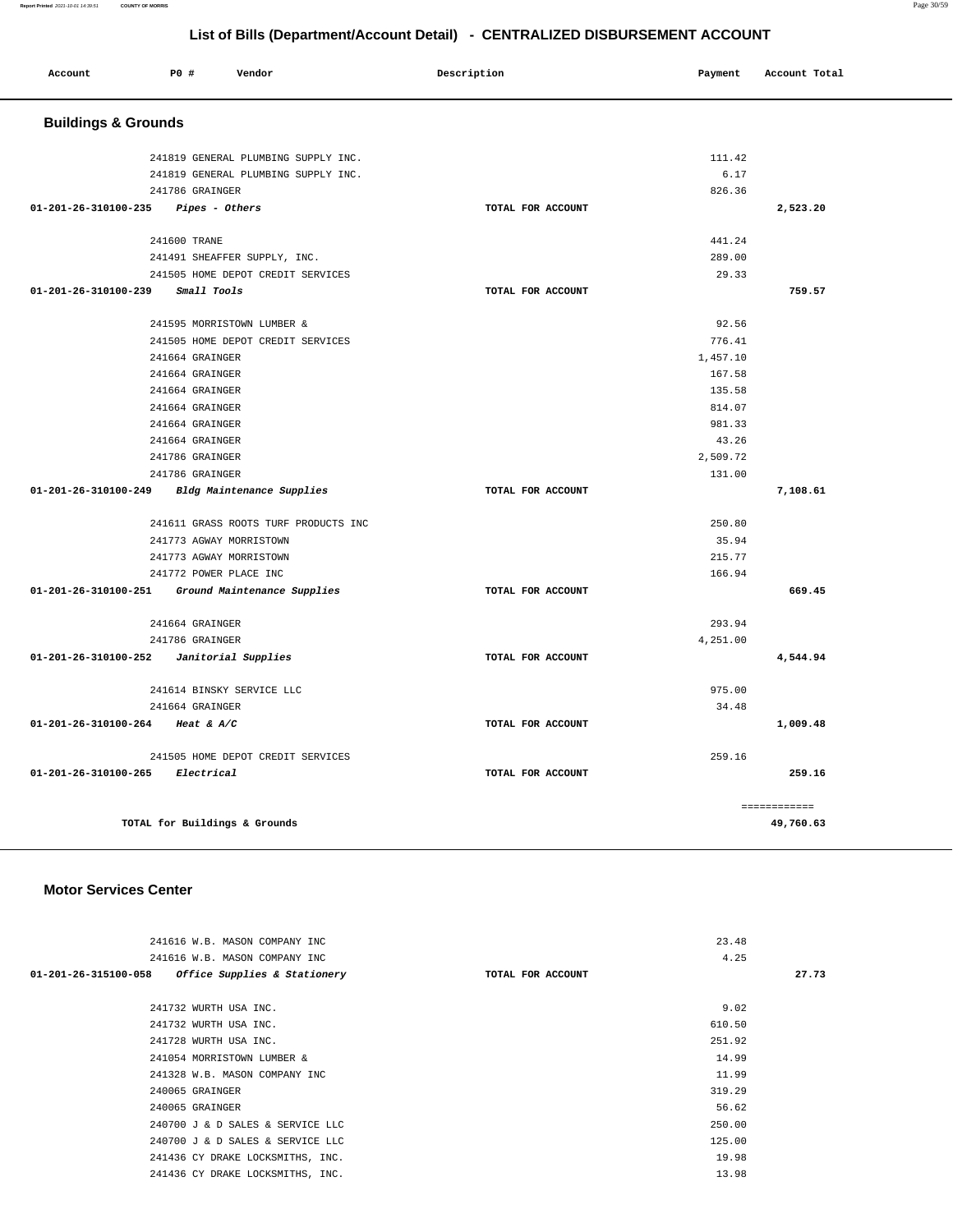# List of Bills (Department/Account Detail) - CENTRALIZED DISBURSEMENT ACCOUNT

| Account | PO # | Vendor | Description | Payment | Account Total |
|---|---|---|---|---|---|

## Buildings & Grounds

| Account | PO # | Vendor | Description | Payment | Account Total |
|---|---|---|---|---|---|
| | 241819 | GENERAL PLUMBING SUPPLY INC. | | 111.42 | |
| | 241819 | GENERAL PLUMBING SUPPLY INC. | | 6.17 | |
| | 241786 | GRAINGER | | 826.36 | |
| 01-201-26-310100-235 | | *Pipes - Others* | TOTAL FOR ACCOUNT | | 2,523.20 |
| | 241600 | TRANE | | 441.24 | |
| | 241491 | SHEAFFER SUPPLY, INC. | | 289.00 | |
| | 241505 | HOME DEPOT CREDIT SERVICES | | 29.33 | |
| 01-201-26-310100-239 | | *Small Tools* | TOTAL FOR ACCOUNT | | 759.57 |
| | 241595 | MORRISTOWN LUMBER & | | 92.56 | |
| | 241505 | HOME DEPOT CREDIT SERVICES | | 776.41 | |
| | 241664 | GRAINGER | | 1,457.10 | |
| | 241664 | GRAINGER | | 167.58 | |
| | 241664 | GRAINGER | | 135.58 | |
| | 241664 | GRAINGER | | 814.07 | |
| | 241664 | GRAINGER | | 981.33 | |
| | 241664 | GRAINGER | | 43.26 | |
| | 241786 | GRAINGER | | 2,509.72 | |
| | 241786 | GRAINGER | | 131.00 | |
| 01-201-26-310100-249 | | *Bldg Maintenance Supplies* | TOTAL FOR ACCOUNT | | 7,108.61 |
| | 241611 | GRASS ROOTS TURF PRODUCTS INC | | 250.80 | |
| | 241773 | AGWAY MORRISTOWN | | 35.94 | |
| | 241773 | AGWAY MORRISTOWN | | 215.77 | |
| | 241772 | POWER PLACE INC | | 166.94 | |
| 01-201-26-310100-251 | | *Ground Maintenance Supplies* | TOTAL FOR ACCOUNT | | 669.45 |
| | 241664 | GRAINGER | | 293.94 | |
| | 241786 | GRAINGER | | 4,251.00 | |
| 01-201-26-310100-252 | | *Janitorial Supplies* | TOTAL FOR ACCOUNT | | 4,544.94 |
| | 241614 | BINSKY SERVICE LLC | | 975.00 | |
| | 241664 | GRAINGER | | 34.48 | |
| 01-201-26-310100-264 | | *Heat & A/C* | TOTAL FOR ACCOUNT | | 1,009.48 |
| | 241505 | HOME DEPOT CREDIT SERVICES | | 259.16 | |
| 01-201-26-310100-265 | | *Electrical* | TOTAL FOR ACCOUNT | | 259.16 |
| | | | | | ============ |
| | | TOTAL for Buildings & Grounds | | | 49,760.63 |

## Motor Services Center

| Account | PO # | Vendor | Description | Payment | Account Total |
|---|---|---|---|---|---|
| | 241616 | W.B. MASON COMPANY INC | | 23.48 | |
| | 241616 | W.B. MASON COMPANY INC | | 4.25 | |
| 01-201-26-315100-058 | | *Office Supplies & Stationery* | TOTAL FOR ACCOUNT | | 27.73 |
| | 241732 | WURTH USA INC. | | 9.02 | |
| | 241732 | WURTH USA INC. | | 610.50 | |
| | 241728 | WURTH USA INC. | | 251.92 | |
| | 241054 | MORRISTOWN LUMBER & | | 14.99 | |
| | 241328 | W.B. MASON COMPANY INC | | 11.99 | |
| | 240065 | GRAINGER | | 319.29 | |
| | 240065 | GRAINGER | | 56.62 | |
| | 240700 | J & D SALES & SERVICE LLC | | 250.00 | |
| | 240700 | J & D SALES & SERVICE LLC | | 125.00 | |
| | 241436 | CY DRAKE LOCKSMITHS, INC. | | 19.98 | |
| | 241436 | CY DRAKE LOCKSMITHS, INC. | | 13.98 | |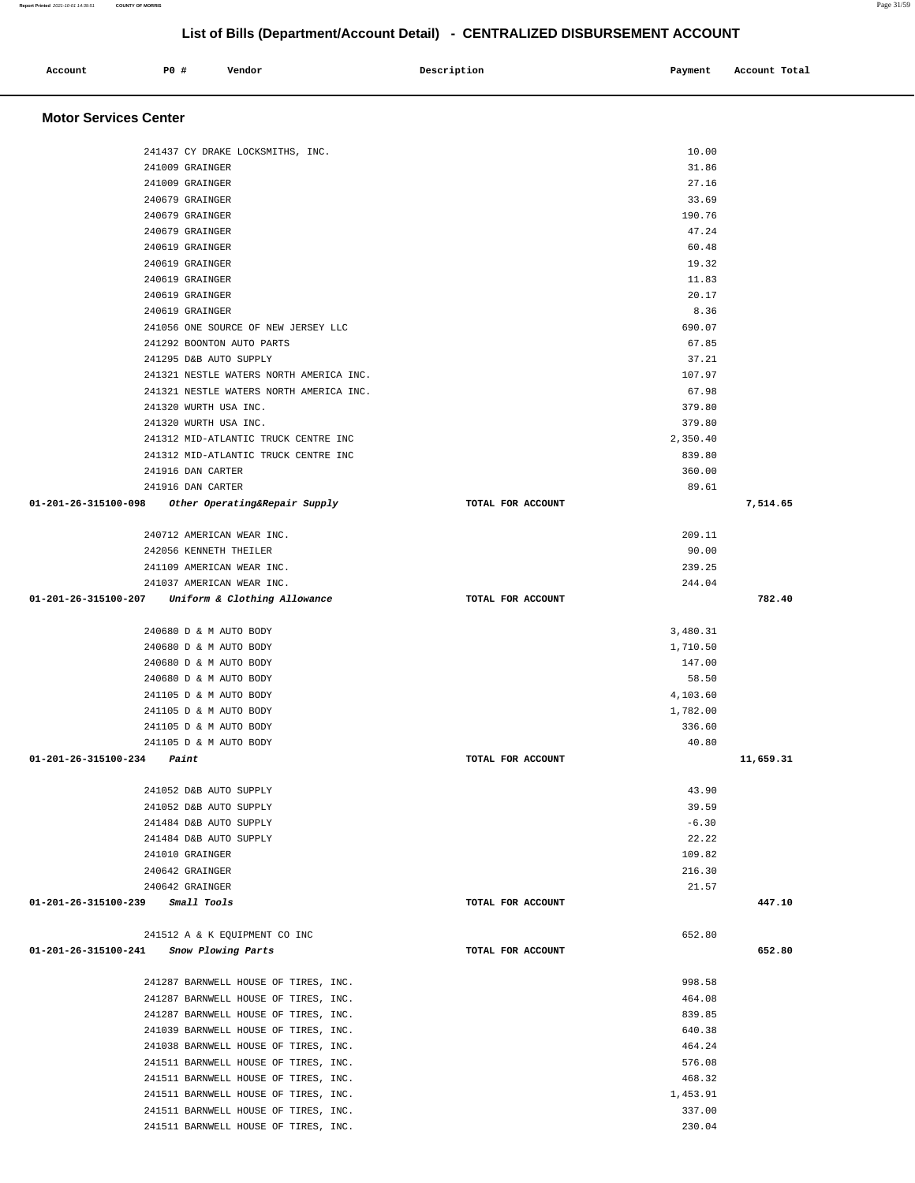# List of Bills (Department/Account Detail) - CENTRALIZED DISBURSEMENT ACCOUNT

| Account | PO # | Vendor | Description | Payment | Account Total |
|---|---|---|---|---|---|

## Motor Services Center

| Account | PO # | Vendor | Description | Payment | Account Total |
|---|---|---|---|---|---|
| | 241437 | CY DRAKE LOCKSMITHS, INC. | | 10.00 | |
| | 241009 | GRAINGER | | 31.86 | |
| | 241009 | GRAINGER | | 27.16 | |
| | 240679 | GRAINGER | | 33.69 | |
| | 240679 | GRAINGER | | 190.76 | |
| | 240679 | GRAINGER | | 47.24 | |
| | 240619 | GRAINGER | | 60.48 | |
| | 240619 | GRAINGER | | 19.32 | |
| | 240619 | GRAINGER | | 11.83 | |
| | 240619 | GRAINGER | | 20.17 | |
| | 240619 | GRAINGER | | 8.36 | |
| | 241056 | ONE SOURCE OF NEW JERSEY LLC | | 690.07 | |
| | 241292 | BOONTON AUTO PARTS | | 67.85 | |
| | 241295 | D&B AUTO SUPPLY | | 37.21 | |
| | 241321 | NESTLE WATERS NORTH AMERICA INC. | | 107.97 | |
| | 241321 | NESTLE WATERS NORTH AMERICA INC. | | 67.98 | |
| | 241320 | WURTH USA INC. | | 379.80 | |
| | 241320 | WURTH USA INC. | | 379.80 | |
| | 241312 | MID-ATLANTIC TRUCK CENTRE INC | | 2,350.40 | |
| | 241312 | MID-ATLANTIC TRUCK CENTRE INC | | 839.80 | |
| | 241916 | DAN CARTER | | 360.00 | |
| | 241916 | DAN CARTER | | 89.61 | |
| **01-201-26-315100-098** | | ***Other Operating&Repair Supply*** | TOTAL FOR ACCOUNT | | **7,514.65** |
| | 240712 | AMERICAN WEAR INC. | | 209.11 | |
| | 242056 | KENNETH THEILER | | 90.00 | |
| | 241109 | AMERICAN WEAR INC. | | 239.25 | |
| | 241037 | AMERICAN WEAR INC. | | 244.04 | |
| **01-201-26-315100-207** | | ***Uniform & Clothing Allowance*** | TOTAL FOR ACCOUNT | | **782.40** |
| | 240680 | D & M AUTO BODY | | 3,480.31 | |
| | 240680 | D & M AUTO BODY | | 1,710.50 | |
| | 240680 | D & M AUTO BODY | | 147.00 | |
| | 240680 | D & M AUTO BODY | | 58.50 | |
| | 241105 | D & M AUTO BODY | | 4,103.60 | |
| | 241105 | D & M AUTO BODY | | 1,782.00 | |
| | 241105 | D & M AUTO BODY | | 336.60 | |
| | 241105 | D & M AUTO BODY | | 40.80 | |
| **01-201-26-315100-234** | | ***Paint*** | TOTAL FOR ACCOUNT | | **11,659.31** |
| | 241052 | D&B AUTO SUPPLY | | 43.90 | |
| | 241052 | D&B AUTO SUPPLY | | 39.59 | |
| | 241484 | D&B AUTO SUPPLY | | -6.30 | |
| | 241484 | D&B AUTO SUPPLY | | 22.22 | |
| | 241010 | GRAINGER | | 109.82 | |
| | 240642 | GRAINGER | | 216.30 | |
| | 240642 | GRAINGER | | 21.57 | |
| **01-201-26-315100-239** | | ***Small Tools*** | TOTAL FOR ACCOUNT | | **447.10** |
| | 241512 | A & K EQUIPMENT CO INC | | 652.80 | |
| **01-201-26-315100-241** | | ***Snow Plowing Parts*** | TOTAL FOR ACCOUNT | | **652.80** |
| | 241287 | BARNWELL HOUSE OF TIRES, INC. | | 998.58 | |
| | 241287 | BARNWELL HOUSE OF TIRES, INC. | | 464.08 | |
| | 241287 | BARNWELL HOUSE OF TIRES, INC. | | 839.85 | |
| | 241039 | BARNWELL HOUSE OF TIRES, INC. | | 640.38 | |
| | 241038 | BARNWELL HOUSE OF TIRES, INC. | | 464.24 | |
| | 241511 | BARNWELL HOUSE OF TIRES, INC. | | 576.08 | |
| | 241511 | BARNWELL HOUSE OF TIRES, INC. | | 468.32 | |
| | 241511 | BARNWELL HOUSE OF TIRES, INC. | | 1,453.91 | |
| | 241511 | BARNWELL HOUSE OF TIRES, INC. | | 337.00 | |
| | 241511 | BARNWELL HOUSE OF TIRES, INC. | | 230.04 | |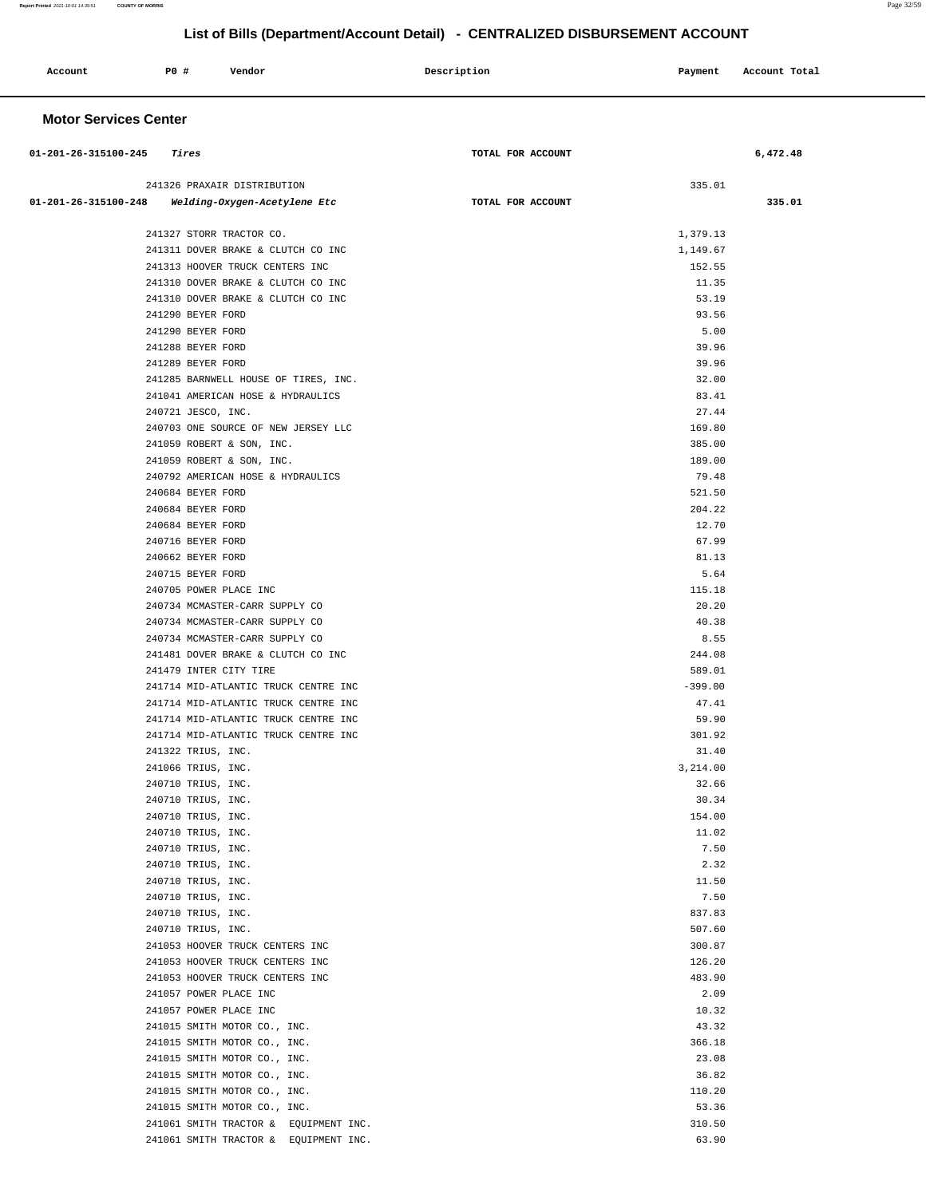# List of Bills (Department/Account Detail) - CENTRALIZED DISBURSEMENT ACCOUNT

| Account | PO # | Vendor | Description | Payment | Account Total |
|---|---|---|---|---|---|

## Motor Services Center

| Account | PO # | Vendor | Description | Payment | Account Total |
|---|---|---|---|---|---|
| 01-201-26-315100-245 | | *Tires* | TOTAL FOR ACCOUNT | | 6,472.48 |
| | 241326 | PRAXAIR DISTRIBUTION | | 335.01 | |
| 01-201-26-315100-248 | | *Welding-Oxygen-Acetylene Etc* | TOTAL FOR ACCOUNT | | 335.01 |
| | 241327 | STORR TRACTOR CO. | | 1,379.13 | |
| | 241311 | DOVER BRAKE & CLUTCH CO INC | | 1,149.67 | |
| | 241313 | HOOVER TRUCK CENTERS INC | | 152.55 | |
| | 241310 | DOVER BRAKE & CLUTCH CO INC | | 11.35 | |
| | 241310 | DOVER BRAKE & CLUTCH CO INC | | 53.19 | |
| | 241290 | BEYER FORD | | 93.56 | |
| | 241290 | BEYER FORD | | 5.00 | |
| | 241288 | BEYER FORD | | 39.96 | |
| | 241289 | BEYER FORD | | 39.96 | |
| | 241285 | BARNWELL HOUSE OF TIRES, INC. | | 32.00 | |
| | 241041 | AMERICAN HOSE & HYDRAULICS | | 83.41 | |
| | 240721 | JESCO, INC. | | 27.44 | |
| | 240703 | ONE SOURCE OF NEW JERSEY LLC | | 169.80 | |
| | 241059 | ROBERT & SON, INC. | | 385.00 | |
| | 241059 | ROBERT & SON, INC. | | 189.00 | |
| | 240792 | AMERICAN HOSE & HYDRAULICS | | 79.48 | |
| | 240684 | BEYER FORD | | 521.50 | |
| | 240684 | BEYER FORD | | 204.22 | |
| | 240684 | BEYER FORD | | 12.70 | |
| | 240716 | BEYER FORD | | 67.99 | |
| | 240662 | BEYER FORD | | 81.13 | |
| | 240715 | BEYER FORD | | 5.64 | |
| | 240705 | POWER PLACE INC | | 115.18 | |
| | 240734 | MCMASTER-CARR SUPPLY CO | | 20.20 | |
| | 240734 | MCMASTER-CARR SUPPLY CO | | 40.38 | |
| | 240734 | MCMASTER-CARR SUPPLY CO | | 8.55 | |
| | 241481 | DOVER BRAKE & CLUTCH CO INC | | 244.08 | |
| | 241479 | INTER CITY TIRE | | 589.01 | |
| | 241714 | MID-ATLANTIC TRUCK CENTRE INC | | -399.00 | |
| | 241714 | MID-ATLANTIC TRUCK CENTRE INC | | 47.41 | |
| | 241714 | MID-ATLANTIC TRUCK CENTRE INC | | 59.90 | |
| | 241714 | MID-ATLANTIC TRUCK CENTRE INC | | 301.92 | |
| | 241322 | TRIUS, INC. | | 31.40 | |
| | 241066 | TRIUS, INC. | | 3,214.00 | |
| | 240710 | TRIUS, INC. | | 32.66 | |
| | 240710 | TRIUS, INC. | | 30.34 | |
| | 240710 | TRIUS, INC. | | 154.00 | |
| | 240710 | TRIUS, INC. | | 11.02 | |
| | 240710 | TRIUS, INC. | | 7.50 | |
| | 240710 | TRIUS, INC. | | 2.32 | |
| | 240710 | TRIUS, INC. | | 11.50 | |
| | 240710 | TRIUS, INC. | | 7.50 | |
| | 240710 | TRIUS, INC. | | 837.83 | |
| | 240710 | TRIUS, INC. | | 507.60 | |
| | 241053 | HOOVER TRUCK CENTERS INC | | 300.87 | |
| | 241053 | HOOVER TRUCK CENTERS INC | | 126.20 | |
| | 241053 | HOOVER TRUCK CENTERS INC | | 483.90 | |
| | 241057 | POWER PLACE INC | | 2.09 | |
| | 241057 | POWER PLACE INC | | 10.32 | |
| | 241015 | SMITH MOTOR CO., INC. | | 43.32 | |
| | 241015 | SMITH MOTOR CO., INC. | | 366.18 | |
| | 241015 | SMITH MOTOR CO., INC. | | 23.08 | |
| | 241015 | SMITH MOTOR CO., INC. | | 36.82 | |
| | 241015 | SMITH MOTOR CO., INC. | | 110.20 | |
| | 241015 | SMITH MOTOR CO., INC. | | 53.36 | |
| | 241061 | SMITH TRACTOR & EQUIPMENT INC. | | 310.50 | |
| | 241061 | SMITH TRACTOR & EQUIPMENT INC. | | 63.90 | |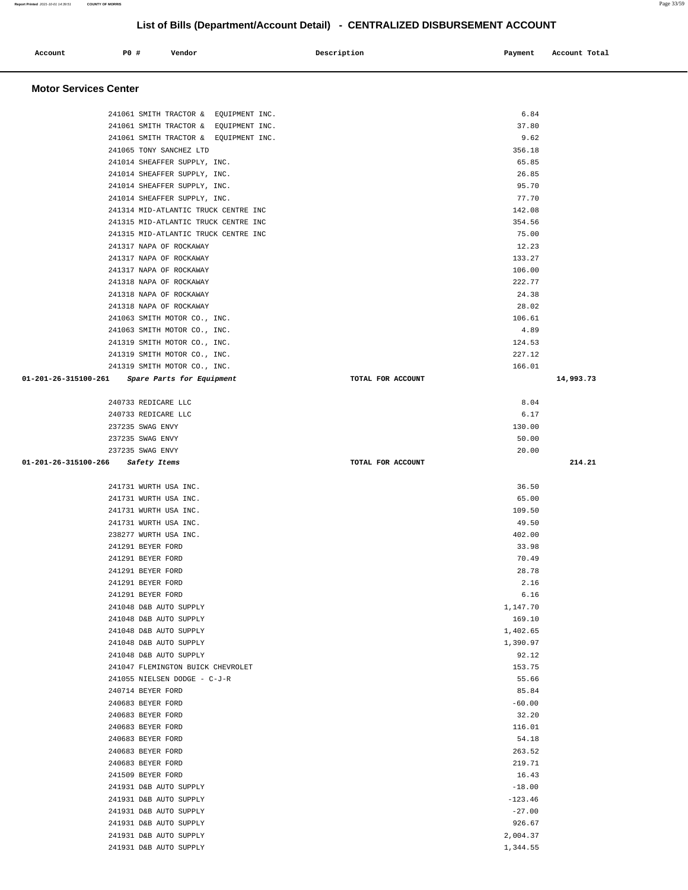# List of Bills (Department/Account Detail) - CENTRALIZED DISBURSEMENT ACCOUNT

| Account | PO # | Vendor | Description | Payment | Account Total |
|---|---|---|---|---|---|

## Motor Services Center

| Account | PO # | Vendor | Description | Payment | Account Total |
|---|---|---|---|---|---|
| | 241061 | SMITH TRACTOR & EQUIPMENT INC. | | 6.84 | |
| | 241061 | SMITH TRACTOR & EQUIPMENT INC. | | 37.80 | |
| | 241061 | SMITH TRACTOR & EQUIPMENT INC. | | 9.62 | |
| | 241065 | TONY SANCHEZ LTD | | 356.18 | |
| | 241014 | SHEAFFER SUPPLY, INC. | | 65.85 | |
| | 241014 | SHEAFFER SUPPLY, INC. | | 26.85 | |
| | 241014 | SHEAFFER SUPPLY, INC. | | 95.70 | |
| | 241014 | SHEAFFER SUPPLY, INC. | | 77.70 | |
| | 241314 | MID-ATLANTIC TRUCK CENTRE INC | | 142.08 | |
| | 241315 | MID-ATLANTIC TRUCK CENTRE INC | | 354.56 | |
| | 241315 | MID-ATLANTIC TRUCK CENTRE INC | | 75.00 | |
| | 241317 | NAPA OF ROCKAWAY | | 12.23 | |
| | 241317 | NAPA OF ROCKAWAY | | 133.27 | |
| | 241317 | NAPA OF ROCKAWAY | | 106.00 | |
| | 241318 | NAPA OF ROCKAWAY | | 222.77 | |
| | 241318 | NAPA OF ROCKAWAY | | 24.38 | |
| | 241318 | NAPA OF ROCKAWAY | | 28.02 | |
| | 241063 | SMITH MOTOR CO., INC. | | 106.61 | |
| | 241063 | SMITH MOTOR CO., INC. | | 4.89 | |
| | 241319 | SMITH MOTOR CO., INC. | | 124.53 | |
| | 241319 | SMITH MOTOR CO., INC. | | 227.12 | |
| | 241319 | SMITH MOTOR CO., INC. | | 166.01 | |
| **01-201-26-315100-261** | | *Spare Parts for Equipment* | TOTAL FOR ACCOUNT | | 14,993.73 |
| | 240733 | REDICARE LLC | | 8.04 | |
| | 240733 | REDICARE LLC | | 6.17 | |
| | 237235 | SWAG ENVY | | 130.00 | |
| | 237235 | SWAG ENVY | | 50.00 | |
| | 237235 | SWAG ENVY | | 20.00 | |
| **01-201-26-315100-266** | | *Safety Items* | TOTAL FOR ACCOUNT | | 214.21 |
| | 241731 | WURTH USA INC. | | 36.50 | |
| | 241731 | WURTH USA INC. | | 65.00 | |
| | 241731 | WURTH USA INC. | | 109.50 | |
| | 241731 | WURTH USA INC. | | 49.50 | |
| | 238277 | WURTH USA INC. | | 402.00 | |
| | 241291 | BEYER FORD | | 33.98 | |
| | 241291 | BEYER FORD | | 70.49 | |
| | 241291 | BEYER FORD | | 28.78 | |
| | 241291 | BEYER FORD | | 2.16 | |
| | 241291 | BEYER FORD | | 6.16 | |
| | 241048 | D&B AUTO SUPPLY | | 1,147.70 | |
| | 241048 | D&B AUTO SUPPLY | | 169.10 | |
| | 241048 | D&B AUTO SUPPLY | | 1,402.65 | |
| | 241048 | D&B AUTO SUPPLY | | 1,390.97 | |
| | 241048 | D&B AUTO SUPPLY | | 92.12 | |
| | 241047 | FLEMINGTON BUICK CHEVROLET | | 153.75 | |
| | 241055 | NIELSEN DODGE - C-J-R | | 55.66 | |
| | 240714 | BEYER FORD | | 85.84 | |
| | 240683 | BEYER FORD | | -60.00 | |
| | 240683 | BEYER FORD | | 32.20 | |
| | 240683 | BEYER FORD | | 116.01 | |
| | 240683 | BEYER FORD | | 54.18 | |
| | 240683 | BEYER FORD | | 263.52 | |
| | 240683 | BEYER FORD | | 219.71 | |
| | 241509 | BEYER FORD | | 16.43 | |
| | 241931 | D&B AUTO SUPPLY | | -18.00 | |
| | 241931 | D&B AUTO SUPPLY | | -123.46 | |
| | 241931 | D&B AUTO SUPPLY | | -27.00 | |
| | 241931 | D&B AUTO SUPPLY | | 926.67 | |
| | 241931 | D&B AUTO SUPPLY | | 2,004.37 | |
| | 241931 | D&B AUTO SUPPLY | | 1,344.55 | |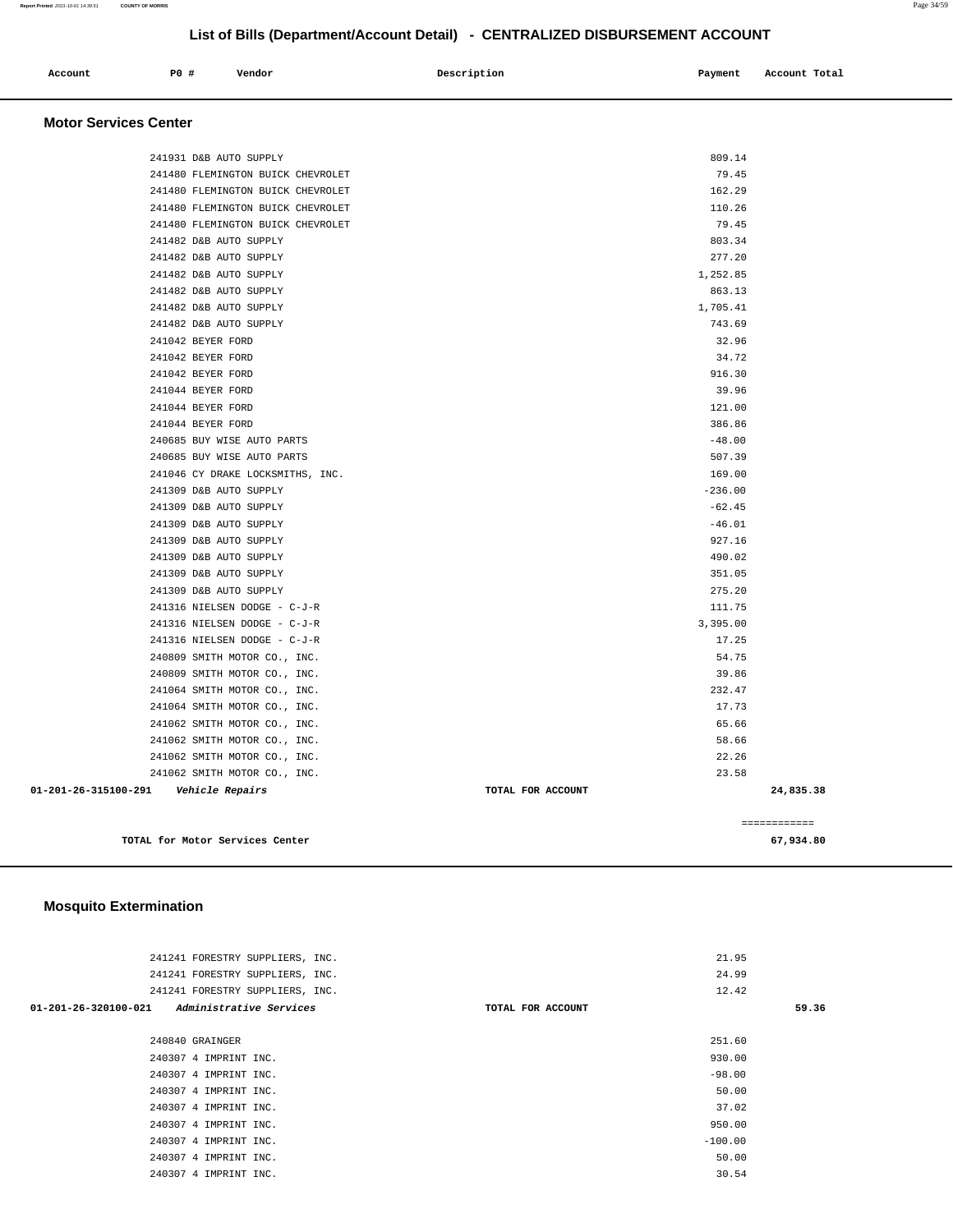## List of Bills (Department/Account Detail) - CENTRALIZED DISBURSEMENT ACCOUNT

| Account | PO # | Vendor | Description | Payment | Account Total |
|---|---|---|---|---|---|

### Motor Services Center

| Account | PO # | Vendor | Description | Payment | Account Total |
|---|---|---|---|---|---|
| | 241931 | D&B AUTO SUPPLY | | 809.14 | |
| | 241480 | FLEMINGTON BUICK CHEVROLET | | 79.45 | |
| | 241480 | FLEMINGTON BUICK CHEVROLET | | 162.29 | |
| | 241480 | FLEMINGTON BUICK CHEVROLET | | 110.26 | |
| | 241480 | FLEMINGTON BUICK CHEVROLET | | 79.45 | |
| | 241482 | D&B AUTO SUPPLY | | 803.34 | |
| | 241482 | D&B AUTO SUPPLY | | 277.20 | |
| | 241482 | D&B AUTO SUPPLY | | 1,252.85 | |
| | 241482 | D&B AUTO SUPPLY | | 863.13 | |
| | 241482 | D&B AUTO SUPPLY | | 1,705.41 | |
| | 241482 | D&B AUTO SUPPLY | | 743.69 | |
| | 241042 | BEYER FORD | | 32.96 | |
| | 241042 | BEYER FORD | | 34.72 | |
| | 241042 | BEYER FORD | | 916.30 | |
| | 241044 | BEYER FORD | | 39.96 | |
| | 241044 | BEYER FORD | | 121.00 | |
| | 241044 | BEYER FORD | | 386.86 | |
| | 240685 | BUY WISE AUTO PARTS | | -48.00 | |
| | 240685 | BUY WISE AUTO PARTS | | 507.39 | |
| | 241046 | CY DRAKE LOCKSMITHS, INC. | | 169.00 | |
| | 241309 | D&B AUTO SUPPLY | | -236.00 | |
| | 241309 | D&B AUTO SUPPLY | | -62.45 | |
| | 241309 | D&B AUTO SUPPLY | | -46.01 | |
| | 241309 | D&B AUTO SUPPLY | | 927.16 | |
| | 241309 | D&B AUTO SUPPLY | | 490.02 | |
| | 241309 | D&B AUTO SUPPLY | | 351.05 | |
| | 241309 | D&B AUTO SUPPLY | | 275.20 | |
| | 241316 | NIELSEN DODGE - C-J-R | | 111.75 | |
| | 241316 | NIELSEN DODGE - C-J-R | | 3,395.00 | |
| | 241316 | NIELSEN DODGE - C-J-R | | 17.25 | |
| | 240809 | SMITH MOTOR CO., INC. | | 54.75 | |
| | 240809 | SMITH MOTOR CO., INC. | | 39.86 | |
| | 241064 | SMITH MOTOR CO., INC. | | 232.47 | |
| | 241064 | SMITH MOTOR CO., INC. | | 17.73 | |
| | 241062 | SMITH MOTOR CO., INC. | | 65.66 | |
| | 241062 | SMITH MOTOR CO., INC. | | 58.66 | |
| | 241062 | SMITH MOTOR CO., INC. | | 22.26 | |
| | 241062 | SMITH MOTOR CO., INC. | | 23.58 | |
| **01-201-26-315100-291** | | *Vehicle Repairs* | TOTAL FOR ACCOUNT | | **24,835.38** |
| | | | | | ============ |
| | | **TOTAL for Motor Services Center** | | | **67,934.80** |

### Mosquito Extermination

| Account | PO # | Vendor | Description | Payment | Account Total |
|---|---|---|---|---|---|
| | 241241 | FORESTRY SUPPLIERS, INC. | | 21.95 | |
| | 241241 | FORESTRY SUPPLIERS, INC. | | 24.99 | |
| | 241241 | FORESTRY SUPPLIERS, INC. | | 12.42 | |
| **01-201-26-320100-021** | | *Administrative Services* | TOTAL FOR ACCOUNT | | **59.36** |
| | 240840 | GRAINGER | | 251.60 | |
| | 240307 | 4 IMPRINT INC. | | 930.00 | |
| | 240307 | 4 IMPRINT INC. | | -98.00 | |
| | 240307 | 4 IMPRINT INC. | | 50.00 | |
| | 240307 | 4 IMPRINT INC. | | 37.02 | |
| | 240307 | 4 IMPRINT INC. | | 950.00 | |
| | 240307 | 4 IMPRINT INC. | | -100.00 | |
| | 240307 | 4 IMPRINT INC. | | 50.00 | |
| | 240307 | 4 IMPRINT INC. | | 30.54 | |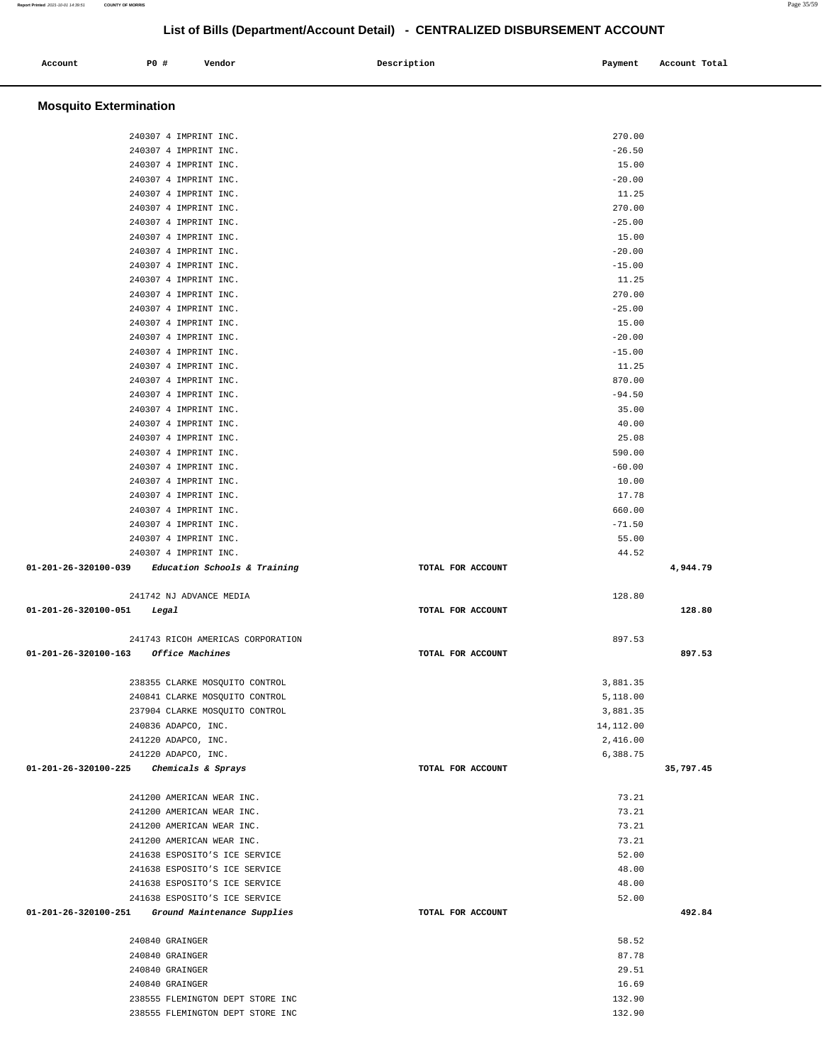## List of Bills (Department/Account Detail) - CENTRALIZED DISBURSEMENT ACCOUNT

| Account | PO # | Vendor | Description | Payment | Account Total |
|---|---|---|---|---|---|

### Mosquito Extermination

| Account | PO # | Vendor | Description | Payment | Account Total |
|---|---|---|---|---|---|
| | 240307 | 4 IMPRINT INC. | | 270.00 | |
| | 240307 | 4 IMPRINT INC. | | -26.50 | |
| | 240307 | 4 IMPRINT INC. | | 15.00 | |
| | 240307 | 4 IMPRINT INC. | | -20.00 | |
| | 240307 | 4 IMPRINT INC. | | 11.25 | |
| | 240307 | 4 IMPRINT INC. | | 270.00 | |
| | 240307 | 4 IMPRINT INC. | | -25.00 | |
| | 240307 | 4 IMPRINT INC. | | 15.00 | |
| | 240307 | 4 IMPRINT INC. | | -20.00 | |
| | 240307 | 4 IMPRINT INC. | | -15.00 | |
| | 240307 | 4 IMPRINT INC. | | 11.25 | |
| | 240307 | 4 IMPRINT INC. | | 270.00 | |
| | 240307 | 4 IMPRINT INC. | | -25.00 | |
| | 240307 | 4 IMPRINT INC. | | 15.00 | |
| | 240307 | 4 IMPRINT INC. | | -20.00 | |
| | 240307 | 4 IMPRINT INC. | | -15.00 | |
| | 240307 | 4 IMPRINT INC. | | 11.25 | |
| | 240307 | 4 IMPRINT INC. | | 870.00 | |
| | 240307 | 4 IMPRINT INC. | | -94.50 | |
| | 240307 | 4 IMPRINT INC. | | 35.00 | |
| | 240307 | 4 IMPRINT INC. | | 40.00 | |
| | 240307 | 4 IMPRINT INC. | | 25.08 | |
| | 240307 | 4 IMPRINT INC. | | 590.00 | |
| | 240307 | 4 IMPRINT INC. | | -60.00 | |
| | 240307 | 4 IMPRINT INC. | | 10.00 | |
| | 240307 | 4 IMPRINT INC. | | 17.78 | |
| | 240307 | 4 IMPRINT INC. | | 660.00 | |
| | 240307 | 4 IMPRINT INC. | | -71.50 | |
| | 240307 | 4 IMPRINT INC. | | 55.00 | |
| | 240307 | 4 IMPRINT INC. | | 44.52 | |
| **01-201-26-320100-039** | | *Education Schools & Training* | TOTAL FOR ACCOUNT | | **4,944.79** |
| | 241742 | NJ ADVANCE MEDIA | | 128.80 | |
| **01-201-26-320100-051** | | *Legal* | TOTAL FOR ACCOUNT | | **128.80** |
| | 241743 | RICOH AMERICAS CORPORATION | | 897.53 | |
| **01-201-26-320100-163** | | *Office Machines* | TOTAL FOR ACCOUNT | | **897.53** |
| | 238355 | CLARKE MOSQUITO CONTROL | | 3,881.35 | |
| | 240841 | CLARKE MOSQUITO CONTROL | | 5,118.00 | |
| | 237904 | CLARKE MOSQUITO CONTROL | | 3,881.35 | |
| | 240836 | ADAPCO, INC. | | 14,112.00 | |
| | 241220 | ADAPCO, INC. | | 2,416.00 | |
| | 241220 | ADAPCO, INC. | | 6,388.75 | |
| **01-201-26-320100-225** | | *Chemicals & Sprays* | TOTAL FOR ACCOUNT | | **35,797.45** |
| | 241200 | AMERICAN WEAR INC. | | 73.21 | |
| | 241200 | AMERICAN WEAR INC. | | 73.21 | |
| | 241200 | AMERICAN WEAR INC. | | 73.21 | |
| | 241200 | AMERICAN WEAR INC. | | 73.21 | |
| | 241638 | ESPOSITO'S ICE SERVICE | | 52.00 | |
| | 241638 | ESPOSITO'S ICE SERVICE | | 48.00 | |
| | 241638 | ESPOSITO'S ICE SERVICE | | 48.00 | |
| | 241638 | ESPOSITO'S ICE SERVICE | | 52.00 | |
| **01-201-26-320100-251** | | *Ground Maintenance Supplies* | TOTAL FOR ACCOUNT | | **492.84** |
| | 240840 | GRAINGER | | 58.52 | |
| | 240840 | GRAINGER | | 87.78 | |
| | 240840 | GRAINGER | | 29.51 | |
| | 240840 | GRAINGER | | 16.69 | |
| | 238555 | FLEMINGTON DEPT STORE INC | | 132.90 | |
| | 238555 | FLEMINGTON DEPT STORE INC | | 132.90 | |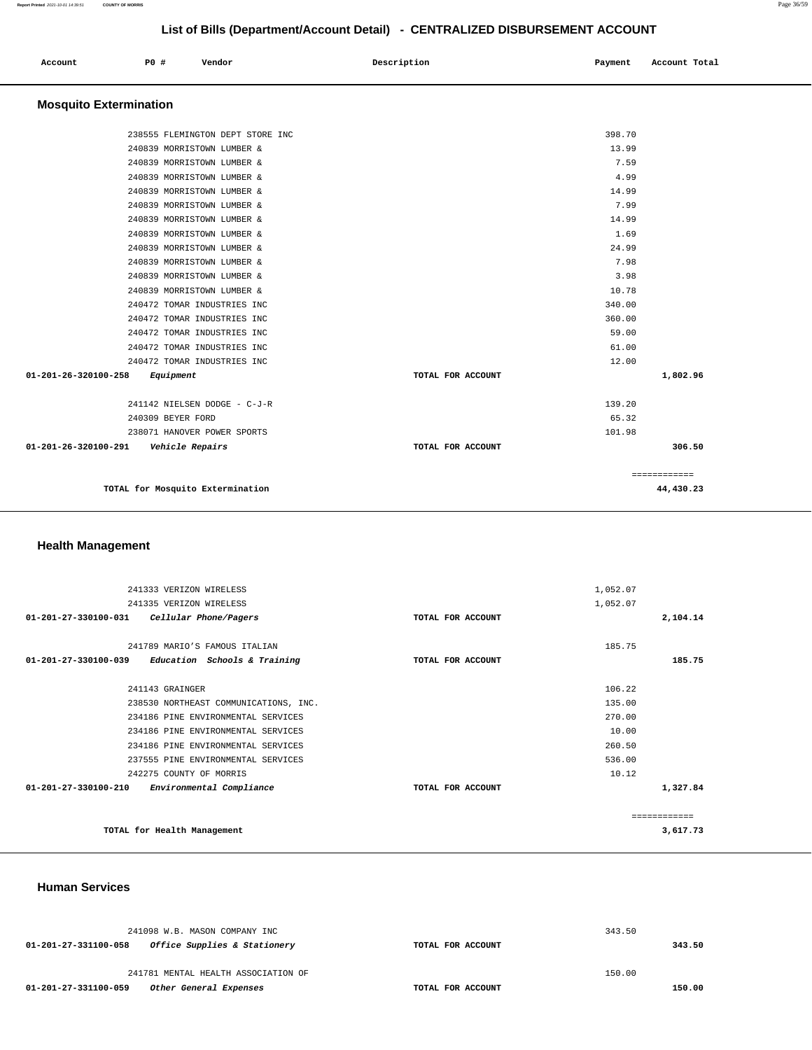# List of Bills (Department/Account Detail) - CENTRALIZED DISBURSEMENT ACCOUNT

| Account | PO # | Vendor | Description | Payment | Account Total |
|---|---|---|---|---|---|

## Mosquito Extermination

| Account | PO # | Vendor | Description | Payment | Account Total |
|---|---|---|---|---|---|
| | 238555 | FLEMINGTON DEPT STORE INC | | 398.70 | |
| | 240839 | MORRISTOWN LUMBER & | | 13.99 | |
| | 240839 | MORRISTOWN LUMBER & | | 7.59 | |
| | 240839 | MORRISTOWN LUMBER & | | 4.99 | |
| | 240839 | MORRISTOWN LUMBER & | | 14.99 | |
| | 240839 | MORRISTOWN LUMBER & | | 7.99 | |
| | 240839 | MORRISTOWN LUMBER & | | 14.99 | |
| | 240839 | MORRISTOWN LUMBER & | | 1.69 | |
| | 240839 | MORRISTOWN LUMBER & | | 24.99 | |
| | 240839 | MORRISTOWN LUMBER & | | 7.98 | |
| | 240839 | MORRISTOWN LUMBER & | | 3.98 | |
| | 240839 | MORRISTOWN LUMBER & | | 10.78 | |
| | 240472 | TOMAR INDUSTRIES INC | | 340.00 | |
| | 240472 | TOMAR INDUSTRIES INC | | 360.00 | |
| | 240472 | TOMAR INDUSTRIES INC | | 59.00 | |
| | 240472 | TOMAR INDUSTRIES INC | | 61.00 | |
| | 240472 | TOMAR INDUSTRIES INC | | 12.00 | |
| **01-201-26-320100-258** | | *Equipment* | TOTAL FOR ACCOUNT | | **1,802.96** |
| | 241142 | NIELSEN DODGE - C-J-R | | 139.20 | |
| | 240309 | BEYER FORD | | 65.32 | |
| | 238071 | HANOVER POWER SPORTS | | 101.98 | |
| **01-201-26-320100-291** | | *Vehicle Repairs* | TOTAL FOR ACCOUNT | | **306.50** |
| | | | | | ============ |
| | | **TOTAL for Mosquito Extermination** | | | **44,430.23** |

## Health Management

| Account | PO # | Vendor | Description | Payment | Account Total |
|---|---|---|---|---|---|
| | 241333 | VERIZON WIRELESS | | 1,052.07 | |
| | 241335 | VERIZON WIRELESS | | 1,052.07 | |
| **01-201-27-330100-031** | | *Cellular Phone/Pagers* | TOTAL FOR ACCOUNT | | **2,104.14** |
| | 241789 | MARIO'S FAMOUS ITALIAN | | 185.75 | |
| **01-201-27-330100-039** | | *Education Schools & Training* | TOTAL FOR ACCOUNT | | **185.75** |
| | 241143 | GRAINGER | | 106.22 | |
| | 238530 | NORTHEAST COMMUNICATIONS, INC. | | 135.00 | |
| | 234186 | PINE ENVIRONMENTAL SERVICES | | 270.00 | |
| | 234186 | PINE ENVIRONMENTAL SERVICES | | 10.00 | |
| | 234186 | PINE ENVIRONMENTAL SERVICES | | 260.50 | |
| | 237555 | PINE ENVIRONMENTAL SERVICES | | 536.00 | |
| | 242275 | COUNTY OF MORRIS | | 10.12 | |
| **01-201-27-330100-210** | | *Environmental Compliance* | TOTAL FOR ACCOUNT | | **1,327.84** |
| | | | | | ============ |
| | | **TOTAL for Health Management** | | | **3,617.73** |

## Human Services

| Account | PO # | Vendor | Description | Payment | Account Total |
|---|---|---|---|---|---|
| | 241098 | W.B. MASON COMPANY INC | | 343.50 | |
| **01-201-27-331100-058** | | *Office Supplies & Stationery* | TOTAL FOR ACCOUNT | | **343.50** |
| | 241781 | MENTAL HEALTH ASSOCIATION OF | | 150.00 | |
| **01-201-27-331100-059** | | *Other General Expenses* | TOTAL FOR ACCOUNT | | **150.00** |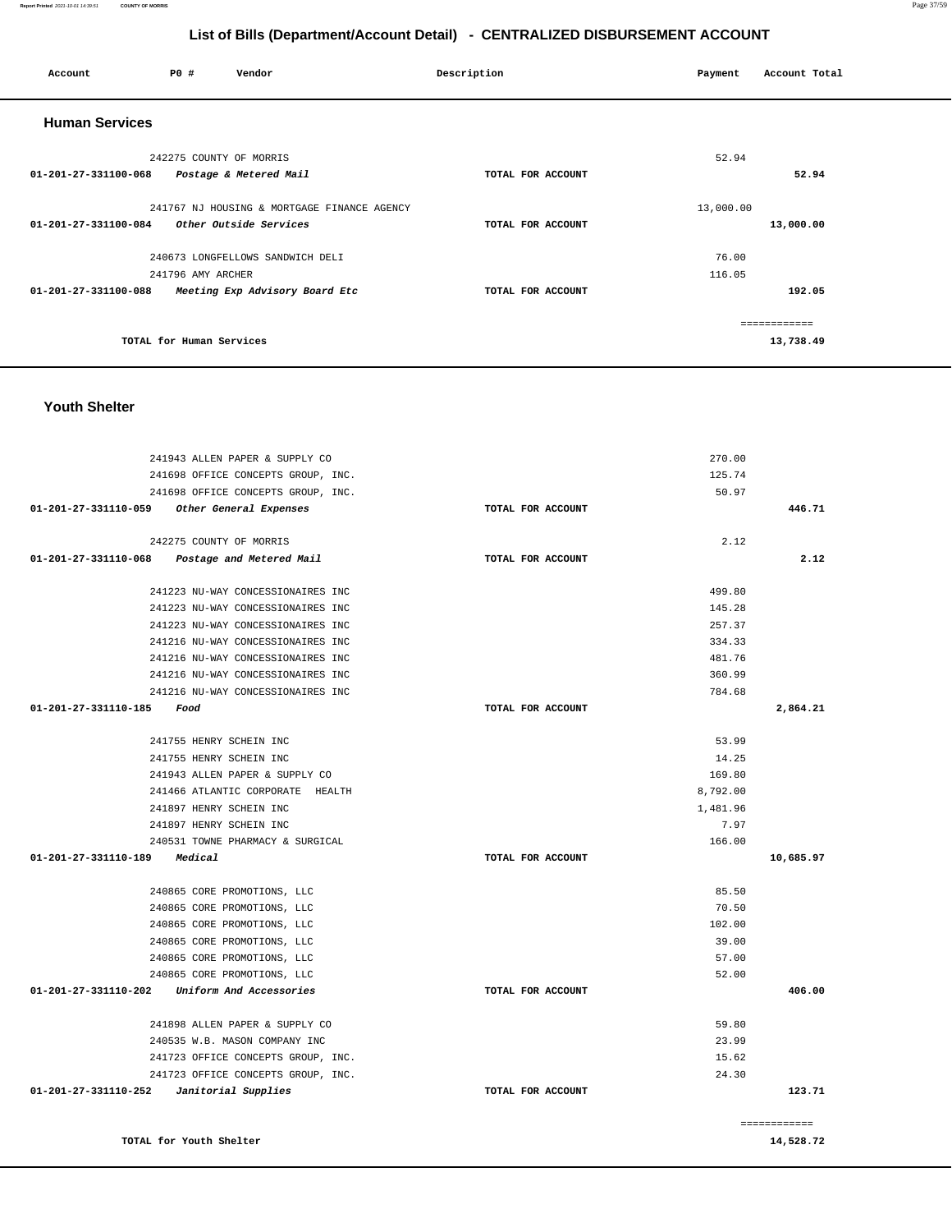# List of Bills (Department/Account Detail) - CENTRALIZED DISBURSEMENT ACCOUNT

| Account | PO # | Vendor | Description | Payment | Account Total |
|---|---|---|---|---|---|

## Human Services

| Account | PO # | Vendor | Description | Payment | Account Total |
|---|---|---|---|---|---|
| | 242275 | COUNTY OF MORRIS | | 52.94 | |
| 01-201-27-331100-068 | | *Postage & Metered Mail* | TOTAL FOR ACCOUNT | | 52.94 |
| | 241767 | NJ HOUSING & MORTGAGE FINANCE AGENCY | | 13,000.00 | |
| 01-201-27-331100-084 | | *Other Outside Services* | TOTAL FOR ACCOUNT | | 13,000.00 |
| | 240673 | LONGFELLOWS SANDWICH DELI | | 76.00 | |
| | 241796 | AMY ARCHER | | 116.05 | |
| 01-201-27-331100-088 | | *Meeting Exp Advisory Board Etc* | TOTAL FOR ACCOUNT | | 192.05 |
| | | | | | ============ |
| | | TOTAL for Human Services | | | 13,738.49 |

## Youth Shelter

| Account | PO # | Vendor | Description | Payment | Account Total |
|---|---|---|---|---|---|
| | 241943 | ALLEN PAPER & SUPPLY CO | | 270.00 | |
| | 241698 | OFFICE CONCEPTS GROUP, INC. | | 125.74 | |
| | 241698 | OFFICE CONCEPTS GROUP, INC. | | 50.97 | |
| 01-201-27-331110-059 | | *Other General Expenses* | TOTAL FOR ACCOUNT | | 446.71 |
| | 242275 | COUNTY OF MORRIS | | 2.12 | |
| 01-201-27-331110-068 | | *Postage and Metered Mail* | TOTAL FOR ACCOUNT | | 2.12 |
| | 241223 | NU-WAY CONCESSIONAIRES INC | | 499.80 | |
| | 241223 | NU-WAY CONCESSIONAIRES INC | | 145.28 | |
| | 241223 | NU-WAY CONCESSIONAIRES INC | | 257.37 | |
| | 241216 | NU-WAY CONCESSIONAIRES INC | | 334.33 | |
| | 241216 | NU-WAY CONCESSIONAIRES INC | | 481.76 | |
| | 241216 | NU-WAY CONCESSIONAIRES INC | | 360.99 | |
| | 241216 | NU-WAY CONCESSIONAIRES INC | | 784.68 | |
| 01-201-27-331110-185 | | *Food* | TOTAL FOR ACCOUNT | | 2,864.21 |
| | 241755 | HENRY SCHEIN INC | | 53.99 | |
| | 241755 | HENRY SCHEIN INC | | 14.25 | |
| | 241943 | ALLEN PAPER & SUPPLY CO | | 169.80 | |
| | 241466 | ATLANTIC CORPORATE HEALTH | | 8,792.00 | |
| | 241897 | HENRY SCHEIN INC | | 1,481.96 | |
| | 241897 | HENRY SCHEIN INC | | 7.97 | |
| | 240531 | TOWNE PHARMACY & SURGICAL | | 166.00 | |
| 01-201-27-331110-189 | | *Medical* | TOTAL FOR ACCOUNT | | 10,685.97 |
| | 240865 | CORE PROMOTIONS, LLC | | 85.50 | |
| | 240865 | CORE PROMOTIONS, LLC | | 70.50 | |
| | 240865 | CORE PROMOTIONS, LLC | | 102.00 | |
| | 240865 | CORE PROMOTIONS, LLC | | 39.00 | |
| | 240865 | CORE PROMOTIONS, LLC | | 57.00 | |
| | 240865 | CORE PROMOTIONS, LLC | | 52.00 | |
| 01-201-27-331110-202 | | *Uniform And Accessories* | TOTAL FOR ACCOUNT | | 406.00 |
| | 241898 | ALLEN PAPER & SUPPLY CO | | 59.80 | |
| | 240535 | W.B. MASON COMPANY INC | | 23.99 | |
| | 241723 | OFFICE CONCEPTS GROUP, INC. | | 15.62 | |
| | 241723 | OFFICE CONCEPTS GROUP, INC. | | 24.30 | |
| 01-201-27-331110-252 | | *Janitorial Supplies* | TOTAL FOR ACCOUNT | | 123.71 |
| | | | | | ============ |
| | | TOTAL for Youth Shelter | | | 14,528.72 |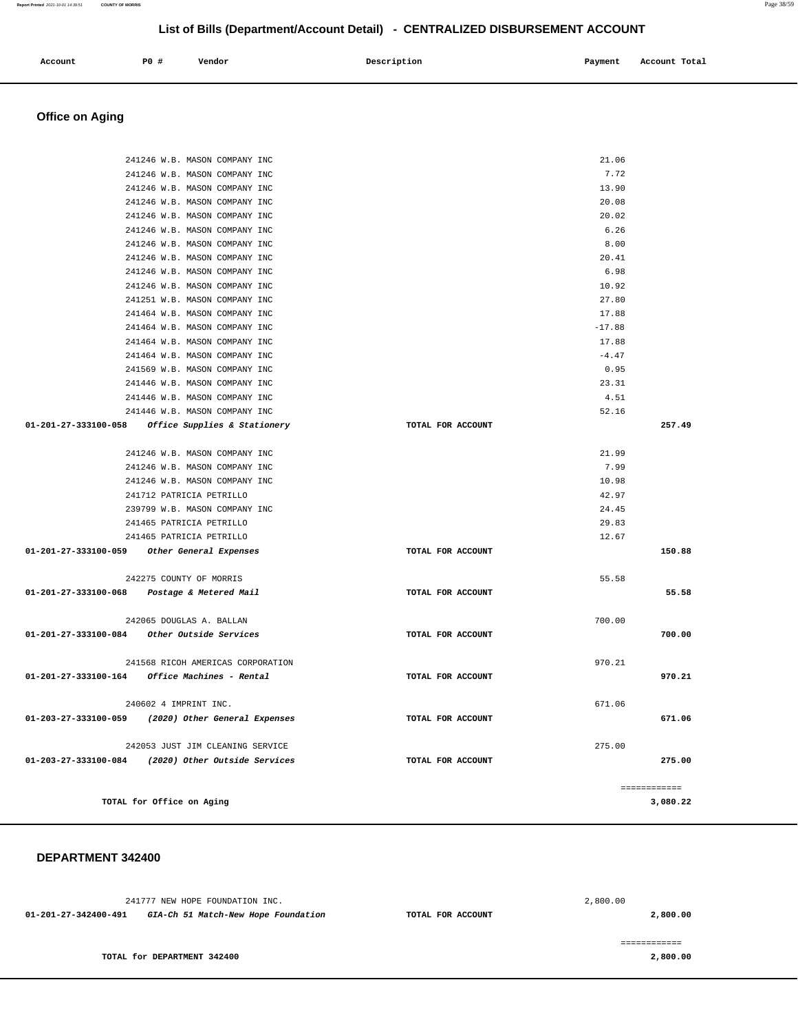## List of Bills (Department/Account Detail) - CENTRALIZED DISBURSEMENT ACCOUNT

| Account | PO # | Vendor | Description | Payment | Account Total |
|---|---|---|---|---|---|

### Office on Aging

| Account | PO # Vendor | Description | Payment | Account Total |
|---|---|---|---|---|
| | 241246 W.B. MASON COMPANY INC | | 21.06 | |
| | 241246 W.B. MASON COMPANY INC | | 7.72 | |
| | 241246 W.B. MASON COMPANY INC | | 13.90 | |
| | 241246 W.B. MASON COMPANY INC | | 20.08 | |
| | 241246 W.B. MASON COMPANY INC | | 20.02 | |
| | 241246 W.B. MASON COMPANY INC | | 6.26 | |
| | 241246 W.B. MASON COMPANY INC | | 8.00 | |
| | 241246 W.B. MASON COMPANY INC | | 20.41 | |
| | 241246 W.B. MASON COMPANY INC | | 6.98 | |
| | 241246 W.B. MASON COMPANY INC | | 10.92 | |
| | 241251 W.B. MASON COMPANY INC | | 27.80 | |
| | 241464 W.B. MASON COMPANY INC | | 17.88 | |
| | 241464 W.B. MASON COMPANY INC | | -17.88 | |
| | 241464 W.B. MASON COMPANY INC | | 17.88 | |
| | 241464 W.B. MASON COMPANY INC | | -4.47 | |
| | 241569 W.B. MASON COMPANY INC | | 0.95 | |
| | 241446 W.B. MASON COMPANY INC | | 23.31 | |
| | 241446 W.B. MASON COMPANY INC | | 4.51 | |
| | 241446 W.B. MASON COMPANY INC | | 52.16 | |
| **01-201-27-333100-058** | ***Office Supplies & Stationery*** | **TOTAL FOR ACCOUNT** | | **257.49** |
| | 241246 W.B. MASON COMPANY INC | | 21.99 | |
| | 241246 W.B. MASON COMPANY INC | | 7.99 | |
| | 241246 W.B. MASON COMPANY INC | | 10.98 | |
| | 241712 PATRICIA PETRILLO | | 42.97 | |
| | 239799 W.B. MASON COMPANY INC | | 24.45 | |
| | 241465 PATRICIA PETRILLO | | 29.83 | |
| | 241465 PATRICIA PETRILLO | | 12.67 | |
| **01-201-27-333100-059** | ***Other General Expenses*** | **TOTAL FOR ACCOUNT** | | **150.88** |
| | 242275 COUNTY OF MORRIS | | 55.58 | |
| **01-201-27-333100-068** | ***Postage & Metered Mail*** | **TOTAL FOR ACCOUNT** | | **55.58** |
| | 242065 DOUGLAS A. BALLAN | | 700.00 | |
| **01-201-27-333100-084** | ***Other Outside Services*** | **TOTAL FOR ACCOUNT** | | **700.00** |
| | 241568 RICOH AMERICAS CORPORATION | | 970.21 | |
| **01-201-27-333100-164** | ***Office Machines - Rental*** | **TOTAL FOR ACCOUNT** | | **970.21** |
| | 240602 4 IMPRINT INC. | | 671.06 | |
| **01-203-27-333100-059** | ***(2020) Other General Expenses*** | **TOTAL FOR ACCOUNT** | | **671.06** |
| | 242053 JUST JIM CLEANING SERVICE | | 275.00 | |
| **01-203-27-333100-084** | ***(2020) Other Outside Services*** | **TOTAL FOR ACCOUNT** | | **275.00** |
| | | | | ============ |
| **TOTAL for Office on Aging** | | | | **3,080.22** |

### DEPARTMENT 342400

| Account | PO # Vendor | Description | Payment | Account Total |
|---|---|---|---|---|
| | 241777 NEW HOPE FOUNDATION INC. | | 2,800.00 | |
| **01-201-27-342400-491** | ***GIA-Ch 51 Match-New Hope Foundation*** | **TOTAL FOR ACCOUNT** | | **2,800.00** |
| | | | | ============ |
| **TOTAL for DEPARTMENT 342400** | | | | **2,800.00** |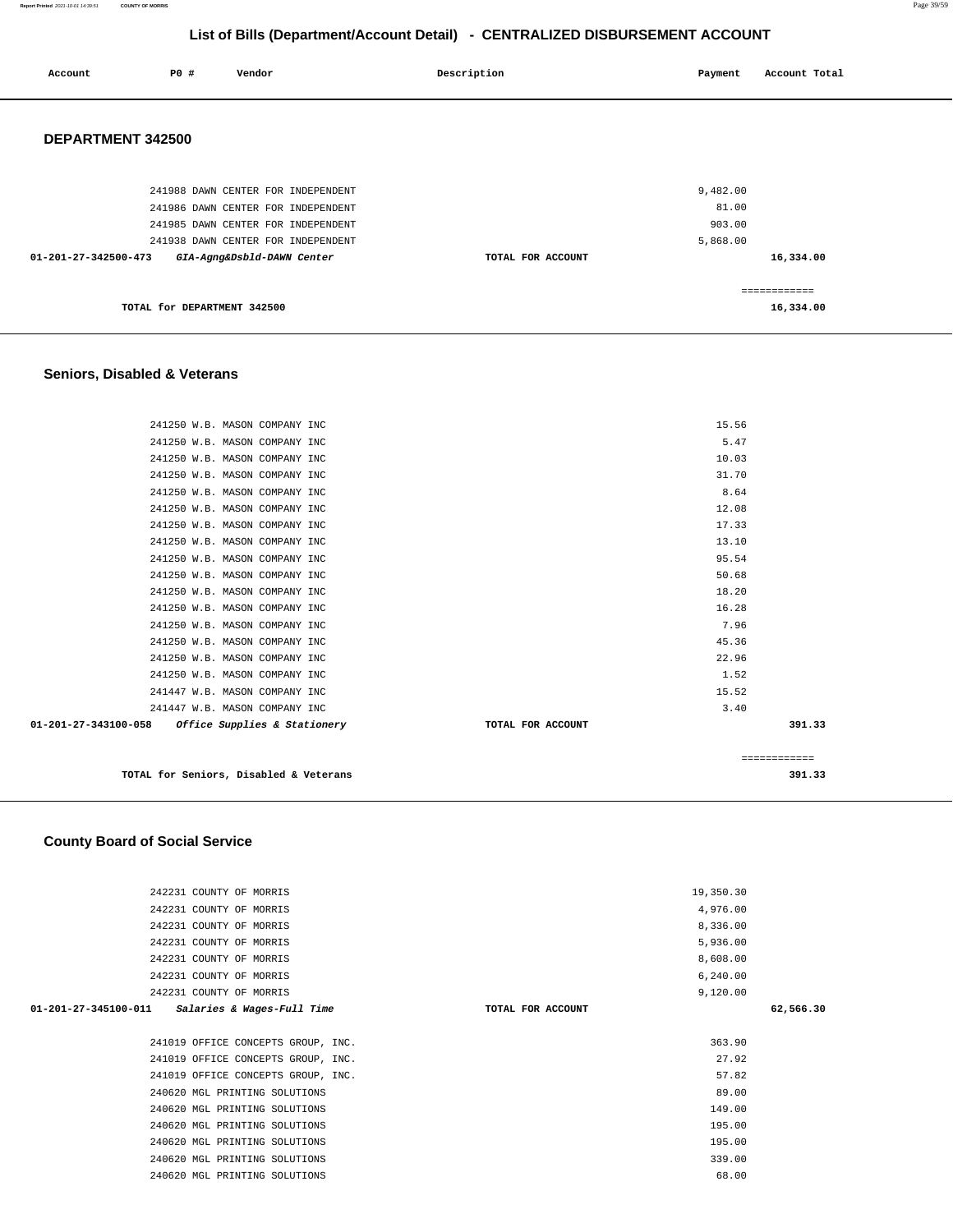## List of Bills (Department/Account Detail) - CENTRALIZED DISBURSEMENT ACCOUNT

| Account | PO # | Vendor | Description | Payment | Account Total |
|---|---|---|---|---|---|

### DEPARTMENT 342500

| Account | PO # | Vendor | Description | Payment | Account Total |
|---|---|---|---|---|---|
| | 241988 | DAWN CENTER FOR INDEPENDENT | | 9,482.00 | |
| | 241986 | DAWN CENTER FOR INDEPENDENT | | 81.00 | |
| | 241985 | DAWN CENTER FOR INDEPENDENT | | 903.00 | |
| | 241938 | DAWN CENTER FOR INDEPENDENT | | 5,868.00 | |
| 01-201-27-342500-473 | | *GIA-Agng&Dsbld-DAWN Center* | TOTAL FOR ACCOUNT | | 16,334.00 |
| | | | | | ============ |
| | | TOTAL for DEPARTMENT 342500 | | | 16,334.00 |

### Seniors, Disabled & Veterans

| Account | PO # | Vendor | Description | Payment | Account Total |
|---|---|---|---|---|---|
| | 241250 | W.B. MASON COMPANY INC | | 15.56 | |
| | 241250 | W.B. MASON COMPANY INC | | 5.47 | |
| | 241250 | W.B. MASON COMPANY INC | | 10.03 | |
| | 241250 | W.B. MASON COMPANY INC | | 31.70 | |
| | 241250 | W.B. MASON COMPANY INC | | 8.64 | |
| | 241250 | W.B. MASON COMPANY INC | | 12.08 | |
| | 241250 | W.B. MASON COMPANY INC | | 17.33 | |
| | 241250 | W.B. MASON COMPANY INC | | 13.10 | |
| | 241250 | W.B. MASON COMPANY INC | | 95.54 | |
| | 241250 | W.B. MASON COMPANY INC | | 50.68 | |
| | 241250 | W.B. MASON COMPANY INC | | 18.20 | |
| | 241250 | W.B. MASON COMPANY INC | | 16.28 | |
| | 241250 | W.B. MASON COMPANY INC | | 7.96 | |
| | 241250 | W.B. MASON COMPANY INC | | 45.36 | |
| | 241250 | W.B. MASON COMPANY INC | | 22.96 | |
| | 241250 | W.B. MASON COMPANY INC | | 1.52 | |
| | 241447 | W.B. MASON COMPANY INC | | 15.52 | |
| | 241447 | W.B. MASON COMPANY INC | | 3.40 | |
| 01-201-27-343100-058 | | *Office Supplies & Stationery* | TOTAL FOR ACCOUNT | | 391.33 |
| | | | | | ============ |
| | | TOTAL for Seniors, Disabled & Veterans | | | 391.33 |

### County Board of Social Service

| Account | PO # | Vendor | Description | Payment | Account Total |
|---|---|---|---|---|---|
| | 242231 | COUNTY OF MORRIS | | 19,350.30 | |
| | 242231 | COUNTY OF MORRIS | | 4,976.00 | |
| | 242231 | COUNTY OF MORRIS | | 8,336.00 | |
| | 242231 | COUNTY OF MORRIS | | 5,936.00 | |
| | 242231 | COUNTY OF MORRIS | | 8,608.00 | |
| | 242231 | COUNTY OF MORRIS | | 6,240.00 | |
| | 242231 | COUNTY OF MORRIS | | 9,120.00 | |
| 01-201-27-345100-011 | | *Salaries & Wages-Full Time* | TOTAL FOR ACCOUNT | | 62,566.30 |
| | 241019 | OFFICE CONCEPTS GROUP, INC. | | 363.90 | |
| | 241019 | OFFICE CONCEPTS GROUP, INC. | | 27.92 | |
| | 241019 | OFFICE CONCEPTS GROUP, INC. | | 57.82 | |
| | 240620 | MGL PRINTING SOLUTIONS | | 89.00 | |
| | 240620 | MGL PRINTING SOLUTIONS | | 149.00 | |
| | 240620 | MGL PRINTING SOLUTIONS | | 195.00 | |
| | 240620 | MGL PRINTING SOLUTIONS | | 195.00 | |
| | 240620 | MGL PRINTING SOLUTIONS | | 339.00 | |
| | 240620 | MGL PRINTING SOLUTIONS | | 68.00 | |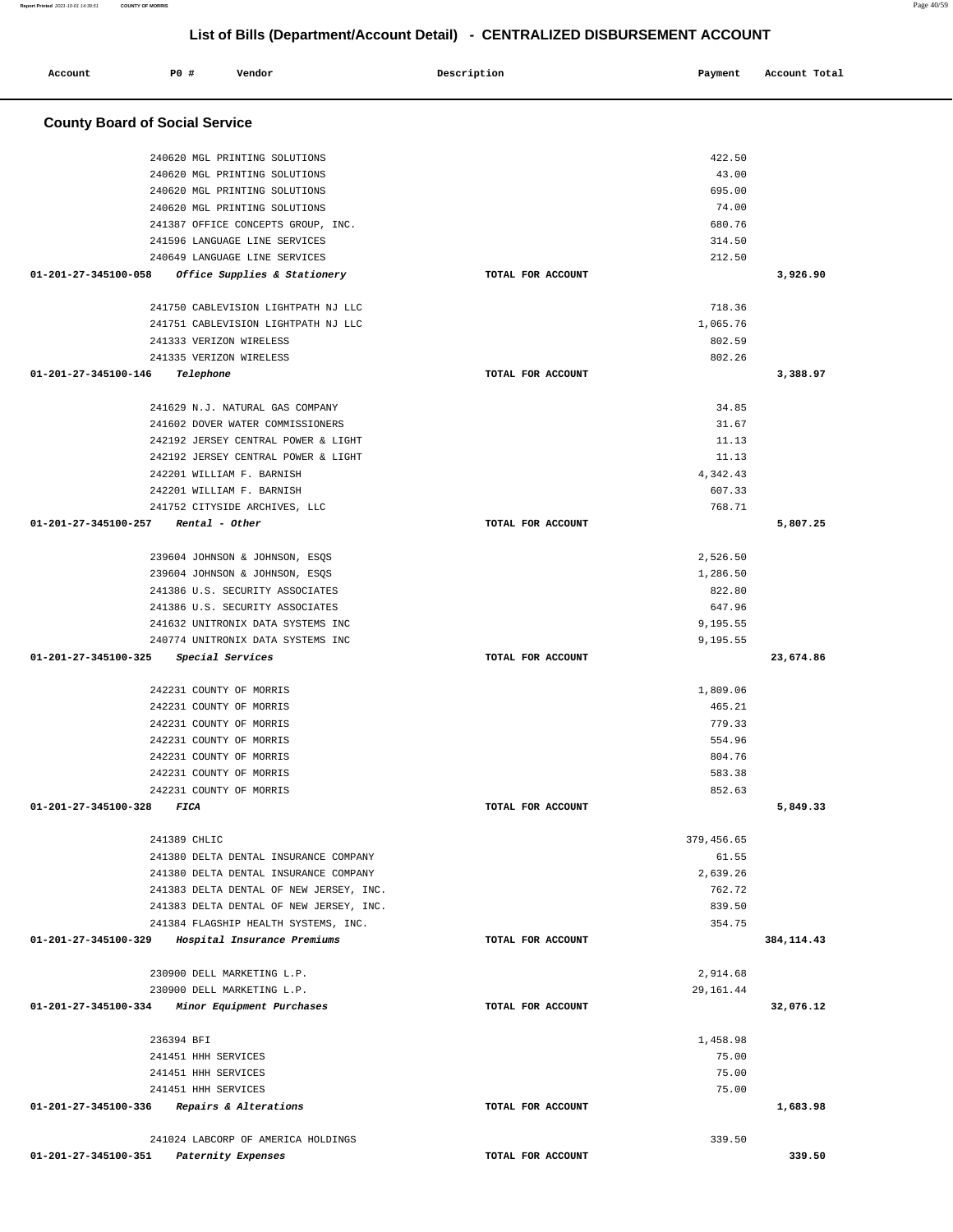# List of Bills (Department/Account Detail) - CENTRALIZED DISBURSEMENT ACCOUNT

| Account | PO # | Vendor | Description | Payment | Account Total |
|---|---|---|---|---|---|

## County Board of Social Service

| Account | PO # | Vendor | Description | Payment | Account Total |
|---|---|---|---|---|---|
| | 240620 | MGL PRINTING SOLUTIONS | | 422.50 | |
| | 240620 | MGL PRINTING SOLUTIONS | | 43.00 | |
| | 240620 | MGL PRINTING SOLUTIONS | | 695.00 | |
| | 240620 | MGL PRINTING SOLUTIONS | | 74.00 | |
| | 241387 | OFFICE CONCEPTS GROUP, INC. | | 680.76 | |
| | 241596 | LANGUAGE LINE SERVICES | | 314.50 | |
| | 240649 | LANGUAGE LINE SERVICES | | 212.50 | |
| 01-201-27-345100-058 | | *Office Supplies & Stationery* | TOTAL FOR ACCOUNT | | 3,926.90 |
| | 241750 | CABLEVISION LIGHTPATH NJ LLC | | 718.36 | |
| | 241751 | CABLEVISION LIGHTPATH NJ LLC | | 1,065.76 | |
| | 241333 | VERIZON WIRELESS | | 802.59 | |
| | 241335 | VERIZON WIRELESS | | 802.26 | |
| 01-201-27-345100-146 | | *Telephone* | TOTAL FOR ACCOUNT | | 3,388.97 |
| | 241629 | N.J. NATURAL GAS COMPANY | | 34.85 | |
| | 241602 | DOVER WATER COMMISSIONERS | | 31.67 | |
| | 242192 | JERSEY CENTRAL POWER & LIGHT | | 11.13 | |
| | 242192 | JERSEY CENTRAL POWER & LIGHT | | 11.13 | |
| | 242201 | WILLIAM F. BARNISH | | 4,342.43 | |
| | 242201 | WILLIAM F. BARNISH | | 607.33 | |
| | 241752 | CITYSIDE ARCHIVES, LLC | | 768.71 | |
| 01-201-27-345100-257 | | *Rental - Other* | TOTAL FOR ACCOUNT | | 5,807.25 |
| | 239604 | JOHNSON & JOHNSON, ESQS | | 2,526.50 | |
| | 239604 | JOHNSON & JOHNSON, ESQS | | 1,286.50 | |
| | 241386 | U.S. SECURITY ASSOCIATES | | 822.80 | |
| | 241386 | U.S. SECURITY ASSOCIATES | | 647.96 | |
| | 241632 | UNITRONIX DATA SYSTEMS INC | | 9,195.55 | |
| | 240774 | UNITRONIX DATA SYSTEMS INC | | 9,195.55 | |
| 01-201-27-345100-325 | | *Special Services* | TOTAL FOR ACCOUNT | | 23,674.86 |
| | 242231 | COUNTY OF MORRIS | | 1,809.06 | |
| | 242231 | COUNTY OF MORRIS | | 465.21 | |
| | 242231 | COUNTY OF MORRIS | | 779.33 | |
| | 242231 | COUNTY OF MORRIS | | 554.96 | |
| | 242231 | COUNTY OF MORRIS | | 804.76 | |
| | 242231 | COUNTY OF MORRIS | | 583.38 | |
| | 242231 | COUNTY OF MORRIS | | 852.63 | |
| 01-201-27-345100-328 | | *FICA* | TOTAL FOR ACCOUNT | | 5,849.33 |
| | 241389 | CHLIC | | 379,456.65 | |
| | 241380 | DELTA DENTAL INSURANCE COMPANY | | 61.55 | |
| | 241380 | DELTA DENTAL INSURANCE COMPANY | | 2,639.26 | |
| | 241383 | DELTA DENTAL OF NEW JERSEY, INC. | | 762.72 | |
| | 241383 | DELTA DENTAL OF NEW JERSEY, INC. | | 839.50 | |
| | 241384 | FLAGSHIP HEALTH SYSTEMS, INC. | | 354.75 | |
| 01-201-27-345100-329 | | *Hospital Insurance Premiums* | TOTAL FOR ACCOUNT | | 384,114.43 |
| | 230900 | DELL MARKETING L.P. | | 2,914.68 | |
| | 230900 | DELL MARKETING L.P. | | 29,161.44 | |
| 01-201-27-345100-334 | | *Minor Equipment Purchases* | TOTAL FOR ACCOUNT | | 32,076.12 |
| | 236394 | BFI | | 1,458.98 | |
| | 241451 | HHH SERVICES | | 75.00 | |
| | 241451 | HHH SERVICES | | 75.00 | |
| | 241451 | HHH SERVICES | | 75.00 | |
| 01-201-27-345100-336 | | *Repairs & Alterations* | TOTAL FOR ACCOUNT | | 1,683.98 |
| | 241024 | LABCORP OF AMERICA HOLDINGS | | 339.50 | |
| 01-201-27-345100-351 | | *Paternity Expenses* | TOTAL FOR ACCOUNT | | 339.50 |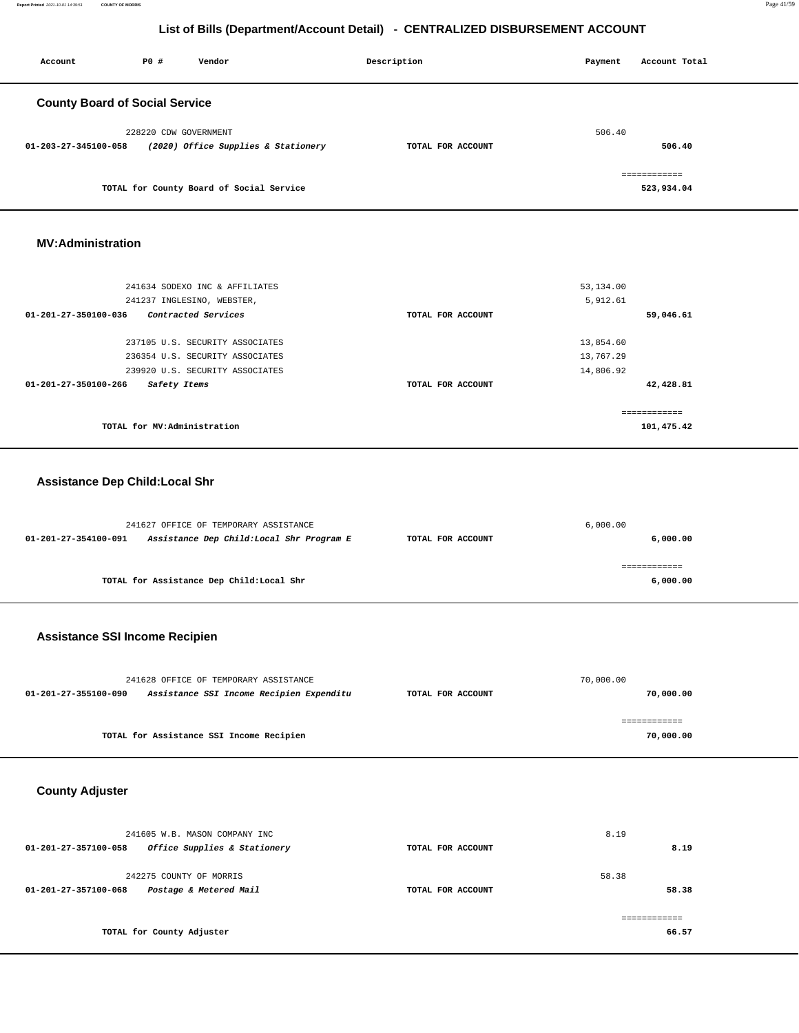# List of Bills (Department/Account Detail) - CENTRALIZED DISBURSEMENT ACCOUNT

| Account | PO # | Vendor | Description | Payment | Account Total |
|---|---|---|---|---|---|

## County Board of Social Service

| Account | PO # | Vendor | Description | Payment | Account Total |
|---|---|---|---|---|---|
| | 228220 | CDW GOVERNMENT | | 506.40 | |
| 01-203-27-345100-058 | | *(2020) Office Supplies & Stationery* | TOTAL FOR ACCOUNT | | 506.40 |
| | | TOTAL for County Board of Social Service | | | 523,934.04 |

## MV:Administration

| Account | PO # | Vendor | Description | Payment | Account Total |
|---|---|---|---|---|---|
| | 241634 | SODEXO INC & AFFILIATES | | 53,134.00 | |
| | 241237 | INGLESINO, WEBSTER, | | 5,912.61 | |
| 01-201-27-350100-036 | | *Contracted Services* | TOTAL FOR ACCOUNT | | 59,046.61 |
| | 237105 | U.S. SECURITY ASSOCIATES | | 13,854.60 | |
| | 236354 | U.S. SECURITY ASSOCIATES | | 13,767.29 | |
| | 239920 | U.S. SECURITY ASSOCIATES | | 14,806.92 | |
| 01-201-27-350100-266 | | *Safety Items* | TOTAL FOR ACCOUNT | | 42,428.81 |
| | | TOTAL for MV:Administration | | | 101,475.42 |

## Assistance Dep Child:Local Shr

| Account | PO # | Vendor | Description | Payment | Account Total |
|---|---|---|---|---|---|
| | 241627 | OFFICE OF TEMPORARY ASSISTANCE | | 6,000.00 | |
| 01-201-27-354100-091 | | *Assistance Dep Child:Local Shr Program E* | TOTAL FOR ACCOUNT | | 6,000.00 |
| | | TOTAL for Assistance Dep Child:Local Shr | | | 6,000.00 |

## Assistance SSI Income Recipien

| Account | PO # | Vendor | Description | Payment | Account Total |
|---|---|---|---|---|---|
| | 241628 | OFFICE OF TEMPORARY ASSISTANCE | | 70,000.00 | |
| 01-201-27-355100-090 | | *Assistance SSI Income Recipien Expenditu* | TOTAL FOR ACCOUNT | | 70,000.00 |
| | | TOTAL for Assistance SSI Income Recipien | | | 70,000.00 |

## County Adjuster

| Account | PO # | Vendor | Description | Payment | Account Total |
|---|---|---|---|---|---|
| | 241605 | W.B. MASON COMPANY INC | | 8.19 | |
| 01-201-27-357100-058 | | *Office Supplies & Stationery* | TOTAL FOR ACCOUNT | | 8.19 |
| | 242275 | COUNTY OF MORRIS | | 58.38 | |
| 01-201-27-357100-068 | | *Postage & Metered Mail* | TOTAL FOR ACCOUNT | | 58.38 |
| | | TOTAL for County Adjuster | | | 66.57 |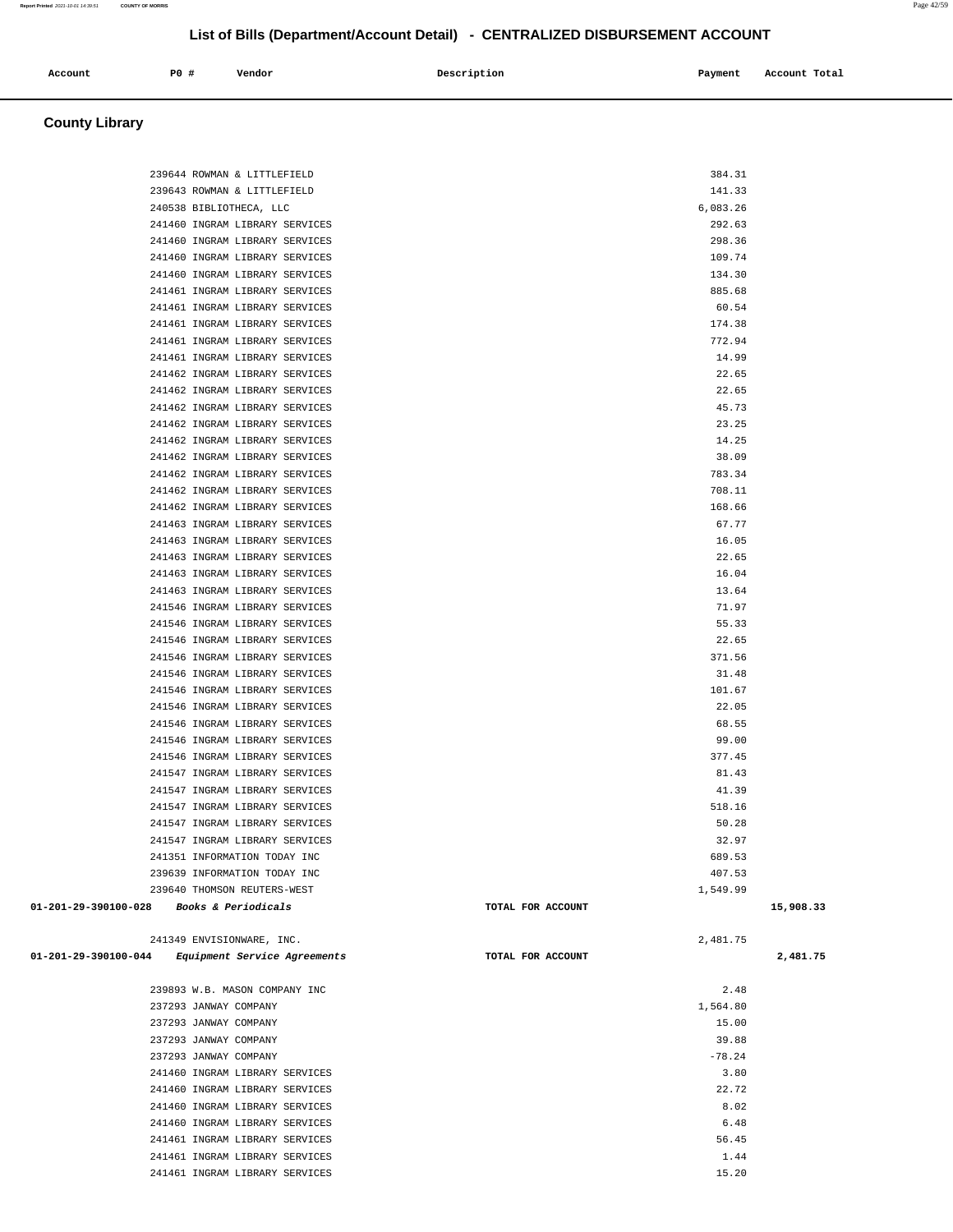# List of Bills (Department/Account Detail) - CENTRALIZED DISBURSEMENT ACCOUNT

| Account | PO # | Vendor | Description | Payment | Account Total |
|---|---|---|---|---|---|

## County Library

| Account | PO # | Vendor | Description | Payment | Account Total |
|---|---|---|---|---|---|
| | 239644 | ROWMAN & LITTLEFIELD | | 384.31 | |
| | 239643 | ROWMAN & LITTLEFIELD | | 141.33 | |
| | 240538 | BIBLIOTHECA, LLC | | 6,083.26 | |
| | 241460 | INGRAM LIBRARY SERVICES | | 292.63 | |
| | 241460 | INGRAM LIBRARY SERVICES | | 298.36 | |
| | 241460 | INGRAM LIBRARY SERVICES | | 109.74 | |
| | 241460 | INGRAM LIBRARY SERVICES | | 134.30 | |
| | 241461 | INGRAM LIBRARY SERVICES | | 885.68 | |
| | 241461 | INGRAM LIBRARY SERVICES | | 60.54 | |
| | 241461 | INGRAM LIBRARY SERVICES | | 174.38 | |
| | 241461 | INGRAM LIBRARY SERVICES | | 772.94 | |
| | 241461 | INGRAM LIBRARY SERVICES | | 14.99 | |
| | 241462 | INGRAM LIBRARY SERVICES | | 22.65 | |
| | 241462 | INGRAM LIBRARY SERVICES | | 22.65 | |
| | 241462 | INGRAM LIBRARY SERVICES | | 45.73 | |
| | 241462 | INGRAM LIBRARY SERVICES | | 23.25 | |
| | 241462 | INGRAM LIBRARY SERVICES | | 14.25 | |
| | 241462 | INGRAM LIBRARY SERVICES | | 38.09 | |
| | 241462 | INGRAM LIBRARY SERVICES | | 783.34 | |
| | 241462 | INGRAM LIBRARY SERVICES | | 708.11 | |
| | 241462 | INGRAM LIBRARY SERVICES | | 168.66 | |
| | 241463 | INGRAM LIBRARY SERVICES | | 67.77 | |
| | 241463 | INGRAM LIBRARY SERVICES | | 16.05 | |
| | 241463 | INGRAM LIBRARY SERVICES | | 22.65 | |
| | 241463 | INGRAM LIBRARY SERVICES | | 16.04 | |
| | 241463 | INGRAM LIBRARY SERVICES | | 13.64 | |
| | 241546 | INGRAM LIBRARY SERVICES | | 71.97 | |
| | 241546 | INGRAM LIBRARY SERVICES | | 55.33 | |
| | 241546 | INGRAM LIBRARY SERVICES | | 22.65 | |
| | 241546 | INGRAM LIBRARY SERVICES | | 371.56 | |
| | 241546 | INGRAM LIBRARY SERVICES | | 31.48 | |
| | 241546 | INGRAM LIBRARY SERVICES | | 101.67 | |
| | 241546 | INGRAM LIBRARY SERVICES | | 22.05 | |
| | 241546 | INGRAM LIBRARY SERVICES | | 68.55 | |
| | 241546 | INGRAM LIBRARY SERVICES | | 99.00 | |
| | 241546 | INGRAM LIBRARY SERVICES | | 377.45 | |
| | 241547 | INGRAM LIBRARY SERVICES | | 81.43 | |
| | 241547 | INGRAM LIBRARY SERVICES | | 41.39 | |
| | 241547 | INGRAM LIBRARY SERVICES | | 518.16 | |
| | 241547 | INGRAM LIBRARY SERVICES | | 50.28 | |
| | 241547 | INGRAM LIBRARY SERVICES | | 32.97 | |
| | 241351 | INFORMATION TODAY INC | | 689.53 | |
| | 239639 | INFORMATION TODAY INC | | 407.53 | |
| | 239640 | THOMSON REUTERS-WEST | | 1,549.99 | |
| **01-201-29-390100-028** | | *Books & Periodicals* | TOTAL FOR ACCOUNT | | 15,908.33 |
| | 241349 | ENVISIONWARE, INC. | | 2,481.75 | |
| **01-201-29-390100-044** | | *Equipment Service Agreements* | TOTAL FOR ACCOUNT | | 2,481.75 |
| | 239893 | W.B. MASON COMPANY INC | | 2.48 | |
| | 237293 | JANWAY COMPANY | | 1,564.80 | |
| | 237293 | JANWAY COMPANY | | 15.00 | |
| | 237293 | JANWAY COMPANY | | 39.88 | |
| | 237293 | JANWAY COMPANY | | -78.24 | |
| | 241460 | INGRAM LIBRARY SERVICES | | 3.80 | |
| | 241460 | INGRAM LIBRARY SERVICES | | 22.72 | |
| | 241460 | INGRAM LIBRARY SERVICES | | 8.02 | |
| | 241460 | INGRAM LIBRARY SERVICES | | 6.48 | |
| | 241461 | INGRAM LIBRARY SERVICES | | 56.45 | |
| | 241461 | INGRAM LIBRARY SERVICES | | 1.44 | |
| | 241461 | INGRAM LIBRARY SERVICES | | 15.20 | |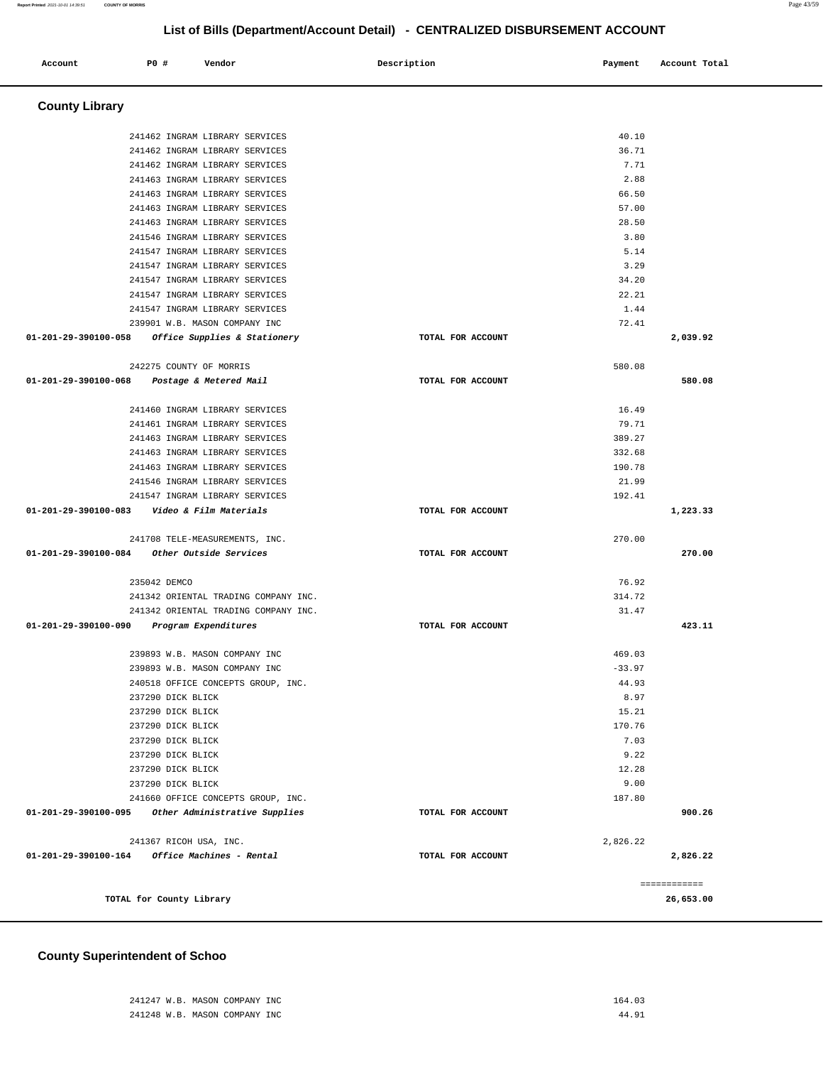## List of Bills (Department/Account Detail) - CENTRALIZED DISBURSEMENT ACCOUNT

| Account | PO # | Vendor | Description | Payment | Account Total |
|---|---|---|---|---|---|

### County Library

| Account | PO # | Vendor | Description | Payment | Account Total |
|---|---|---|---|---|---|
| | 241462 | INGRAM LIBRARY SERVICES | | 40.10 | |
| | 241462 | INGRAM LIBRARY SERVICES | | 36.71 | |
| | 241462 | INGRAM LIBRARY SERVICES | | 7.71 | |
| | 241463 | INGRAM LIBRARY SERVICES | | 2.88 | |
| | 241463 | INGRAM LIBRARY SERVICES | | 66.50 | |
| | 241463 | INGRAM LIBRARY SERVICES | | 57.00 | |
| | 241463 | INGRAM LIBRARY SERVICES | | 28.50 | |
| | 241546 | INGRAM LIBRARY SERVICES | | 3.80 | |
| | 241547 | INGRAM LIBRARY SERVICES | | 5.14 | |
| | 241547 | INGRAM LIBRARY SERVICES | | 3.29 | |
| | 241547 | INGRAM LIBRARY SERVICES | | 34.20 | |
| | 241547 | INGRAM LIBRARY SERVICES | | 22.21 | |
| | 241547 | INGRAM LIBRARY SERVICES | | 1.44 | |
| | 239901 | W.B. MASON COMPANY INC | | 72.41 | |
| **01-201-29-390100-058** | | *Office Supplies & Stationery* | TOTAL FOR ACCOUNT | | **2,039.92** |
| | 242275 | COUNTY OF MORRIS | | 580.08 | |
| **01-201-29-390100-068** | | *Postage & Metered Mail* | TOTAL FOR ACCOUNT | | **580.08** |
| | 241460 | INGRAM LIBRARY SERVICES | | 16.49 | |
| | 241461 | INGRAM LIBRARY SERVICES | | 79.71 | |
| | 241463 | INGRAM LIBRARY SERVICES | | 389.27 | |
| | 241463 | INGRAM LIBRARY SERVICES | | 332.68 | |
| | 241463 | INGRAM LIBRARY SERVICES | | 190.78 | |
| | 241546 | INGRAM LIBRARY SERVICES | | 21.99 | |
| | 241547 | INGRAM LIBRARY SERVICES | | 192.41 | |
| **01-201-29-390100-083** | | *Video & Film Materials* | TOTAL FOR ACCOUNT | | **1,223.33** |
| | 241708 | TELE-MEASUREMENTS, INC. | | 270.00 | |
| **01-201-29-390100-084** | | *Other Outside Services* | TOTAL FOR ACCOUNT | | **270.00** |
| | 235042 | DEMCO | | 76.92 | |
| | 241342 | ORIENTAL TRADING COMPANY INC. | | 314.72 | |
| | 241342 | ORIENTAL TRADING COMPANY INC. | | 31.47 | |
| **01-201-29-390100-090** | | *Program Expenditures* | TOTAL FOR ACCOUNT | | **423.11** |
| | 239893 | W.B. MASON COMPANY INC | | 469.03 | |
| | 239893 | W.B. MASON COMPANY INC | | -33.97 | |
| | 240518 | OFFICE CONCEPTS GROUP, INC. | | 44.93 | |
| | 237290 | DICK BLICK | | 8.97 | |
| | 237290 | DICK BLICK | | 15.21 | |
| | 237290 | DICK BLICK | | 170.76 | |
| | 237290 | DICK BLICK | | 7.03 | |
| | 237290 | DICK BLICK | | 9.22 | |
| | 237290 | DICK BLICK | | 12.28 | |
| | 237290 | DICK BLICK | | 9.00 | |
| | 241660 | OFFICE CONCEPTS GROUP, INC. | | 187.80 | |
| **01-201-29-390100-095** | | *Other Administrative Supplies* | TOTAL FOR ACCOUNT | | **900.26** |
| | 241367 | RICOH USA, INC. | | 2,826.22 | |
| **01-201-29-390100-164** | | *Office Machines - Rental* | TOTAL FOR ACCOUNT | | **2,826.22** |
| | | | | | ============ |
| **TOTAL for County Library** | | | | | **26,653.00** |

### County Superintendent of Schoo

| Account | PO # | Vendor | Description | Payment | Account Total |
|---|---|---|---|---|---|
| | 241247 | W.B. MASON COMPANY INC | | 164.03 | |
| | 241248 | W.B. MASON COMPANY INC | | 44.91 | |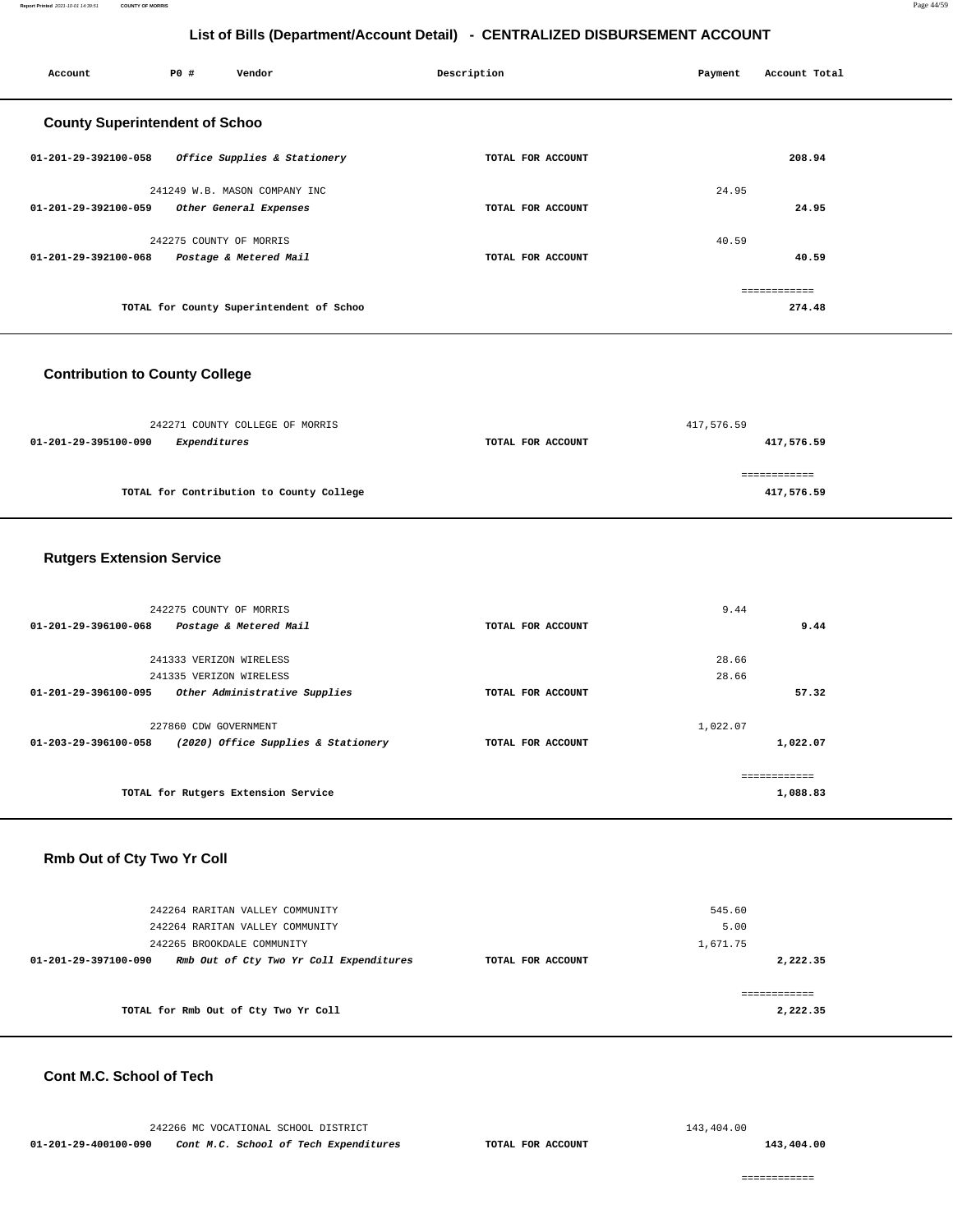## List of Bills (Department/Account Detail) - CENTRALIZED DISBURSEMENT ACCOUNT

| Account | PO # | Vendor | Description | Payment | Account Total |
|---|---|---|---|---|---|

### County Superintendent of Schoo

| Account | PO # | Vendor | Description | Payment | Account Total |
|---|---|---|---|---|---|
| 01-201-29-392100-058 | | *Office Supplies & Stationery* | TOTAL FOR ACCOUNT | | 208.94 |
| | 241249 | W.B. MASON COMPANY INC | | 24.95 | |
| 01-201-29-392100-059 | | *Other General Expenses* | TOTAL FOR ACCOUNT | | 24.95 |
| | 242275 | COUNTY OF MORRIS | | 40.59 | |
| 01-201-29-392100-068 | | *Postage & Metered Mail* | TOTAL FOR ACCOUNT | | 40.59 |
| | | | | | ============ |
| | | TOTAL for County Superintendent of Schoo | | | 274.48 |

### Contribution to County College

| Account | PO # | Vendor | Description | Payment | Account Total |
|---|---|---|---|---|---|
| | 242271 | COUNTY COLLEGE OF MORRIS | | 417,576.59 | |
| 01-201-29-395100-090 | | *Expenditures* | TOTAL FOR ACCOUNT | | 417,576.59 |
| | | | | | ============ |
| | | TOTAL for Contribution to County College | | | 417,576.59 |

### Rutgers Extension Service

| Account | PO # | Vendor | Description | Payment | Account Total |
|---|---|---|---|---|---|
| | 242275 | COUNTY OF MORRIS | | 9.44 | |
| 01-201-29-396100-068 | | *Postage & Metered Mail* | TOTAL FOR ACCOUNT | | 9.44 |
| | 241333 | VERIZON WIRELESS | | 28.66 | |
| | 241335 | VERIZON WIRELESS | | 28.66 | |
| 01-201-29-396100-095 | | *Other Administrative Supplies* | TOTAL FOR ACCOUNT | | 57.32 |
| | 227860 | CDW GOVERNMENT | | 1,022.07 | |
| 01-203-29-396100-058 | | *(2020) Office Supplies & Stationery* | TOTAL FOR ACCOUNT | | 1,022.07 |
| | | | | | ============ |
| | | TOTAL for Rutgers Extension Service | | | 1,088.83 |

### Rmb Out of Cty Two Yr Coll

| Account | PO # | Vendor | Description | Payment | Account Total |
|---|---|---|---|---|---|
| | 242264 | RARITAN VALLEY COMMUNITY | | 545.60 | |
| | 242264 | RARITAN VALLEY COMMUNITY | | 5.00 | |
| | 242265 | BROOKDALE COMMUNITY | | 1,671.75 | |
| 01-201-29-397100-090 | | *Rmb Out of Cty Two Yr Coll Expenditures* | TOTAL FOR ACCOUNT | | 2,222.35 |
| | | | | | ============ |
| | | TOTAL for Rmb Out of Cty Two Yr Coll | | | 2,222.35 |

### Cont M.C. School of Tech

| Account | PO # | Vendor | Description | Payment | Account Total |
|---|---|---|---|---|---|
| | 242266 | MC VOCATIONAL SCHOOL DISTRICT | | 143,404.00 | |
| 01-201-29-400100-090 | | *Cont M.C. School of Tech Expenditures* | TOTAL FOR ACCOUNT | | 143,404.00 |
| | | | | | ============ |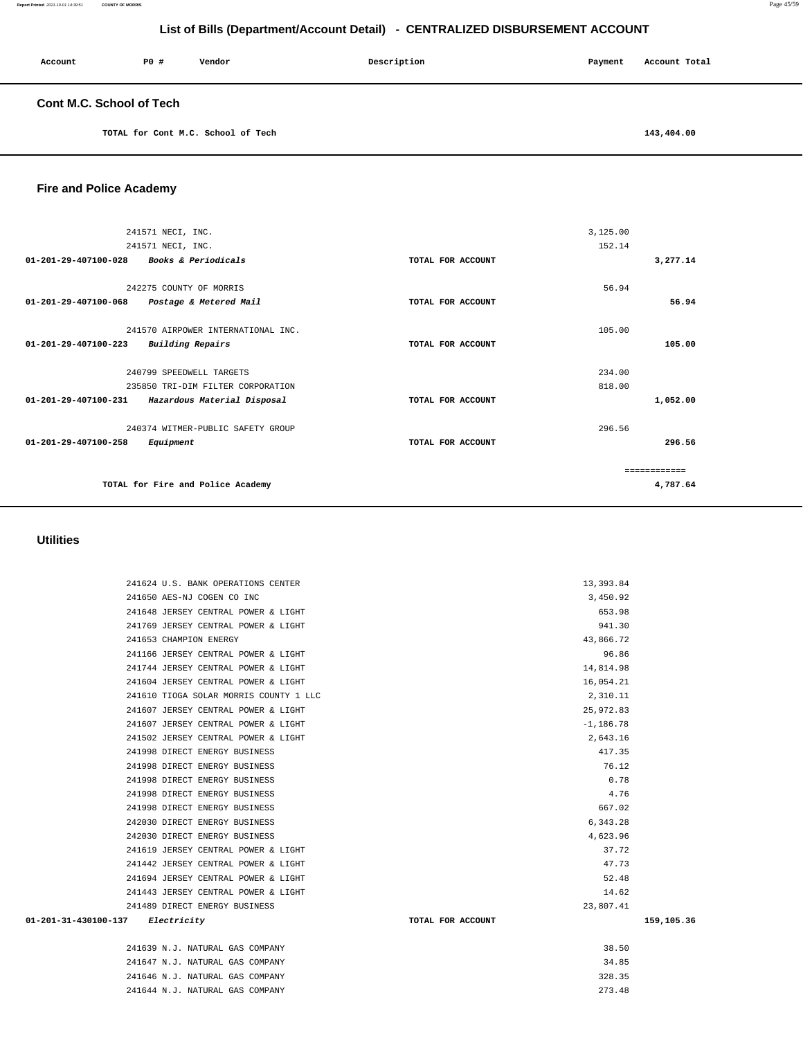# List of Bills (Department/Account Detail) - CENTRALIZED DISBURSEMENT ACCOUNT

| Account | PO # | Vendor | Description | Payment | Account Total |
|---|---|---|---|---|---|

## Cont M.C. School of Tech

| | | | | | |
|---|---|---|---|---|---|
| TOTAL for Cont M.C. School of Tech | | | | | 143,404.00 |

## Fire and Police Academy

| Account | PO # | Vendor | Description | Payment | Account Total |
|---|---|---|---|---|---|
| | 241571 | NECI, INC. | | 3,125.00 | |
| | 241571 | NECI, INC. | | 152.14 | |
| 01-201-29-407100-028 | | *Books & Periodicals* | TOTAL FOR ACCOUNT | | 3,277.14 |
| | 242275 | COUNTY OF MORRIS | | 56.94 | |
| 01-201-29-407100-068 | | *Postage & Metered Mail* | TOTAL FOR ACCOUNT | | 56.94 |
| | 241570 | AIRPOWER INTERNATIONAL INC. | | 105.00 | |
| 01-201-29-407100-223 | | *Building Repairs* | TOTAL FOR ACCOUNT | | 105.00 |
| | 240799 | SPEEDWELL TARGETS | | 234.00 | |
| | 235850 | TRI-DIM FILTER CORPORATION | | 818.00 | |
| 01-201-29-407100-231 | | *Hazardous Material Disposal* | TOTAL FOR ACCOUNT | | 1,052.00 |
| | 240374 | WITMER-PUBLIC SAFETY GROUP | | 296.56 | |
| 01-201-29-407100-258 | | *Equipment* | TOTAL FOR ACCOUNT | | 296.56 |
| | | | | | ============ |
| TOTAL for Fire and Police Academy | | | | | 4,787.64 |

## Utilities

| Account | PO # | Vendor | Description | Payment | Account Total |
|---|---|---|---|---|---|
| | 241624 | U.S. BANK OPERATIONS CENTER | | 13,393.84 | |
| | 241650 | AES-NJ COGEN CO INC | | 3,450.92 | |
| | 241648 | JERSEY CENTRAL POWER & LIGHT | | 653.98 | |
| | 241769 | JERSEY CENTRAL POWER & LIGHT | | 941.30 | |
| | 241653 | CHAMPION ENERGY | | 43,866.72 | |
| | 241166 | JERSEY CENTRAL POWER & LIGHT | | 96.86 | |
| | 241744 | JERSEY CENTRAL POWER & LIGHT | | 14,814.98 | |
| | 241604 | JERSEY CENTRAL POWER & LIGHT | | 16,054.21 | |
| | 241610 | TIOGA SOLAR MORRIS COUNTY 1 LLC | | 2,310.11 | |
| | 241607 | JERSEY CENTRAL POWER & LIGHT | | 25,972.83 | |
| | 241607 | JERSEY CENTRAL POWER & LIGHT | | -1,186.78 | |
| | 241502 | JERSEY CENTRAL POWER & LIGHT | | 2,643.16 | |
| | 241998 | DIRECT ENERGY BUSINESS | | 417.35 | |
| | 241998 | DIRECT ENERGY BUSINESS | | 76.12 | |
| | 241998 | DIRECT ENERGY BUSINESS | | 0.78 | |
| | 241998 | DIRECT ENERGY BUSINESS | | 4.76 | |
| | 241998 | DIRECT ENERGY BUSINESS | | 667.02 | |
| | 242030 | DIRECT ENERGY BUSINESS | | 6,343.28 | |
| | 242030 | DIRECT ENERGY BUSINESS | | 4,623.96 | |
| | 241619 | JERSEY CENTRAL POWER & LIGHT | | 37.72 | |
| | 241442 | JERSEY CENTRAL POWER & LIGHT | | 47.73 | |
| | 241694 | JERSEY CENTRAL POWER & LIGHT | | 52.48 | |
| | 241443 | JERSEY CENTRAL POWER & LIGHT | | 14.62 | |
| | 241489 | DIRECT ENERGY BUSINESS | | 23,807.41 | |
| 01-201-31-430100-137 | | *Electricity* | TOTAL FOR ACCOUNT | | 159,105.36 |
| | 241639 | N.J. NATURAL GAS COMPANY | | 38.50 | |
| | 241647 | N.J. NATURAL GAS COMPANY | | 34.85 | |
| | 241646 | N.J. NATURAL GAS COMPANY | | 328.35 | |
| | 241644 | N.J. NATURAL GAS COMPANY | | 273.48 | |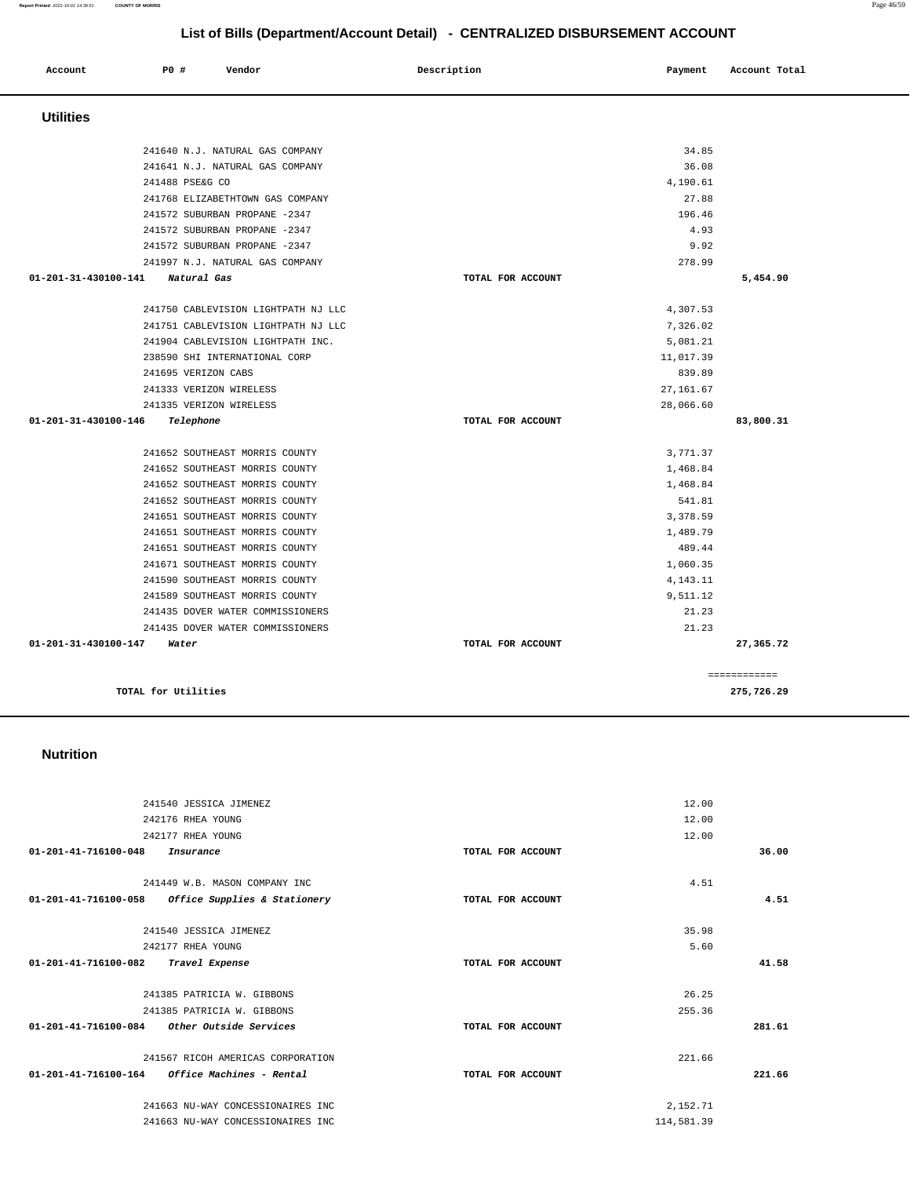## List of Bills (Department/Account Detail) - CENTRALIZED DISBURSEMENT ACCOUNT

| Account | PO # | Vendor | Description | Payment | Account Total |
|---|---|---|---|---|---|

### Utilities

| Account | PO # | Vendor | Description | Payment | Account Total |
|---|---|---|---|---|---|
| | 241640 | N.J. NATURAL GAS COMPANY | | 34.85 | |
| | 241641 | N.J. NATURAL GAS COMPANY | | 36.08 | |
| | 241488 | PSE&G CO | | 4,190.61 | |
| | 241768 | ELIZABETHTOWN GAS COMPANY | | 27.88 | |
| | 241572 | SUBURBAN PROPANE -2347 | | 196.46 | |
| | 241572 | SUBURBAN PROPANE -2347 | | 4.93 | |
| | 241572 | SUBURBAN PROPANE -2347 | | 9.92 | |
| | 241997 | N.J. NATURAL GAS COMPANY | | 278.99 | |
| **01-201-31-430100-141** | *Natural Gas* | | TOTAL FOR ACCOUNT | | **5,454.90** |
| | 241750 | CABLEVISION LIGHTPATH NJ LLC | | 4,307.53 | |
| | 241751 | CABLEVISION LIGHTPATH NJ LLC | | 7,326.02 | |
| | 241904 | CABLEVISION LIGHTPATH INC. | | 5,081.21 | |
| | 238590 | SHI INTERNATIONAL CORP | | 11,017.39 | |
| | 241695 | VERIZON CABS | | 839.89 | |
| | 241333 | VERIZON WIRELESS | | 27,161.67 | |
| | 241335 | VERIZON WIRELESS | | 28,066.60 | |
| **01-201-31-430100-146** | *Telephone* | | TOTAL FOR ACCOUNT | | **83,800.31** |
| | 241652 | SOUTHEAST MORRIS COUNTY | | 3,771.37 | |
| | 241652 | SOUTHEAST MORRIS COUNTY | | 1,468.84 | |
| | 241652 | SOUTHEAST MORRIS COUNTY | | 1,468.84 | |
| | 241652 | SOUTHEAST MORRIS COUNTY | | 541.81 | |
| | 241651 | SOUTHEAST MORRIS COUNTY | | 3,378.59 | |
| | 241651 | SOUTHEAST MORRIS COUNTY | | 1,489.79 | |
| | 241651 | SOUTHEAST MORRIS COUNTY | | 489.44 | |
| | 241671 | SOUTHEAST MORRIS COUNTY | | 1,060.35 | |
| | 241590 | SOUTHEAST MORRIS COUNTY | | 4,143.11 | |
| | 241589 | SOUTHEAST MORRIS COUNTY | | 9,511.12 | |
| | 241435 | DOVER WATER COMMISSIONERS | | 21.23 | |
| | 241435 | DOVER WATER COMMISSIONERS | | 21.23 | |
| **01-201-31-430100-147** | *Water* | | TOTAL FOR ACCOUNT | | **27,365.72** |
| | | | | | ============ |
| | **TOTAL for Utilities** | | | | **275,726.29** |

### Nutrition

| Account | PO # | Vendor | Description | Payment | Account Total |
|---|---|---|---|---|---|
| | 241540 | JESSICA JIMENEZ | | 12.00 | |
| | 242176 | RHEA YOUNG | | 12.00 | |
| | 242177 | RHEA YOUNG | | 12.00 | |
| **01-201-41-716100-048** | *Insurance* | | TOTAL FOR ACCOUNT | | **36.00** |
| | 241449 | W.B. MASON COMPANY INC | | 4.51 | |
| **01-201-41-716100-058** | *Office Supplies & Stationery* | | TOTAL FOR ACCOUNT | | **4.51** |
| | 241540 | JESSICA JIMENEZ | | 35.98 | |
| | 242177 | RHEA YOUNG | | 5.60 | |
| **01-201-41-716100-082** | *Travel Expense* | | TOTAL FOR ACCOUNT | | **41.58** |
| | 241385 | PATRICIA W. GIBBONS | | 26.25 | |
| | 241385 | PATRICIA W. GIBBONS | | 255.36 | |
| **01-201-41-716100-084** | *Other Outside Services* | | TOTAL FOR ACCOUNT | | **281.61** |
| | 241567 | RICOH AMERICAS CORPORATION | | 221.66 | |
| **01-201-41-716100-164** | *Office Machines - Rental* | | TOTAL FOR ACCOUNT | | **221.66** |
| | 241663 | NU-WAY CONCESSIONAIRES INC | | 2,152.71 | |
| | 241663 | NU-WAY CONCESSIONAIRES INC | | 114,581.39 | |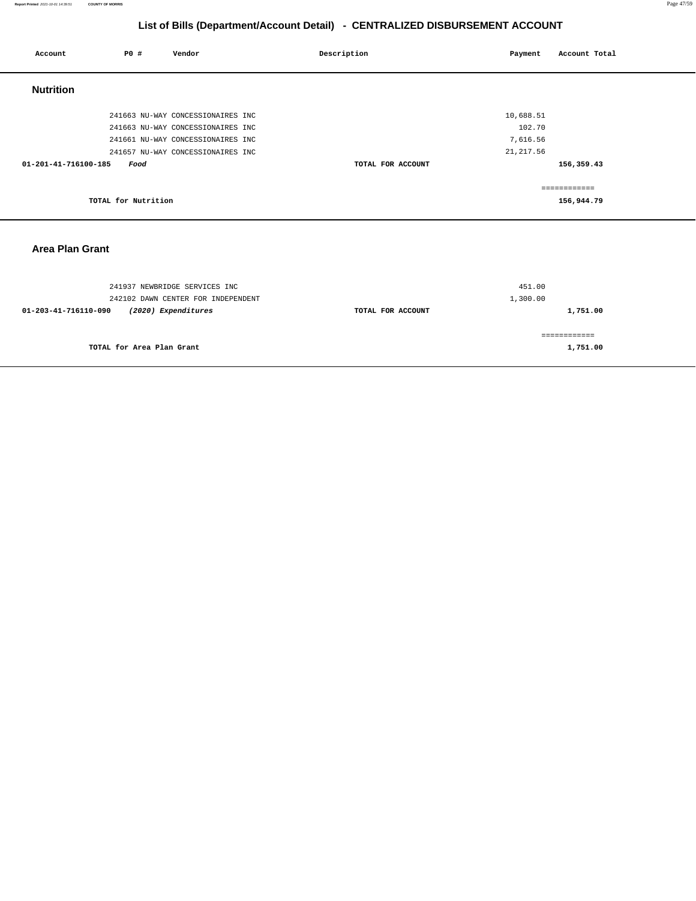# List of Bills (Department/Account Detail) - CENTRALIZED DISBURSEMENT ACCOUNT

| Account | PO # | Vendor | Description | Payment | Account Total |
|---|---|---|---|---|---|

## Nutrition

| Account | PO # | Vendor | Description | Payment | Account Total |
|---|---|---|---|---|---|
| | 241663 | NU-WAY CONCESSIONAIRES INC | | 10,688.51 | |
| | 241663 | NU-WAY CONCESSIONAIRES INC | | 102.70 | |
| | 241661 | NU-WAY CONCESSIONAIRES INC | | 7,616.56 | |
| | 241657 | NU-WAY CONCESSIONAIRES INC | | 21,217.56 | |
| **01-201-41-716100-185** | ***Food*** | | **TOTAL FOR ACCOUNT** | | **156,359.43** |

============

**TOTAL for Nutrition** **156,944.79**

## Area Plan Grant

| Account | PO # | Vendor | Description | Payment | Account Total |
|---|---|---|---|---|---|
| | 241937 | NEWBRIDGE SERVICES INC | | 451.00 | |
| | 242102 | DAWN CENTER FOR INDEPENDENT | | 1,300.00 | |
| **01-203-41-716110-090** | ***(2020) Expenditures*** | | **TOTAL FOR ACCOUNT** | | **1,751.00** |

============

**TOTAL for Area Plan Grant** **1,751.00**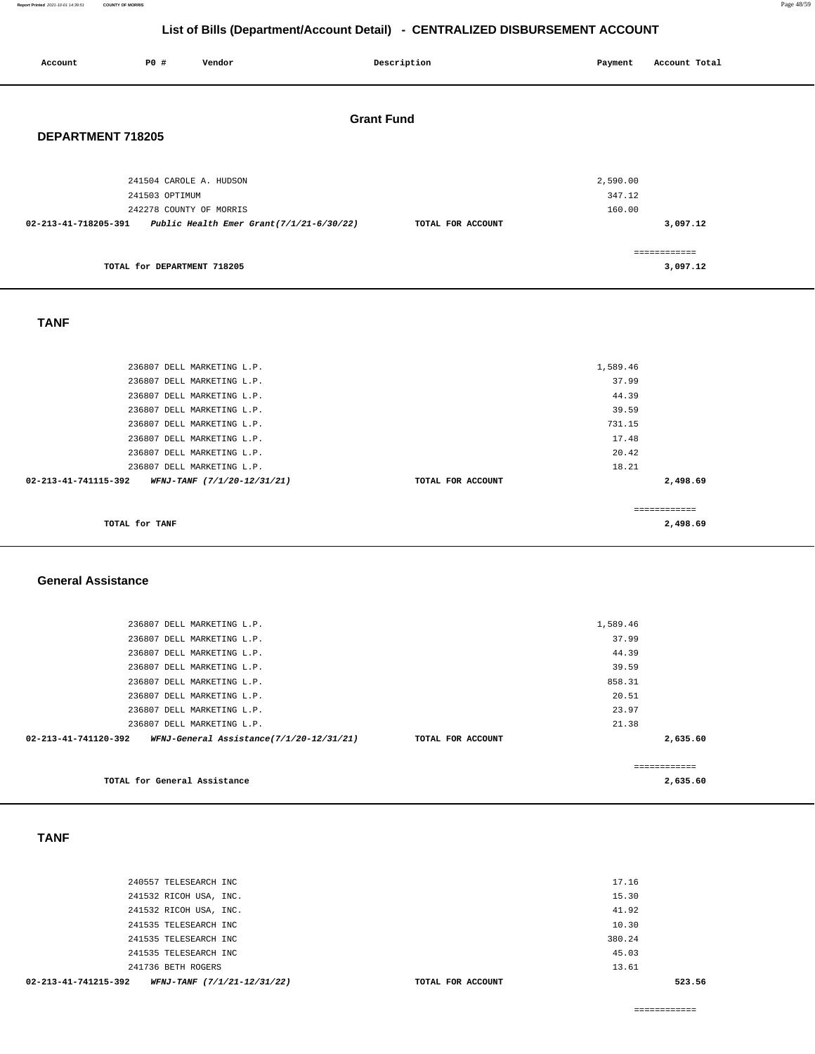# List of Bills (Department/Account Detail) - CENTRALIZED DISBURSEMENT ACCOUNT

| Account | PO # | Vendor | Description | Payment | Account Total |
|---|---|---|---|---|---|

## Grant Fund

### DEPARTMENT 718205

| Account | PO # | Vendor | Description | Payment | Account Total |
|---|---|---|---|---|---|
| | 241504 | CAROLE A. HUDSON | | 2,590.00 | |
| | 241503 | OPTIMUM | | 347.12 | |
| | 242278 | COUNTY OF MORRIS | | 160.00 | |
| 02-213-41-718205-391 | | *Public Health Emer Grant(7/1/21-6/30/22)* | TOTAL FOR ACCOUNT | | 3,097.12 |
| | | | | | ============ |
| | | TOTAL for DEPARTMENT 718205 | | | 3,097.12 |

### TANF

| Account | PO # | Vendor | Description | Payment | Account Total |
|---|---|---|---|---|---|
| | 236807 | DELL MARKETING L.P. | | 1,589.46 | |
| | 236807 | DELL MARKETING L.P. | | 37.99 | |
| | 236807 | DELL MARKETING L.P. | | 44.39 | |
| | 236807 | DELL MARKETING L.P. | | 39.59 | |
| | 236807 | DELL MARKETING L.P. | | 731.15 | |
| | 236807 | DELL MARKETING L.P. | | 17.48 | |
| | 236807 | DELL MARKETING L.P. | | 20.42 | |
| | 236807 | DELL MARKETING L.P. | | 18.21 | |
| 02-213-41-741115-392 | | *WFNJ-TANF (7/1/20-12/31/21)* | TOTAL FOR ACCOUNT | | 2,498.69 |
| | | | | | ============ |
| | | TOTAL for TANF | | | 2,498.69 |

### General Assistance

| Account | PO # | Vendor | Description | Payment | Account Total |
|---|---|---|---|---|---|
| | 236807 | DELL MARKETING L.P. | | 1,589.46 | |
| | 236807 | DELL MARKETING L.P. | | 37.99 | |
| | 236807 | DELL MARKETING L.P. | | 44.39 | |
| | 236807 | DELL MARKETING L.P. | | 39.59 | |
| | 236807 | DELL MARKETING L.P. | | 858.31 | |
| | 236807 | DELL MARKETING L.P. | | 20.51 | |
| | 236807 | DELL MARKETING L.P. | | 23.97 | |
| | 236807 | DELL MARKETING L.P. | | 21.38 | |
| 02-213-41-741120-392 | | *WFNJ-General Assistance(7/1/20-12/31/21)* | TOTAL FOR ACCOUNT | | 2,635.60 |
| | | | | | ============ |
| | | TOTAL for General Assistance | | | 2,635.60 |

### TANF

| Account | PO # | Vendor | Description | Payment | Account Total |
|---|---|---|---|---|---|
| | 240557 | TELESEARCH INC | | 17.16 | |
| | 241532 | RICOH USA, INC. | | 15.30 | |
| | 241532 | RICOH USA, INC. | | 41.92 | |
| | 241535 | TELESEARCH INC | | 10.30 | |
| | 241535 | TELESEARCH INC | | 380.24 | |
| | 241535 | TELESEARCH INC | | 45.03 | |
| | 241736 | BETH ROGERS | | 13.61 | |
| 02-213-41-741215-392 | | *WFNJ-TANF (7/1/21-12/31/22)* | TOTAL FOR ACCOUNT | | 523.56 |
| | | | | | ============ |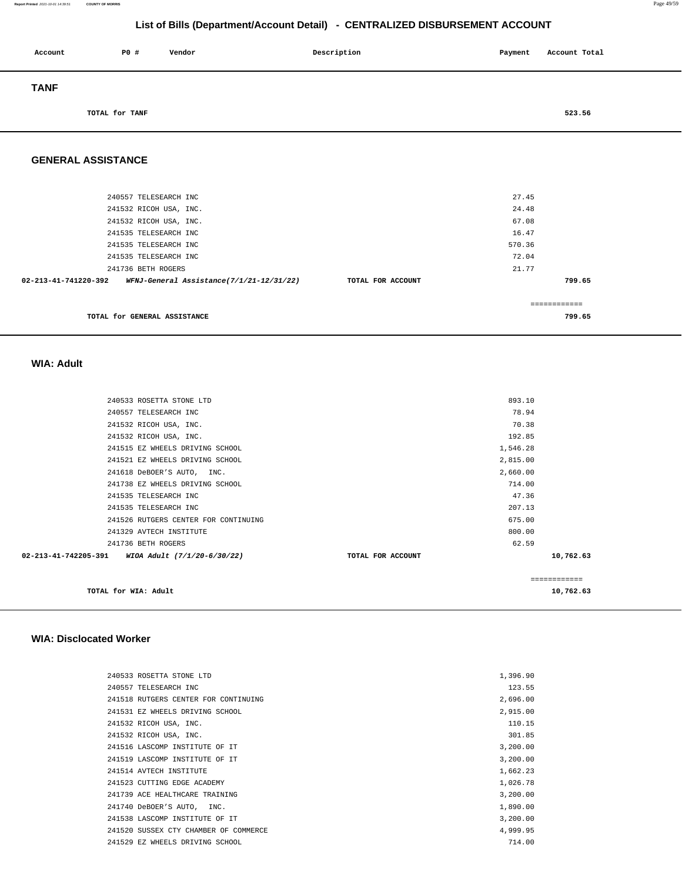# List of Bills (Department/Account Detail) - CENTRALIZED DISBURSEMENT ACCOUNT

| Account | PO # | Vendor | Description | Payment | Account Total |
|---|---|---|---|---|---|

## TANF

| | | | | | |
|---|---|---|---|---|---|
| TOTAL for TANF | | | | | 523.56 |

## GENERAL ASSISTANCE

| Account | PO # | Vendor | Description | Payment | Account Total |
|---|---|---|---|---|---|
| | 240557 | TELESEARCH INC | | 27.45 | |
| | 241532 | RICOH USA, INC. | | 24.48 | |
| | 241532 | RICOH USA, INC. | | 67.08 | |
| | 241535 | TELESEARCH INC | | 16.47 | |
| | 241535 | TELESEARCH INC | | 570.36 | |
| | 241535 | TELESEARCH INC | | 72.04 | |
| | 241736 | BETH ROGERS | | 21.77 | |
| 02-213-41-741220-392 | | ***WFNJ-General Assistance(7/1/21-12/31/22)*** | TOTAL FOR ACCOUNT | | 799.65 |

| | |
|---|---|
| TOTAL for GENERAL ASSISTANCE | 799.65 |

## WIA: Adult

| Account | PO # | Vendor | Description | Payment | Account Total |
|---|---|---|---|---|---|
| | 240533 | ROSETTA STONE LTD | | 893.10 | |
| | 240557 | TELESEARCH INC | | 78.94 | |
| | 241532 | RICOH USA, INC. | | 70.38 | |
| | 241532 | RICOH USA, INC. | | 192.85 | |
| | 241515 | EZ WHEELS DRIVING SCHOOL | | 1,546.28 | |
| | 241521 | EZ WHEELS DRIVING SCHOOL | | 2,815.00 | |
| | 241618 | DeBOER'S AUTO, INC. | | 2,660.00 | |
| | 241738 | EZ WHEELS DRIVING SCHOOL | | 714.00 | |
| | 241535 | TELESEARCH INC | | 47.36 | |
| | 241535 | TELESEARCH INC | | 207.13 | |
| | 241526 | RUTGERS CENTER FOR CONTINUING | | 675.00 | |
| | 241329 | AVTECH INSTITUTE | | 800.00 | |
| | 241736 | BETH ROGERS | | 62.59 | |
| 02-213-41-742205-391 | | ***WIOA Adult (7/1/20-6/30/22)*** | TOTAL FOR ACCOUNT | | 10,762.63 |

| | |
|---|---|
| TOTAL for WIA: Adult | 10,762.63 |

## WIA: Disclocated Worker

| Account | PO # | Vendor | Description | Payment | Account Total |
|---|---|---|---|---|---|
| | 240533 | ROSETTA STONE LTD | | 1,396.90 | |
| | 240557 | TELESEARCH INC | | 123.55 | |
| | 241518 | RUTGERS CENTER FOR CONTINUING | | 2,696.00 | |
| | 241531 | EZ WHEELS DRIVING SCHOOL | | 2,915.00 | |
| | 241532 | RICOH USA, INC. | | 110.15 | |
| | 241532 | RICOH USA, INC. | | 301.85 | |
| | 241516 | LASCOMP INSTITUTE OF IT | | 3,200.00 | |
| | 241519 | LASCOMP INSTITUTE OF IT | | 3,200.00 | |
| | 241514 | AVTECH INSTITUTE | | 1,662.23 | |
| | 241523 | CUTTING EDGE ACADEMY | | 1,026.78 | |
| | 241739 | ACE HEALTHCARE TRAINING | | 3,200.00 | |
| | 241740 | DeBOER'S AUTO, INC. | | 1,890.00 | |
| | 241538 | LASCOMP INSTITUTE OF IT | | 3,200.00 | |
| | 241520 | SUSSEX CTY CHAMBER OF COMMERCE | | 4,999.95 | |
| | 241529 | EZ WHEELS DRIVING SCHOOL | | 714.00 | |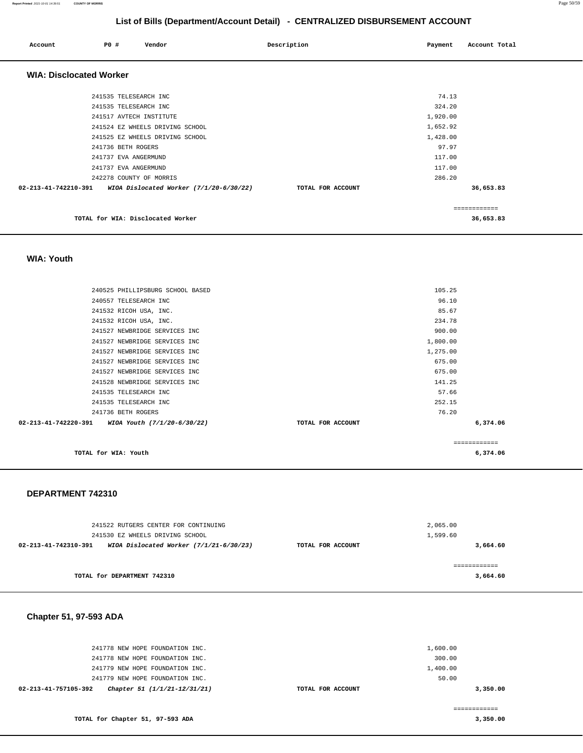## List of Bills (Department/Account Detail) - CENTRALIZED DISBURSEMENT ACCOUNT

| Account | PO # | Vendor | Description | Payment | Account Total |
|---|---|---|---|---|---|

### WIA: Disclocated Worker

| Account | PO # | Vendor | Description | Payment | Account Total |
|---|---|---|---|---|---|
| | 241535 | TELESEARCH INC | | 74.13 | |
| | 241535 | TELESEARCH INC | | 324.20 | |
| | 241517 | AVTECH INSTITUTE | | 1,920.00 | |
| | 241524 | EZ WHEELS DRIVING SCHOOL | | 1,652.92 | |
| | 241525 | EZ WHEELS DRIVING SCHOOL | | 1,428.00 | |
| | 241736 | BETH ROGERS | | 97.97 | |
| | 241737 | EVA ANGERMUND | | 117.00 | |
| | 241737 | EVA ANGERMUND | | 117.00 | |
| | 242278 | COUNTY OF MORRIS | | 286.20 | |
| 02-213-41-742210-391 | | *WIOA Dislocated Worker (7/1/20-6/30/22)* | TOTAL FOR ACCOUNT | | 36,653.83 |

TOTAL for WIA: Disclocated Worker — 36,653.83

### WIA: Youth

| Account | PO # | Vendor | Description | Payment | Account Total |
|---|---|---|---|---|---|
| | 240525 | PHILLIPSBURG SCHOOL BASED | | 105.25 | |
| | 240557 | TELESEARCH INC | | 96.10 | |
| | 241532 | RICOH USA, INC. | | 85.67 | |
| | 241532 | RICOH USA, INC. | | 234.78 | |
| | 241527 | NEWBRIDGE SERVICES INC | | 900.00 | |
| | 241527 | NEWBRIDGE SERVICES INC | | 1,800.00 | |
| | 241527 | NEWBRIDGE SERVICES INC | | 1,275.00 | |
| | 241527 | NEWBRIDGE SERVICES INC | | 675.00 | |
| | 241527 | NEWBRIDGE SERVICES INC | | 675.00 | |
| | 241528 | NEWBRIDGE SERVICES INC | | 141.25 | |
| | 241535 | TELESEARCH INC | | 57.66 | |
| | 241535 | TELESEARCH INC | | 252.15 | |
| | 241736 | BETH ROGERS | | 76.20 | |
| 02-213-41-742220-391 | | *WIOA Youth (7/1/20-6/30/22)* | TOTAL FOR ACCOUNT | | 6,374.06 |

TOTAL for WIA: Youth — 6,374.06

### DEPARTMENT 742310

| Account | PO # | Vendor | Description | Payment | Account Total |
|---|---|---|---|---|---|
| | 241522 | RUTGERS CENTER FOR CONTINUING | | 2,065.00 | |
| | 241530 | EZ WHEELS DRIVING SCHOOL | | 1,599.60 | |
| 02-213-41-742310-391 | | *WIOA Dislocated Worker (7/1/21-6/30/23)* | TOTAL FOR ACCOUNT | | 3,664.60 |

TOTAL for DEPARTMENT 742310 — 3,664.60

### Chapter 51, 97-593 ADA

| Account | PO # | Vendor | Description | Payment | Account Total |
|---|---|---|---|---|---|
| | 241778 | NEW HOPE FOUNDATION INC. | | 1,600.00 | |
| | 241778 | NEW HOPE FOUNDATION INC. | | 300.00 | |
| | 241779 | NEW HOPE FOUNDATION INC. | | 1,400.00 | |
| | 241779 | NEW HOPE FOUNDATION INC. | | 50.00 | |
| 02-213-41-757105-392 | | *Chapter 51 (1/1/21-12/31/21)* | TOTAL FOR ACCOUNT | | 3,350.00 |

TOTAL for Chapter 51, 97-593 ADA — 3,350.00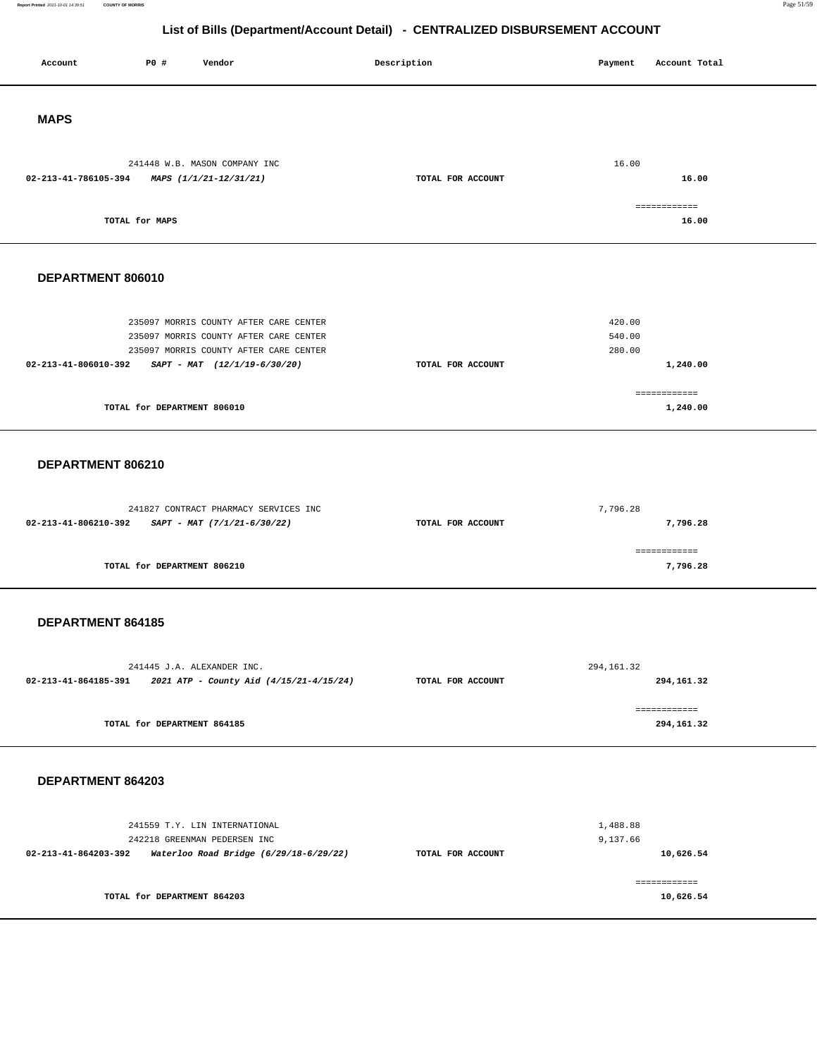## List of Bills (Department/Account Detail) - CENTRALIZED DISBURSEMENT ACCOUNT

| Account | PO # | Vendor | Description | Payment | Account Total |
|---|---|---|---|---|---|

### MAPS

| Account | PO # | Vendor | Description | Payment | Account Total |
|---|---|---|---|---|---|
| | 241448 | W.B. MASON COMPANY INC | | 16.00 | |
| 02-213-41-786105-394 | | *MAPS (1/1/21-12/31/21)* | TOTAL FOR ACCOUNT | | 16.00 |
| | | | | | ============ |
| | TOTAL for MAPS | | | | 16.00 |

### DEPARTMENT 806010

| Account | PO # | Vendor | Description | Payment | Account Total |
|---|---|---|---|---|---|
| | 235097 | MORRIS COUNTY AFTER CARE CENTER | | 420.00 | |
| | 235097 | MORRIS COUNTY AFTER CARE CENTER | | 540.00 | |
| | 235097 | MORRIS COUNTY AFTER CARE CENTER | | 280.00 | |
| 02-213-41-806010-392 | | *SAPT - MAT (12/1/19-6/30/20)* | TOTAL FOR ACCOUNT | | 1,240.00 |
| | | | | | ============ |
| | TOTAL for DEPARTMENT 806010 | | | | 1,240.00 |

### DEPARTMENT 806210

| Account | PO # | Vendor | Description | Payment | Account Total |
|---|---|---|---|---|---|
| | 241827 | CONTRACT PHARMACY SERVICES INC | | 7,796.28 | |
| 02-213-41-806210-392 | | *SAPT - MAT (7/1/21-6/30/22)* | TOTAL FOR ACCOUNT | | 7,796.28 |
| | | | | | ============ |
| | TOTAL for DEPARTMENT 806210 | | | | 7,796.28 |

### DEPARTMENT 864185

| Account | PO # | Vendor | Description | Payment | Account Total |
|---|---|---|---|---|---|
| | 241445 | J.A. ALEXANDER INC. | | 294,161.32 | |
| 02-213-41-864185-391 | | *2021 ATP - County Aid (4/15/21-4/15/24)* | TOTAL FOR ACCOUNT | | 294,161.32 |
| | | | | | ============ |
| | TOTAL for DEPARTMENT 864185 | | | | 294,161.32 |

### DEPARTMENT 864203

| Account | PO # | Vendor | Description | Payment | Account Total |
|---|---|---|---|---|---|
| | 241559 | T.Y. LIN INTERNATIONAL | | 1,488.88 | |
| | 242218 | GREENMAN PEDERSEN INC | | 9,137.66 | |
| 02-213-41-864203-392 | | *Waterloo Road Bridge (6/29/18-6/29/22)* | TOTAL FOR ACCOUNT | | 10,626.54 |
| | | | | | ============ |
| | TOTAL for DEPARTMENT 864203 | | | | 10,626.54 |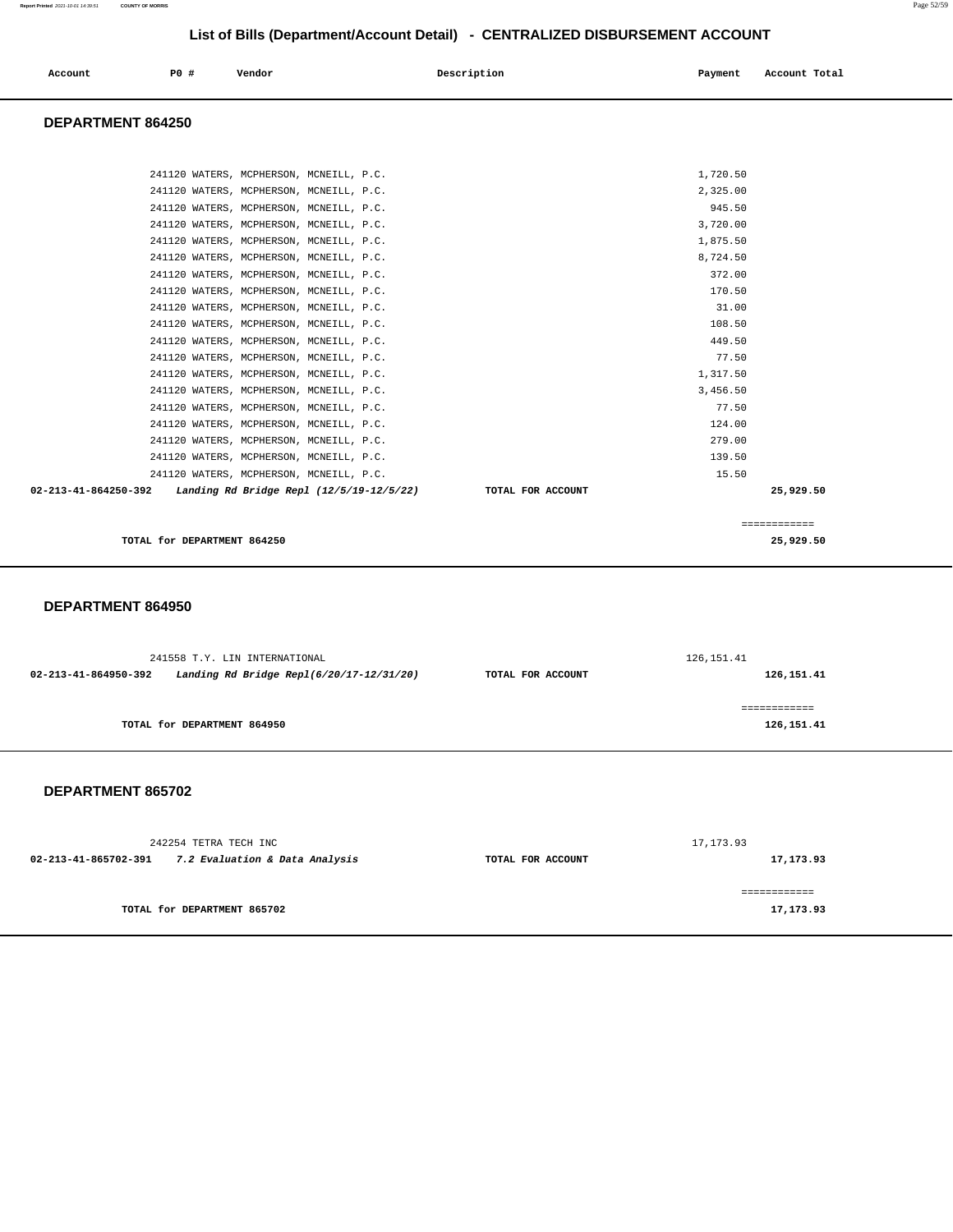## List of Bills (Department/Account Detail) - CENTRALIZED DISBURSEMENT ACCOUNT

| Account | PO # | Vendor | Description | Payment | Account Total |
|---|---|---|---|---|---|

### DEPARTMENT 864250

| Account | PO # | Vendor | Description | Payment | Account Total |
|---|---|---|---|---|---|
| | 241120 | WATERS, MCPHERSON, MCNEILL, P.C. | | 1,720.50 | |
| | 241120 | WATERS, MCPHERSON, MCNEILL, P.C. | | 2,325.00 | |
| | 241120 | WATERS, MCPHERSON, MCNEILL, P.C. | | 945.50 | |
| | 241120 | WATERS, MCPHERSON, MCNEILL, P.C. | | 3,720.00 | |
| | 241120 | WATERS, MCPHERSON, MCNEILL, P.C. | | 1,875.50 | |
| | 241120 | WATERS, MCPHERSON, MCNEILL, P.C. | | 8,724.50 | |
| | 241120 | WATERS, MCPHERSON, MCNEILL, P.C. | | 372.00 | |
| | 241120 | WATERS, MCPHERSON, MCNEILL, P.C. | | 170.50 | |
| | 241120 | WATERS, MCPHERSON, MCNEILL, P.C. | | 31.00 | |
| | 241120 | WATERS, MCPHERSON, MCNEILL, P.C. | | 108.50 | |
| | 241120 | WATERS, MCPHERSON, MCNEILL, P.C. | | 449.50 | |
| | 241120 | WATERS, MCPHERSON, MCNEILL, P.C. | | 77.50 | |
| | 241120 | WATERS, MCPHERSON, MCNEILL, P.C. | | 1,317.50 | |
| | 241120 | WATERS, MCPHERSON, MCNEILL, P.C. | | 3,456.50 | |
| | 241120 | WATERS, MCPHERSON, MCNEILL, P.C. | | 77.50 | |
| | 241120 | WATERS, MCPHERSON, MCNEILL, P.C. | | 124.00 | |
| | 241120 | WATERS, MCPHERSON, MCNEILL, P.C. | | 279.00 | |
| | 241120 | WATERS, MCPHERSON, MCNEILL, P.C. | | 139.50 | |
| | 241120 | WATERS, MCPHERSON, MCNEILL, P.C. | | 15.50 | |
| **02-213-41-864250-392** | | ***Landing Rd Bridge Repl (12/5/19-12/5/22)*** | **TOTAL FOR ACCOUNT** | | **25,929.50** |

**TOTAL for DEPARTMENT 864250** — **25,929.50**

### DEPARTMENT 864950

| Account | PO # | Vendor | Description | Payment | Account Total |
|---|---|---|---|---|---|
| | 241558 | T.Y. LIN INTERNATIONAL | | 126,151.41 | |
| **02-213-41-864950-392** | | ***Landing Rd Bridge Repl(6/20/17-12/31/20)*** | **TOTAL FOR ACCOUNT** | | **126,151.41** |

**TOTAL for DEPARTMENT 864950** — **126,151.41**

### DEPARTMENT 865702

| Account | PO # | Vendor | Description | Payment | Account Total |
|---|---|---|---|---|---|
| | 242254 | TETRA TECH INC | | 17,173.93 | |
| **02-213-41-865702-391** | | ***7.2 Evaluation & Data Analysis*** | **TOTAL FOR ACCOUNT** | | **17,173.93** |

**TOTAL for DEPARTMENT 865702** — **17,173.93**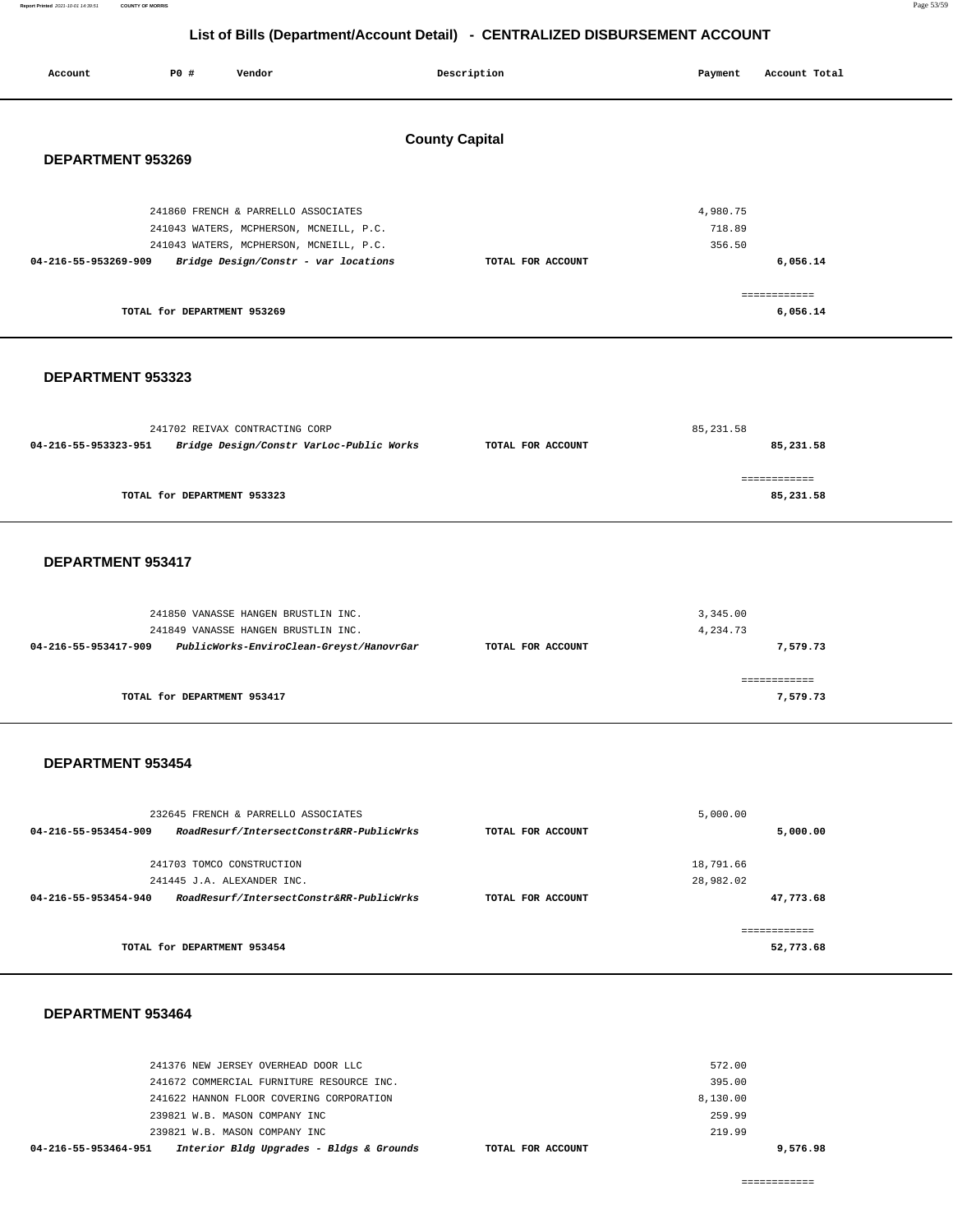## List of Bills (Department/Account Detail) - CENTRALIZED DISBURSEMENT ACCOUNT

| Account | PO # | Vendor | Description | Payment | Account Total |
|---|---|---|---|---|---|

### County Capital

### DEPARTMENT 953269

| Account | PO # | Vendor | Description | Payment | Account Total |
|---|---|---|---|---|---|
| | 241860 | FRENCH & PARRELLO ASSOCIATES | | 4,980.75 | |
| | 241043 | WATERS, MCPHERSON, MCNEILL, P.C. | | 718.89 | |
| | 241043 | WATERS, MCPHERSON, MCNEILL, P.C. | | 356.50 | |
| **04-216-55-953269-909** | | *Bridge Design/Constr - var locations* | **TOTAL FOR ACCOUNT** | | **6,056.14** |

**TOTAL for DEPARTMENT 953269** — ============ **6,056.14**

### DEPARTMENT 953323

| Account | PO # | Vendor | Description | Payment | Account Total |
|---|---|---|---|---|---|
| | 241702 | REIVAX CONTRACTING CORP | | 85,231.58 | |
| **04-216-55-953323-951** | | *Bridge Design/Constr VarLoc-Public Works* | **TOTAL FOR ACCOUNT** | | **85,231.58** |

**TOTAL for DEPARTMENT 953323** — ============ **85,231.58**

### DEPARTMENT 953417

| Account | PO # | Vendor | Description | Payment | Account Total |
|---|---|---|---|---|---|
| | 241850 | VANASSE HANGEN BRUSTLIN INC. | | 3,345.00 | |
| | 241849 | VANASSE HANGEN BRUSTLIN INC. | | 4,234.73 | |
| **04-216-55-953417-909** | | *PublicWorks-EnviroClean-Greyst/HanovrGar* | **TOTAL FOR ACCOUNT** | | **7,579.73** |

**TOTAL for DEPARTMENT 953417** — ============ **7,579.73**

### DEPARTMENT 953454

| Account | PO # | Vendor | Description | Payment | Account Total |
|---|---|---|---|---|---|
| | 232645 | FRENCH & PARRELLO ASSOCIATES | | 5,000.00 | |
| **04-216-55-953454-909** | | *RoadResurf/IntersectConstr&RR-PublicWrks* | **TOTAL FOR ACCOUNT** | | **5,000.00** |
| | 241703 | TOMCO CONSTRUCTION | | 18,791.66 | |
| | 241445 | J.A. ALEXANDER INC. | | 28,982.02 | |
| **04-216-55-953454-940** | | *RoadResurf/IntersectConstr&RR-PublicWrks* | **TOTAL FOR ACCOUNT** | | **47,773.68** |

**TOTAL for DEPARTMENT 953454** — ============ **52,773.68**

### DEPARTMENT 953464

| Account | PO # | Vendor | Description | Payment | Account Total |
|---|---|---|---|---|---|
| | 241376 | NEW JERSEY OVERHEAD DOOR LLC | | 572.00 | |
| | 241672 | COMMERCIAL FURNITURE RESOURCE INC. | | 395.00 | |
| | 241622 | HANNON FLOOR COVERING CORPORATION | | 8,130.00 | |
| | 239821 | W.B. MASON COMPANY INC | | 259.99 | |
| | 239821 | W.B. MASON COMPANY INC | | 219.99 | |
| **04-216-55-953464-951** | | *Interior Bldg Upgrades - Bldgs & Grounds* | **TOTAL FOR ACCOUNT** | | **9,576.98** |

============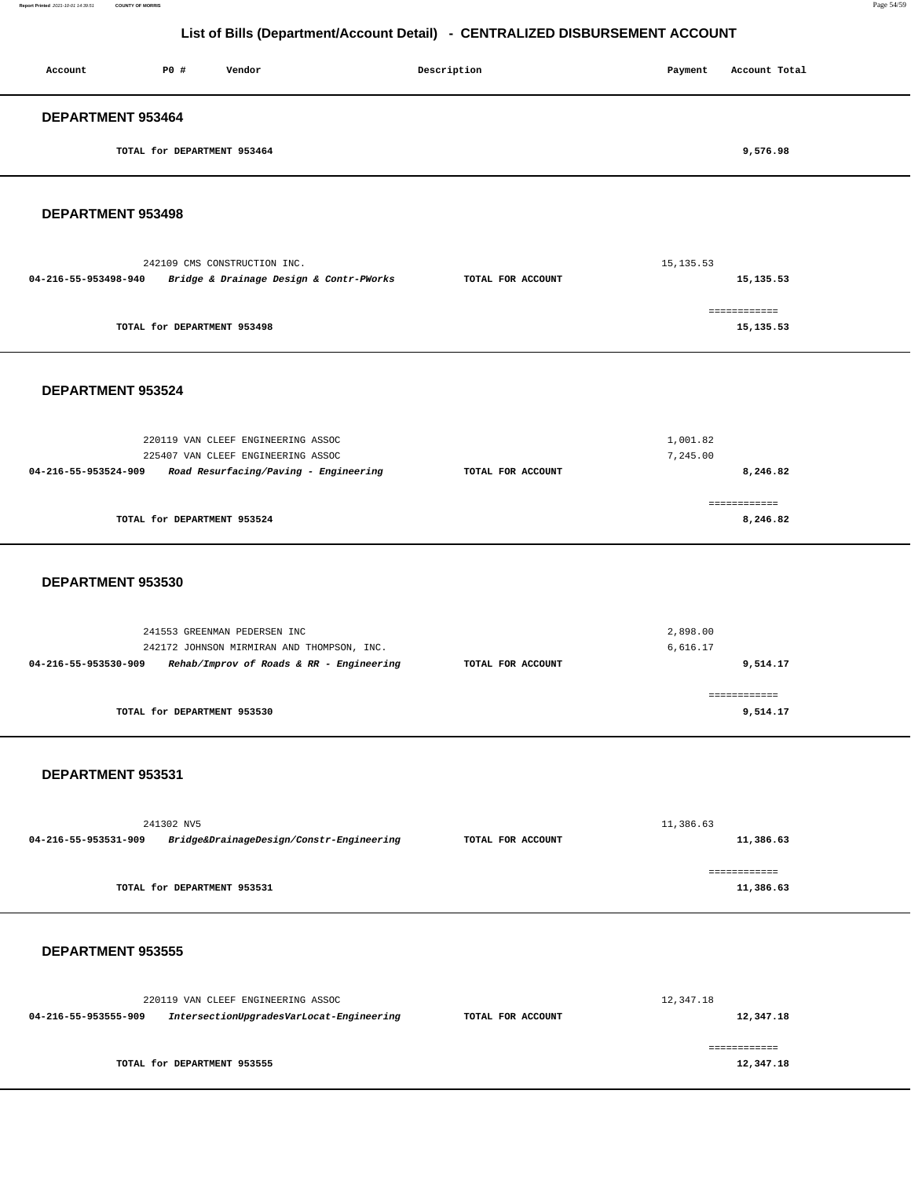## List of Bills (Department/Account Detail) - CENTRALIZED DISBURSEMENT ACCOUNT

| Account | PO # | Vendor | Description | Payment | Account Total |
|---|---|---|---|---|---|

### DEPARTMENT 953464

| | | | | | |
|---|---|---|---|---|---|
| | TOTAL for DEPARTMENT 953464 | | | | 9,576.98 |

### DEPARTMENT 953498

| Account | PO # | Vendor | Description | Payment | Account Total |
|---|---|---|---|---|---|
| | 242109 | CMS CONSTRUCTION INC. | | 15,135.53 | |
| 04-216-55-953498-940 | | *Bridge & Drainage Design & Contr-PWorks* | TOTAL FOR ACCOUNT | | 15,135.53 |
| | | | | | ============ |
| | TOTAL for DEPARTMENT 953498 | | | | 15,135.53 |

### DEPARTMENT 953524

| Account | PO # | Vendor | Description | Payment | Account Total |
|---|---|---|---|---|---|
| | 220119 | VAN CLEEF ENGINEERING ASSOC | | 1,001.82 | |
| | 225407 | VAN CLEEF ENGINEERING ASSOC | | 7,245.00 | |
| 04-216-55-953524-909 | | *Road Resurfacing/Paving - Engineering* | TOTAL FOR ACCOUNT | | 8,246.82 |
| | | | | | ============ |
| | TOTAL for DEPARTMENT 953524 | | | | 8,246.82 |

### DEPARTMENT 953530

| Account | PO # | Vendor | Description | Payment | Account Total |
|---|---|---|---|---|---|
| | 241553 | GREENMAN PEDERSEN INC | | 2,898.00 | |
| | 242172 | JOHNSON MIRMIRAN AND THOMPSON, INC. | | 6,616.17 | |
| 04-216-55-953530-909 | | *Rehab/Improv of Roads & RR - Engineering* | TOTAL FOR ACCOUNT | | 9,514.17 |
| | | | | | ============ |
| | TOTAL for DEPARTMENT 953530 | | | | 9,514.17 |

### DEPARTMENT 953531

| Account | PO # | Vendor | Description | Payment | Account Total |
|---|---|---|---|---|---|
| | 241302 | NV5 | | 11,386.63 | |
| 04-216-55-953531-909 | | *Bridge&DrainageDesign/Constr-Engineering* | TOTAL FOR ACCOUNT | | 11,386.63 |
| | | | | | ============ |
| | TOTAL for DEPARTMENT 953531 | | | | 11,386.63 |

### DEPARTMENT 953555

| Account | PO # | Vendor | Description | Payment | Account Total |
|---|---|---|---|---|---|
| | 220119 | VAN CLEEF ENGINEERING ASSOC | | 12,347.18 | |
| 04-216-55-953555-909 | | *IntersectionUpgradesVarLocat-Engineering* | TOTAL FOR ACCOUNT | | 12,347.18 |
| | | | | | ============ |
| | TOTAL for DEPARTMENT 953555 | | | | 12,347.18 |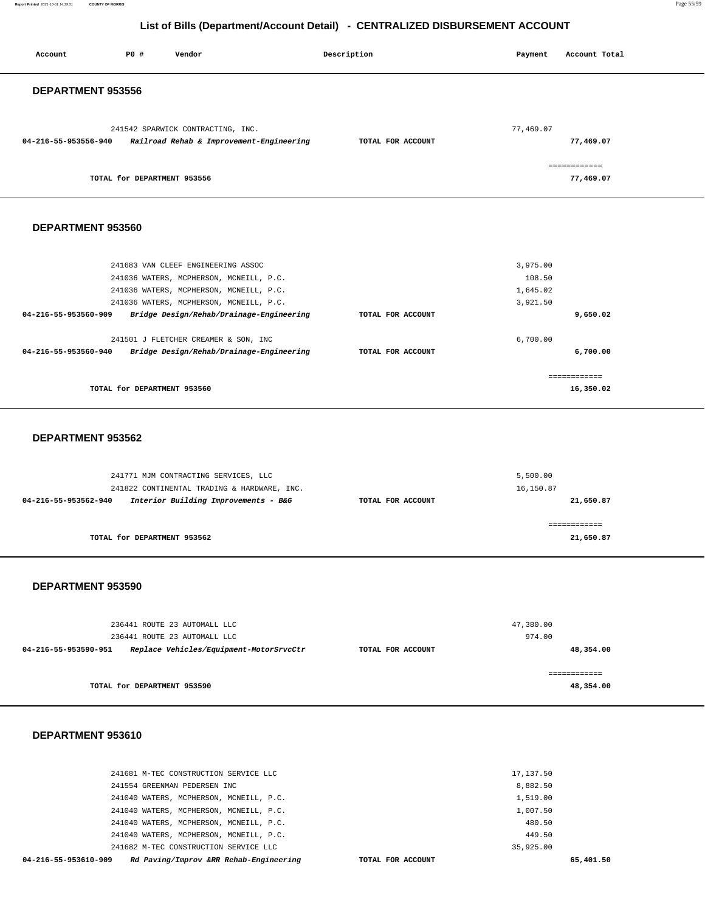## List of Bills (Department/Account Detail) - CENTRALIZED DISBURSEMENT ACCOUNT

| Account | PO # | Vendor | Description | Payment | Account Total |
|---|---|---|---|---|---|

### DEPARTMENT 953556

| Account | PO # | Vendor | Description | Payment | Account Total |
|---|---|---|---|---|---|
| | 241542 | SPARWICK CONTRACTING, INC. | | 77,469.07 | |
| **04-216-55-953556-940** | | ***Railroad Rehab & Improvement-Engineering*** | **TOTAL FOR ACCOUNT** | | **77,469.07** |
| | | | | | ============ |
| | | **TOTAL for DEPARTMENT 953556** | | | **77,469.07** |

### DEPARTMENT 953560

| Account | PO # | Vendor | Description | Payment | Account Total |
|---|---|---|---|---|---|
| | 241683 | VAN CLEEF ENGINEERING ASSOC | | 3,975.00 | |
| | 241036 | WATERS, MCPHERSON, MCNEILL, P.C. | | 108.50 | |
| | 241036 | WATERS, MCPHERSON, MCNEILL, P.C. | | 1,645.02 | |
| | 241036 | WATERS, MCPHERSON, MCNEILL, P.C. | | 3,921.50 | |
| **04-216-55-953560-909** | | ***Bridge Design/Rehab/Drainage-Engineering*** | **TOTAL FOR ACCOUNT** | | **9,650.02** |
| | 241501 | J FLETCHER CREAMER & SON, INC | | 6,700.00 | |
| **04-216-55-953560-940** | | ***Bridge Design/Rehab/Drainage-Engineering*** | **TOTAL FOR ACCOUNT** | | **6,700.00** |
| | | | | | ============ |
| | | **TOTAL for DEPARTMENT 953560** | | | **16,350.02** |

### DEPARTMENT 953562

| Account | PO # | Vendor | Description | Payment | Account Total |
|---|---|---|---|---|---|
| | 241771 | MJM CONTRACTING SERVICES, LLC | | 5,500.00 | |
| | 241822 | CONTINENTAL TRADING & HARDWARE, INC. | | 16,150.87 | |
| **04-216-55-953562-940** | | ***Interior Building Improvements - B&G*** | **TOTAL FOR ACCOUNT** | | **21,650.87** |
| | | | | | ============ |
| | | **TOTAL for DEPARTMENT 953562** | | | **21,650.87** |

### DEPARTMENT 953590

| Account | PO # | Vendor | Description | Payment | Account Total |
|---|---|---|---|---|---|
| | 236441 | ROUTE 23 AUTOMALL LLC | | 47,380.00 | |
| | 236441 | ROUTE 23 AUTOMALL LLC | | 974.00 | |
| **04-216-55-953590-951** | | ***Replace Vehicles/Equipment-MotorSrvcCtr*** | **TOTAL FOR ACCOUNT** | | **48,354.00** |
| | | | | | ============ |
| | | **TOTAL for DEPARTMENT 953590** | | | **48,354.00** |

### DEPARTMENT 953610

| Account | PO # | Vendor | Description | Payment | Account Total |
|---|---|---|---|---|---|
| | 241681 | M-TEC CONSTRUCTION SERVICE LLC | | 17,137.50 | |
| | 241554 | GREENMAN PEDERSEN INC | | 8,882.50 | |
| | 241040 | WATERS, MCPHERSON, MCNEILL, P.C. | | 1,519.00 | |
| | 241040 | WATERS, MCPHERSON, MCNEILL, P.C. | | 1,007.50 | |
| | 241040 | WATERS, MCPHERSON, MCNEILL, P.C. | | 480.50 | |
| | 241040 | WATERS, MCPHERSON, MCNEILL, P.C. | | 449.50 | |
| | 241682 | M-TEC CONSTRUCTION SERVICE LLC | | 35,925.00 | |
| **04-216-55-953610-909** | | ***Rd Paving/Improv &RR Rehab-Engineering*** | **TOTAL FOR ACCOUNT** | | **65,401.50** |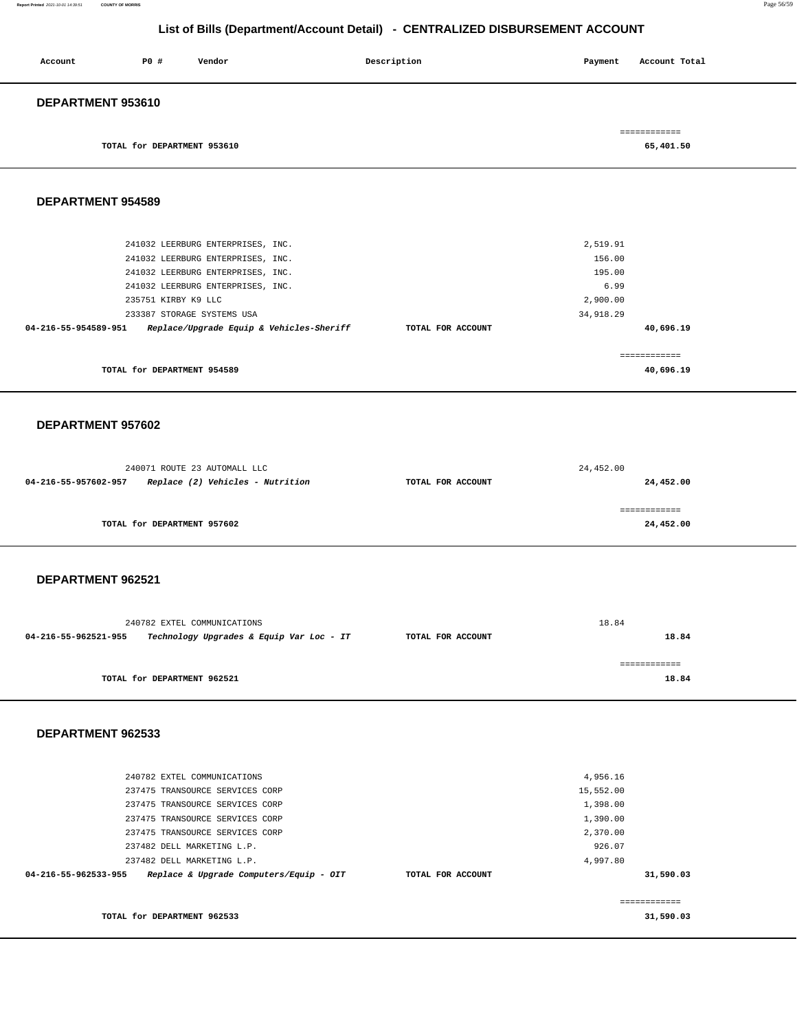# List of Bills (Department/Account Detail) - CENTRALIZED DISBURSEMENT ACCOUNT

| Account | PO # | Vendor | Description | Payment | Account Total |
|---|---|---|---|---|---|

## DEPARTMENT 953610

| | | | | | |
|---|---|---|---|---|---|
| | | TOTAL for DEPARTMENT 953610 | | | 65,401.50 |

## DEPARTMENT 954589

| Account | PO # | Vendor | Description | Payment | Account Total |
|---|---|---|---|---|---|
| | 241032 | LEERBURG ENTERPRISES, INC. | | 2,519.91 | |
| | 241032 | LEERBURG ENTERPRISES, INC. | | 156.00 | |
| | 241032 | LEERBURG ENTERPRISES, INC. | | 195.00 | |
| | 241032 | LEERBURG ENTERPRISES, INC. | | 6.99 | |
| | 235751 | KIRBY K9 LLC | | 2,900.00 | |
| | 233387 | STORAGE SYSTEMS USA | | 34,918.29 | |
| **04-216-55-954589-951** | | ***Replace/Upgrade Equip & Vehicles-Sheriff*** | **TOTAL FOR ACCOUNT** | | **40,696.19** |
| | | TOTAL for DEPARTMENT 954589 | | | 40,696.19 |

## DEPARTMENT 957602

| Account | PO # | Vendor | Description | Payment | Account Total |
|---|---|---|---|---|---|
| | 240071 | ROUTE 23 AUTOMALL LLC | | 24,452.00 | |
| **04-216-55-957602-957** | | ***Replace (2) Vehicles - Nutrition*** | **TOTAL FOR ACCOUNT** | | **24,452.00** |
| | | TOTAL for DEPARTMENT 957602 | | | 24,452.00 |

## DEPARTMENT 962521

| Account | PO # | Vendor | Description | Payment | Account Total |
|---|---|---|---|---|---|
| | 240782 | EXTEL COMMUNICATIONS | | 18.84 | |
| **04-216-55-962521-955** | | ***Technology Upgrades & Equip Var Loc - IT*** | **TOTAL FOR ACCOUNT** | | **18.84** |
| | | TOTAL for DEPARTMENT 962521 | | | 18.84 |

## DEPARTMENT 962533

| Account | PO # | Vendor | Description | Payment | Account Total |
|---|---|---|---|---|---|
| | 240782 | EXTEL COMMUNICATIONS | | 4,956.16 | |
| | 237475 | TRANSOURCE SERVICES CORP | | 15,552.00 | |
| | 237475 | TRANSOURCE SERVICES CORP | | 1,398.00 | |
| | 237475 | TRANSOURCE SERVICES CORP | | 1,390.00 | |
| | 237475 | TRANSOURCE SERVICES CORP | | 2,370.00 | |
| | 237482 | DELL MARKETING L.P. | | 926.07 | |
| | 237482 | DELL MARKETING L.P. | | 4,997.80 | |
| **04-216-55-962533-955** | | ***Replace & Upgrade Computers/Equip - OIT*** | **TOTAL FOR ACCOUNT** | | **31,590.03** |
| | | TOTAL for DEPARTMENT 962533 | | | 31,590.03 |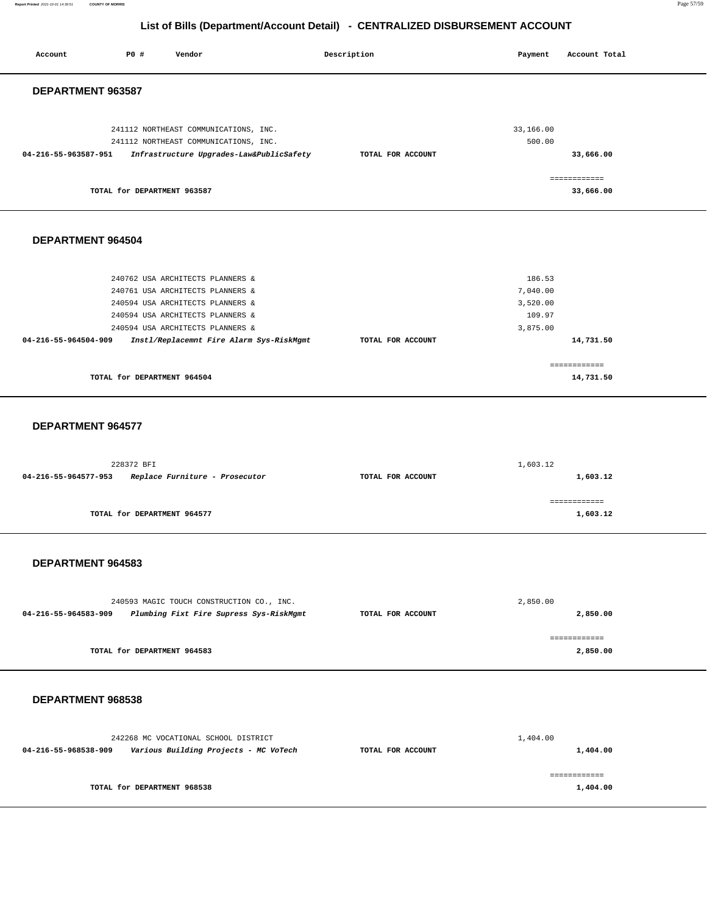# List of Bills (Department/Account Detail) - CENTRALIZED DISBURSEMENT ACCOUNT

| Account | PO # | Vendor | Description | Payment | Account Total |
|---|---|---|---|---|---|

## DEPARTMENT 963587

| Account | PO # | Vendor | Description | Payment | Account Total |
|---|---|---|---|---|---|
| | 241112 | NORTHEAST COMMUNICATIONS, INC. | | 33,166.00 | |
| | 241112 | NORTHEAST COMMUNICATIONS, INC. | | 500.00 | |
| **04-216-55-963587-951** | | ***Infrastructure Upgrades-Law&PublicSafety*** | **TOTAL FOR ACCOUNT** | | **33,666.00** |
| | | | | | ============ |
| | | **TOTAL for DEPARTMENT 963587** | | | **33,666.00** |

## DEPARTMENT 964504

| Account | PO # | Vendor | Description | Payment | Account Total |
|---|---|---|---|---|---|
| | 240762 | USA ARCHITECTS PLANNERS & | | 186.53 | |
| | 240761 | USA ARCHITECTS PLANNERS & | | 7,040.00 | |
| | 240594 | USA ARCHITECTS PLANNERS & | | 3,520.00 | |
| | 240594 | USA ARCHITECTS PLANNERS & | | 109.97 | |
| | 240594 | USA ARCHITECTS PLANNERS & | | 3,875.00 | |
| **04-216-55-964504-909** | | ***Instl/Replacemnt Fire Alarm Sys-RiskMgmt*** | **TOTAL FOR ACCOUNT** | | **14,731.50** |
| | | | | | ============ |
| | | **TOTAL for DEPARTMENT 964504** | | | **14,731.50** |

## DEPARTMENT 964577

| Account | PO # | Vendor | Description | Payment | Account Total |
|---|---|---|---|---|---|
| | 228372 | BFI | | 1,603.12 | |
| **04-216-55-964577-953** | | ***Replace Furniture - Prosecutor*** | **TOTAL FOR ACCOUNT** | | **1,603.12** |
| | | | | | ============ |
| | | **TOTAL for DEPARTMENT 964577** | | | **1,603.12** |

## DEPARTMENT 964583

| Account | PO # | Vendor | Description | Payment | Account Total |
|---|---|---|---|---|---|
| | 240593 | MAGIC TOUCH CONSTRUCTION CO., INC. | | 2,850.00 | |
| **04-216-55-964583-909** | | ***Plumbing Fixt Fire Supress Sys-RiskMgmt*** | **TOTAL FOR ACCOUNT** | | **2,850.00** |
| | | | | | ============ |
| | | **TOTAL for DEPARTMENT 964583** | | | **2,850.00** |

## DEPARTMENT 968538

| Account | PO # | Vendor | Description | Payment | Account Total |
|---|---|---|---|---|---|
| | 242268 | MC VOCATIONAL SCHOOL DISTRICT | | 1,404.00 | |
| **04-216-55-968538-909** | | ***Various Building Projects - MC VoTech*** | **TOTAL FOR ACCOUNT** | | **1,404.00** |
| | | | | | ============ |
| | | **TOTAL for DEPARTMENT 968538** | | | **1,404.00** |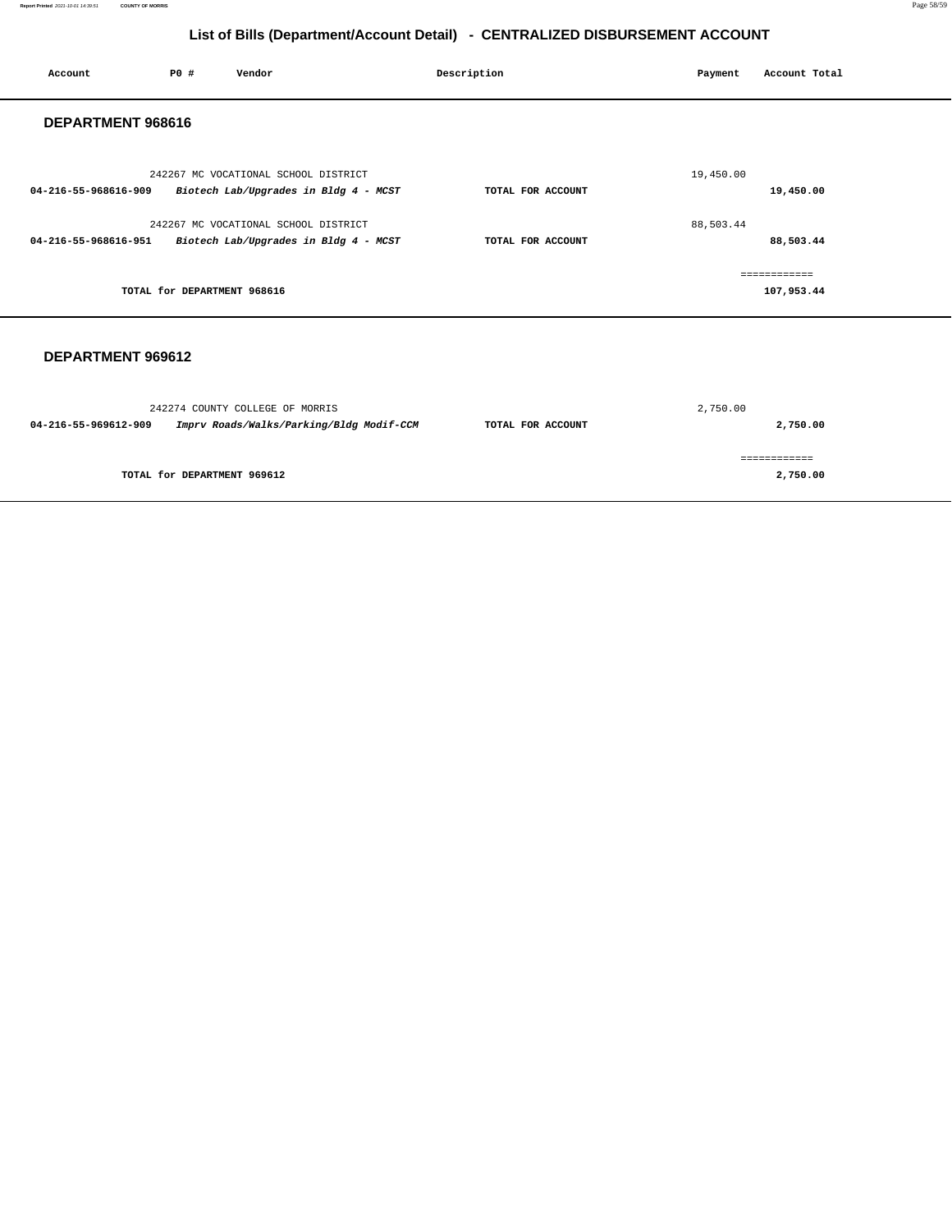# List of Bills (Department/Account Detail) - CENTRALIZED DISBURSEMENT ACCOUNT

| Account | PO # | Vendor | Description | Payment | Account Total |
|---|---|---|---|---|---|

## DEPARTMENT 968616

| Account | PO # | Vendor | Description | Payment | Account Total |
|---|---|---|---|---|---|
| | 242267 | MC VOCATIONAL SCHOOL DISTRICT | | 19,450.00 | |
| **04-216-55-968616-909** | | ***Biotech Lab/Upgrades in Bldg 4 - MCST*** | **TOTAL FOR ACCOUNT** | | **19,450.00** |
| | 242267 | MC VOCATIONAL SCHOOL DISTRICT | | 88,503.44 | |
| **04-216-55-968616-951** | | ***Biotech Lab/Upgrades in Bldg 4 - MCST*** | **TOTAL FOR ACCOUNT** | | **88,503.44** |
| | | | | | ============ |
| | **TOTAL for DEPARTMENT 968616** | | | | **107,953.44** |

## DEPARTMENT 969612

| Account | PO # | Vendor | Description | Payment | Account Total |
|---|---|---|---|---|---|
| | 242274 | COUNTY COLLEGE OF MORRIS | | 2,750.00 | |
| **04-216-55-969612-909** | | ***Imprv Roads/Walks/Parking/Bldg Modif-CCM*** | **TOTAL FOR ACCOUNT** | | **2,750.00** |
| | | | | | ============ |
| | **TOTAL for DEPARTMENT 969612** | | | | **2,750.00** |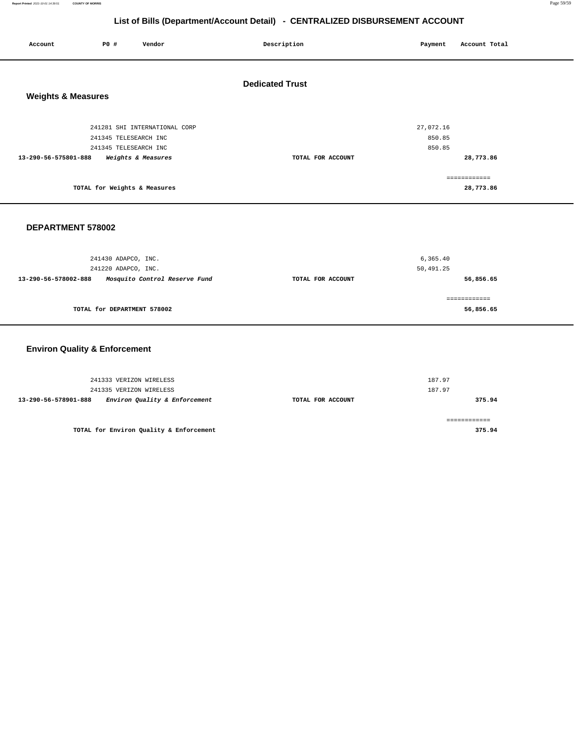## List of Bills (Department/Account Detail) - CENTRALIZED DISBURSEMENT ACCOUNT

| Account | PO # | Vendor | Description | Payment | Account Total |
|---|---|---|---|---|---|

### Dedicated Trust

### Weights & Measures

| Account | PO # | Vendor | Description | Payment | Account Total |
|---|---|---|---|---|---|
| | 241281 | SHI INTERNATIONAL CORP | | 27,072.16 | |
| | 241345 | TELESEARCH INC | | 850.85 | |
| | 241345 | TELESEARCH INC | | 850.85 | |
| **13-290-56-575801-888** | | ***Weights & Measures*** | **TOTAL FOR ACCOUNT** | | **28,773.86** |
| | | | | | ============ |
| | | **TOTAL for Weights & Measures** | | | **28,773.86** |

### DEPARTMENT 578002

| Account | PO # | Vendor | Description | Payment | Account Total |
|---|---|---|---|---|---|
| | 241430 | ADAPCO, INC. | | 6,365.40 | |
| | 241220 | ADAPCO, INC. | | 50,491.25 | |
| **13-290-56-578002-888** | | ***Mosquito Control Reserve Fund*** | **TOTAL FOR ACCOUNT** | | **56,856.65** |
| | | | | | ============ |
| | | **TOTAL for DEPARTMENT 578002** | | | **56,856.65** |

### Environ Quality & Enforcement

| Account | PO # | Vendor | Description | Payment | Account Total |
|---|---|---|---|---|---|
| | 241333 | VERIZON WIRELESS | | 187.97 | |
| | 241335 | VERIZON WIRELESS | | 187.97 | |
| **13-290-56-578901-888** | | ***Environ Quality & Enforcement*** | **TOTAL FOR ACCOUNT** | | **375.94** |
| | | | | | ============ |
| | | **TOTAL for Environ Quality & Enforcement** | | | **375.94** |